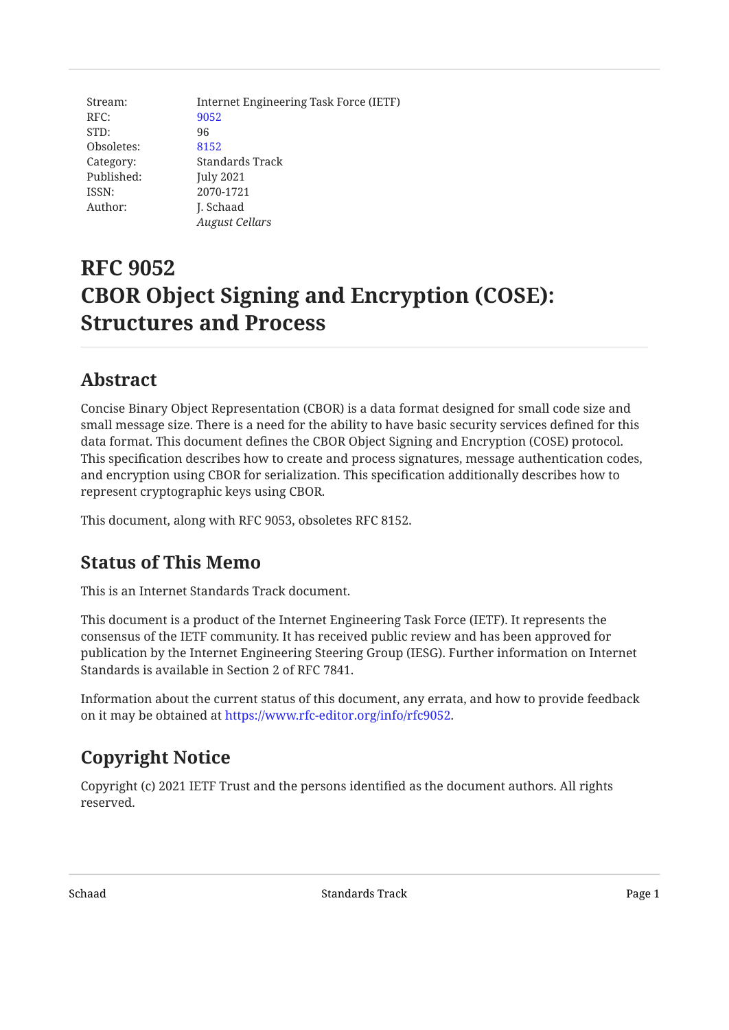Stream: Internet Engineering Task Force (IETF)
RFC: 9052
STD: 96
Obsoletes: 8152
Category: Standards Track
Published: July 2021
ISSN: 2070-1721
Author: J. Schaad
*August Cellars*

# RFC 9052
# CBOR Object Signing and Encryption (COSE): Structures and Process

## Abstract

Concise Binary Object Representation (CBOR) is a data format designed for small code size and small message size. There is a need for the ability to have basic security services defined for this data format. This document defines the CBOR Object Signing and Encryption (COSE) protocol. This specification describes how to create and process signatures, message authentication codes, and encryption using CBOR for serialization. This specification additionally describes how to represent cryptographic keys using CBOR.

This document, along with RFC 9053, obsoletes RFC 8152.

## Status of This Memo

This is an Internet Standards Track document.

This document is a product of the Internet Engineering Task Force (IETF). It represents the consensus of the IETF community. It has received public review and has been approved for publication by the Internet Engineering Steering Group (IESG). Further information on Internet Standards is available in Section 2 of RFC 7841.

Information about the current status of this document, any errata, and how to provide feedback on it may be obtained at https://www.rfc-editor.org/info/rfc9052.

## Copyright Notice

Copyright (c) 2021 IETF Trust and the persons identified as the document authors. All rights reserved.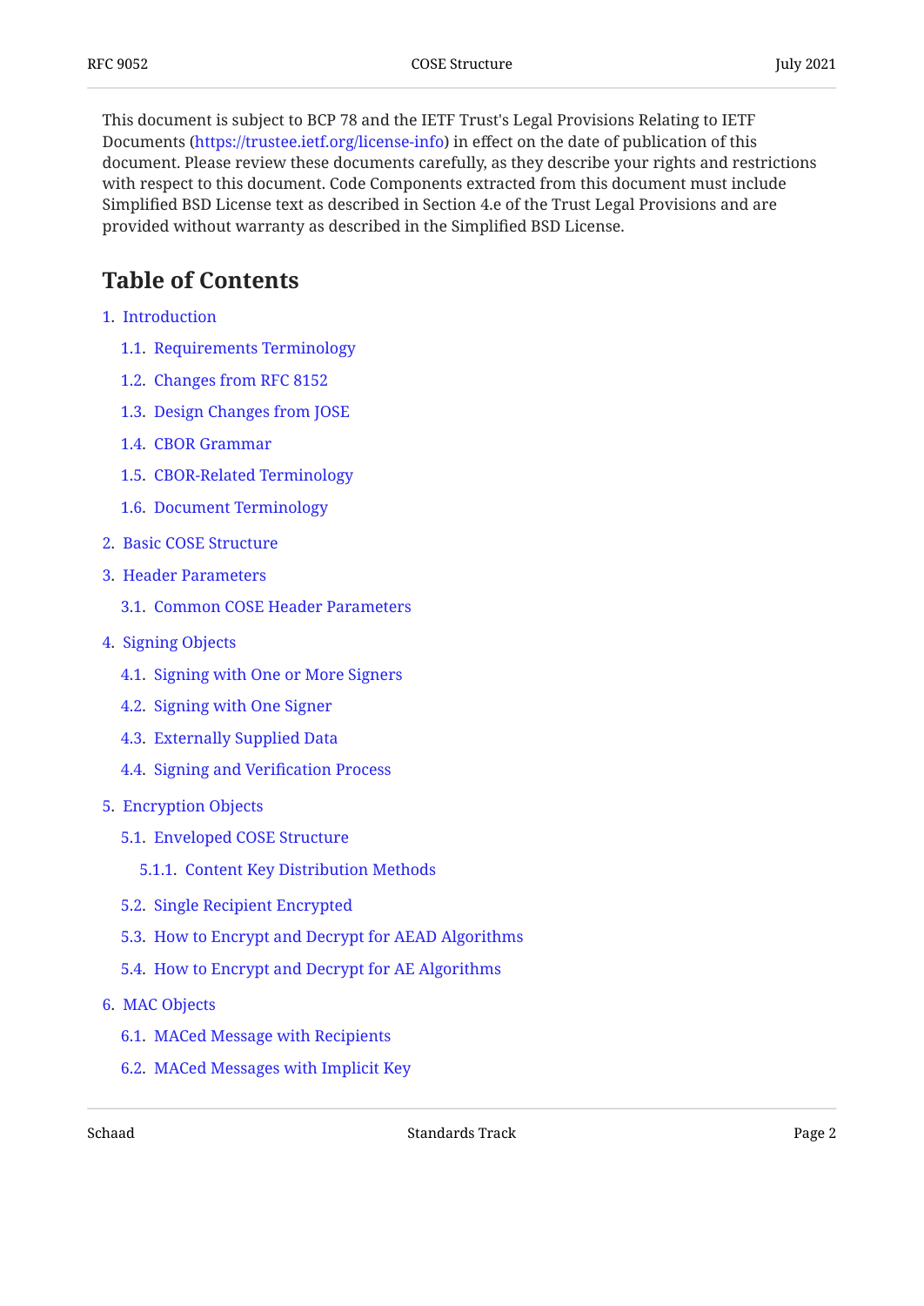This document is subject to BCP 78 and the IETF Trust's Legal Provisions Relating to IETF Documents (https://trustee.ietf.org/license-info) in effect on the date of publication of this document. Please review these documents carefully, as they describe your rights and restrictions with respect to this document. Code Components extracted from this document must include Simplified BSD License text as described in Section 4.e of the Trust Legal Provisions and are provided without warranty as described in the Simplified BSD License.

## Table of Contents

1. Introduction
   - 1.1. Requirements Terminology
   - 1.2. Changes from RFC 8152
   - 1.3. Design Changes from JOSE
   - 1.4. CBOR Grammar
   - 1.5. CBOR-Related Terminology
   - 1.6. Document Terminology
2. Basic COSE Structure
3. Header Parameters
   - 3.1. Common COSE Header Parameters
4. Signing Objects
   - 4.1. Signing with One or More Signers
   - 4.2. Signing with One Signer
   - 4.3. Externally Supplied Data
   - 4.4. Signing and Verification Process
5. Encryption Objects
   - 5.1. Enveloped COSE Structure
     - 5.1.1. Content Key Distribution Methods
   - 5.2. Single Recipient Encrypted
   - 5.3. How to Encrypt and Decrypt for AEAD Algorithms
   - 5.4. How to Encrypt and Decrypt for AE Algorithms
6. MAC Objects
   - 6.1. MACed Message with Recipients
   - 6.2. MACed Messages with Implicit Key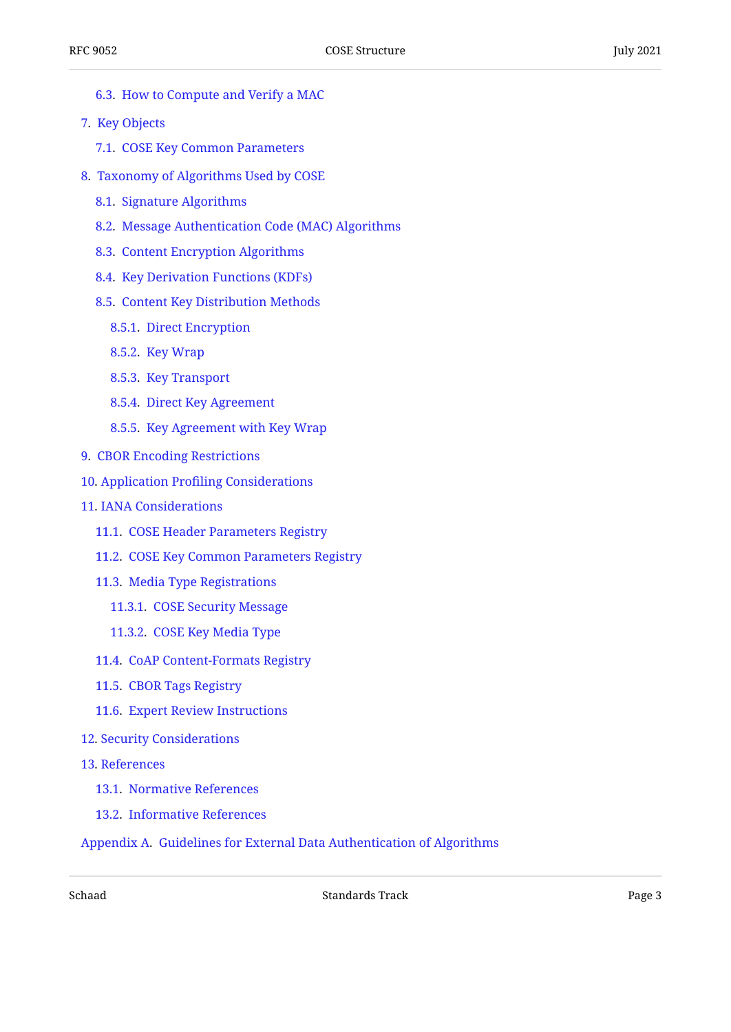- 6.3. How to Compute and Verify a MAC
- 7. Key Objects
  - 7.1. COSE Key Common Parameters
- 8. Taxonomy of Algorithms Used by COSE
  - 8.1. Signature Algorithms
  - 8.2. Message Authentication Code (MAC) Algorithms
  - 8.3. Content Encryption Algorithms
  - 8.4. Key Derivation Functions (KDFs)
  - 8.5. Content Key Distribution Methods
    - 8.5.1. Direct Encryption
    - 8.5.2. Key Wrap
    - 8.5.3. Key Transport
    - 8.5.4. Direct Key Agreement
    - 8.5.5. Key Agreement with Key Wrap
- 9. CBOR Encoding Restrictions
- 10. Application Profiling Considerations
- 11. IANA Considerations
  - 11.1. COSE Header Parameters Registry
  - 11.2. COSE Key Common Parameters Registry
  - 11.3. Media Type Registrations
    - 11.3.1. COSE Security Message
    - 11.3.2. COSE Key Media Type
  - 11.4. CoAP Content-Formats Registry
  - 11.5. CBOR Tags Registry
  - 11.6. Expert Review Instructions
- 12. Security Considerations
- 13. References
  - 13.1. Normative References
  - 13.2. Informative References
- Appendix A. Guidelines for External Data Authentication of Algorithms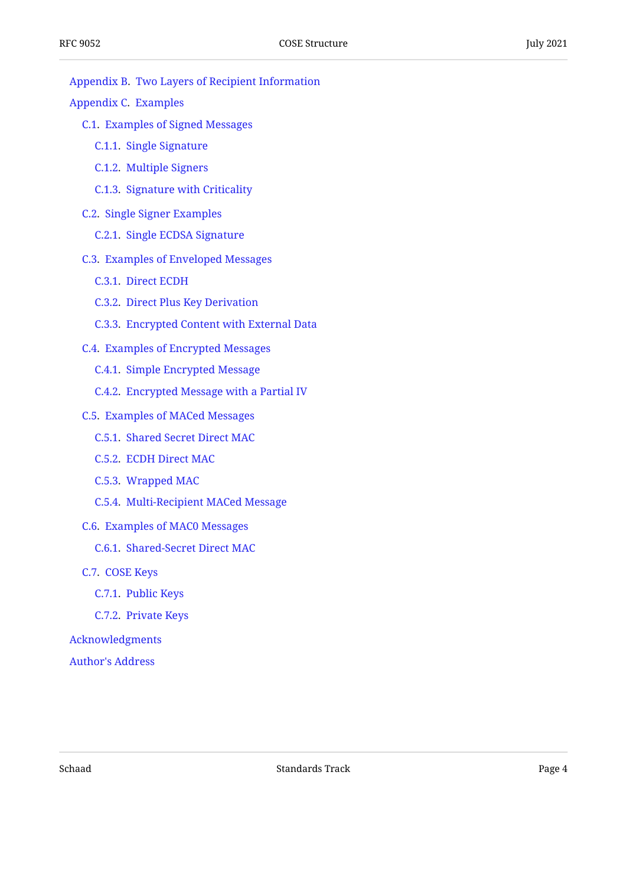- Appendix B. Two Layers of Recipient Information
- Appendix C. Examples
  - C.1. Examples of Signed Messages
    - C.1.1. Single Signature
    - C.1.2. Multiple Signers
    - C.1.3. Signature with Criticality
  - C.2. Single Signer Examples
    - C.2.1. Single ECDSA Signature
  - C.3. Examples of Enveloped Messages
    - C.3.1. Direct ECDH
    - C.3.2. Direct Plus Key Derivation
    - C.3.3. Encrypted Content with External Data
  - C.4. Examples of Encrypted Messages
    - C.4.1. Simple Encrypted Message
    - C.4.2. Encrypted Message with a Partial IV
  - C.5. Examples of MACed Messages
    - C.5.1. Shared Secret Direct MAC
    - C.5.2. ECDH Direct MAC
    - C.5.3. Wrapped MAC
    - C.5.4. Multi-Recipient MACed Message
  - C.6. Examples of MAC0 Messages
    - C.6.1. Shared-Secret Direct MAC
  - C.7. COSE Keys
    - C.7.1. Public Keys
    - C.7.2. Private Keys
- Acknowledgments
- Author's Address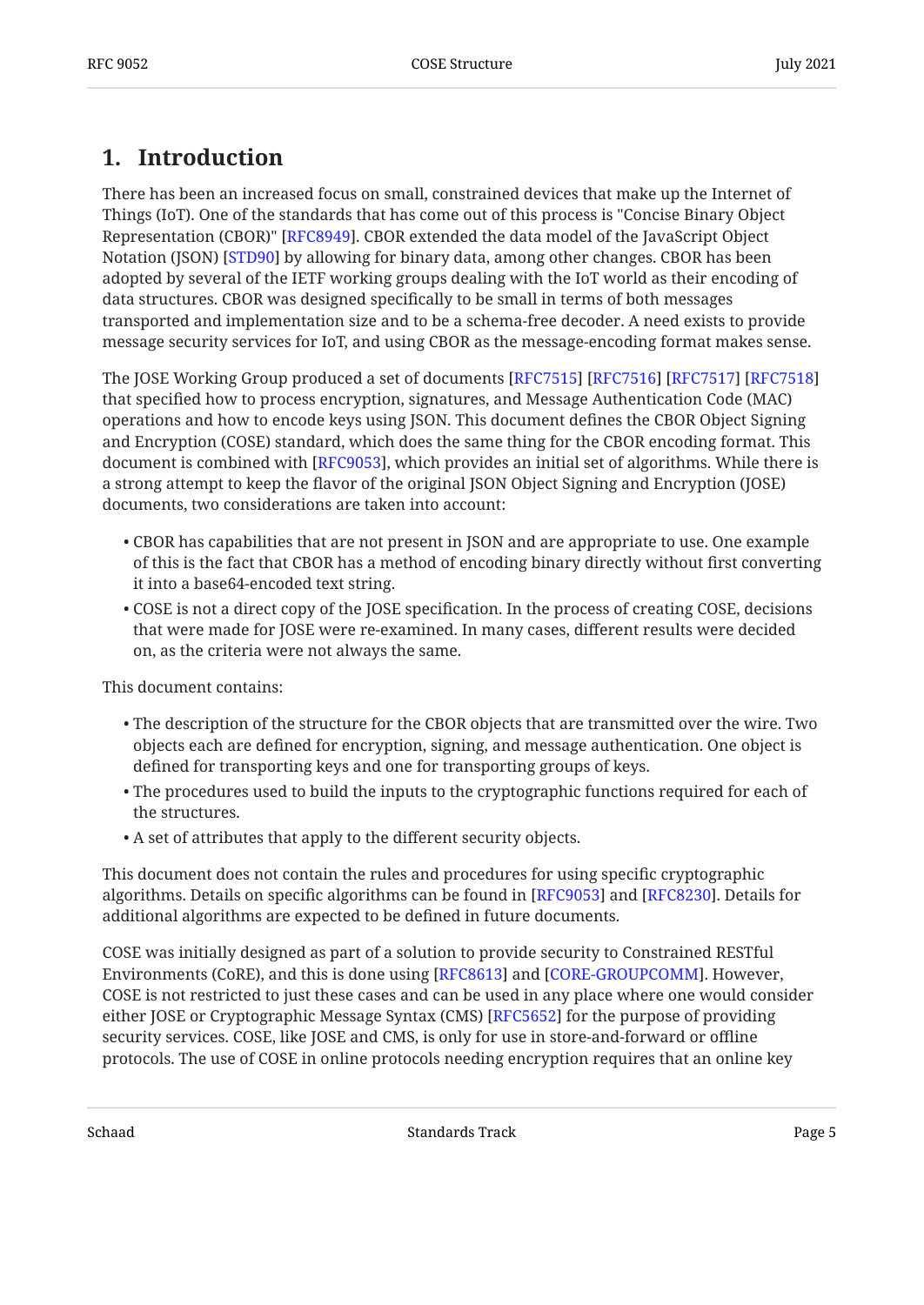# 1. Introduction

There has been an increased focus on small, constrained devices that make up the Internet of Things (IoT). One of the standards that has come out of this process is "Concise Binary Object Representation (CBOR)" [RFC8949]. CBOR extended the data model of the JavaScript Object Notation (JSON) [STD90] by allowing for binary data, among other changes. CBOR has been adopted by several of the IETF working groups dealing with the IoT world as their encoding of data structures. CBOR was designed specifically to be small in terms of both messages transported and implementation size and to be a schema-free decoder. A need exists to provide message security services for IoT, and using CBOR as the message-encoding format makes sense.

The JOSE Working Group produced a set of documents [RFC7515] [RFC7516] [RFC7517] [RFC7518] that specified how to process encryption, signatures, and Message Authentication Code (MAC) operations and how to encode keys using JSON. This document defines the CBOR Object Signing and Encryption (COSE) standard, which does the same thing for the CBOR encoding format. This document is combined with [RFC9053], which provides an initial set of algorithms. While there is a strong attempt to keep the flavor of the original JSON Object Signing and Encryption (JOSE) documents, two considerations are taken into account:

- CBOR has capabilities that are not present in JSON and are appropriate to use. One example of this is the fact that CBOR has a method of encoding binary directly without first converting it into a base64-encoded text string.
- COSE is not a direct copy of the JOSE specification. In the process of creating COSE, decisions that were made for JOSE were re-examined. In many cases, different results were decided on, as the criteria were not always the same.

This document contains:

- The description of the structure for the CBOR objects that are transmitted over the wire. Two objects each are defined for encryption, signing, and message authentication. One object is defined for transporting keys and one for transporting groups of keys.
- The procedures used to build the inputs to the cryptographic functions required for each of the structures.
- A set of attributes that apply to the different security objects.

This document does not contain the rules and procedures for using specific cryptographic algorithms. Details on specific algorithms can be found in [RFC9053] and [RFC8230]. Details for additional algorithms are expected to be defined in future documents.

COSE was initially designed as part of a solution to provide security to Constrained RESTful Environments (CoRE), and this is done using [RFC8613] and [CORE-GROUPCOMM]. However, COSE is not restricted to just these cases and can be used in any place where one would consider either JOSE or Cryptographic Message Syntax (CMS) [RFC5652] for the purpose of providing security services. COSE, like JOSE and CMS, is only for use in store-and-forward or offline protocols. The use of COSE in online protocols needing encryption requires that an online key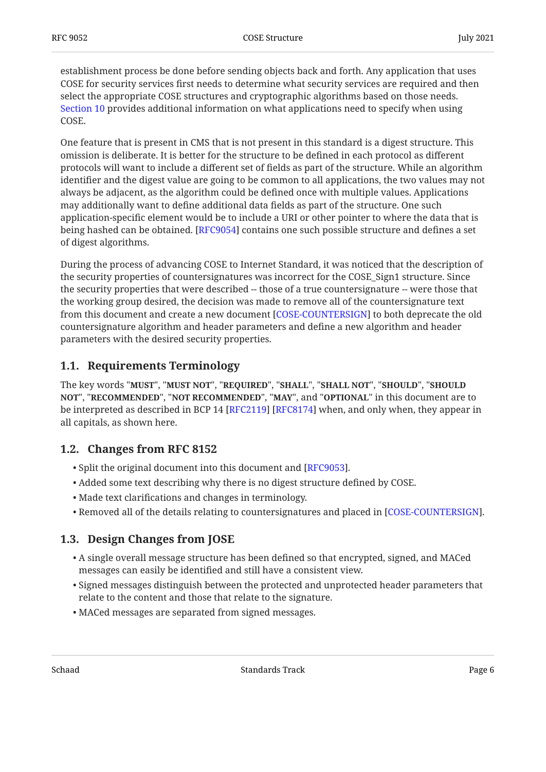establishment process be done before sending objects back and forth. Any application that uses COSE for security services first needs to determine what security services are required and then select the appropriate COSE structures and cryptographic algorithms based on those needs. Section 10 provides additional information on what applications need to specify when using COSE.

One feature that is present in CMS that is not present in this standard is a digest structure. This omission is deliberate. It is better for the structure to be defined in each protocol as different protocols will want to include a different set of fields as part of the structure. While an algorithm identifier and the digest value are going to be common to all applications, the two values may not always be adjacent, as the algorithm could be defined once with multiple values. Applications may additionally want to define additional data fields as part of the structure. One such application-specific element would be to include a URI or other pointer to where the data that is being hashed can be obtained. [RFC9054] contains one such possible structure and defines a set of digest algorithms.

During the process of advancing COSE to Internet Standard, it was noticed that the description of the security properties of countersignatures was incorrect for the COSE_Sign1 structure. Since the security properties that were described -- those of a true countersignature -- were those that the working group desired, the decision was made to remove all of the countersignature text from this document and create a new document [COSE-COUNTERSIGN] to both deprecate the old countersignature algorithm and header parameters and define a new algorithm and header parameters with the desired security properties.

## 1.1. Requirements Terminology

The key words "**MUST**", "**MUST NOT**", "**REQUIRED**", "**SHALL**", "**SHALL NOT**", "**SHOULD**", "**SHOULD NOT**", "**RECOMMENDED**", "**NOT RECOMMENDED**", "**MAY**", and "**OPTIONAL**" in this document are to be interpreted as described in BCP 14 [RFC2119] [RFC8174] when, and only when, they appear in all capitals, as shown here.

## 1.2. Changes from RFC 8152

- Split the original document into this document and [RFC9053].
- Added some text describing why there is no digest structure defined by COSE.
- Made text clarifications and changes in terminology.
- Removed all of the details relating to countersignatures and placed in [COSE-COUNTERSIGN].

## 1.3. Design Changes from JOSE

- A single overall message structure has been defined so that encrypted, signed, and MACed messages can easily be identified and still have a consistent view.
- Signed messages distinguish between the protected and unprotected header parameters that relate to the content and those that relate to the signature.
- MACed messages are separated from signed messages.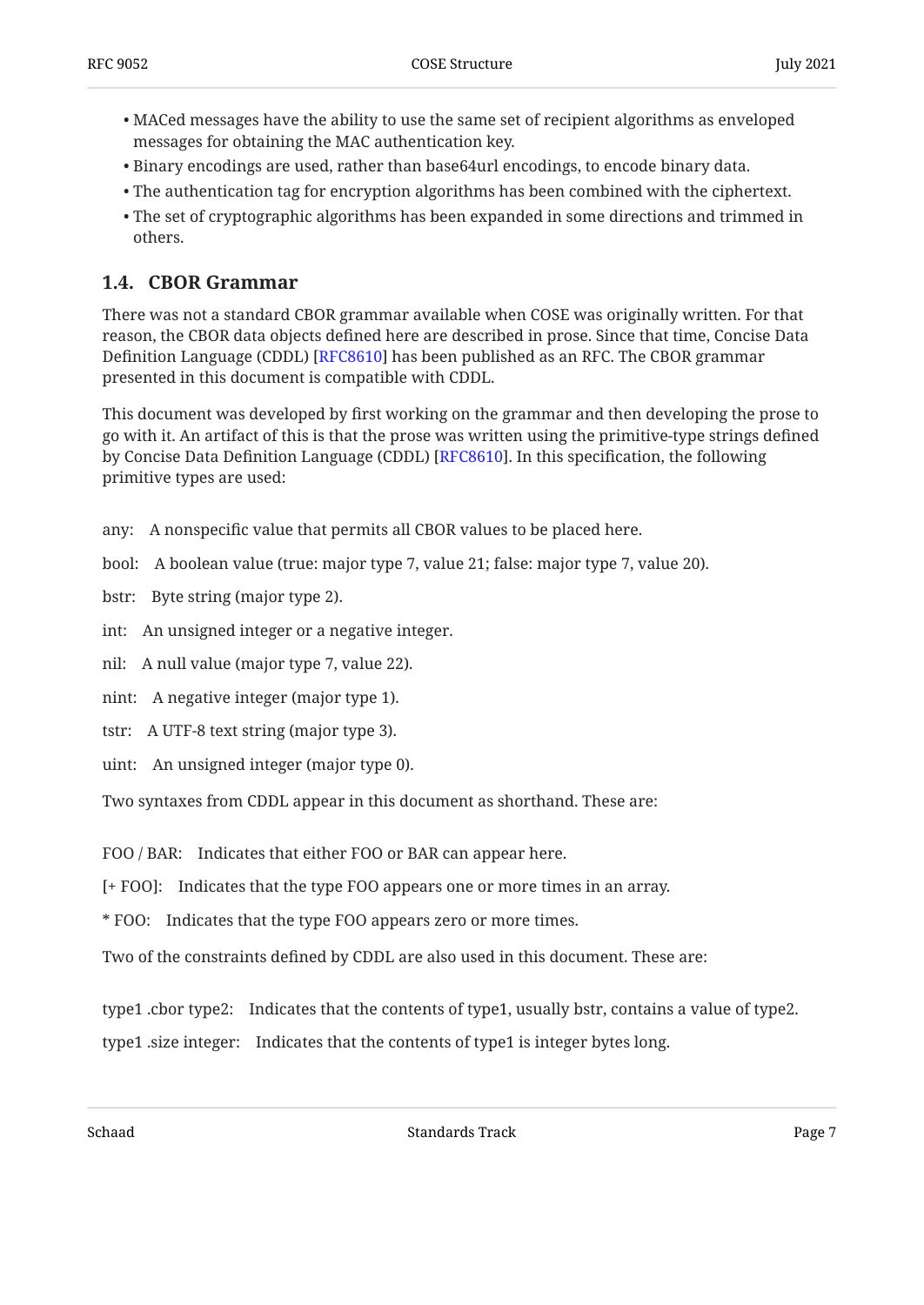- MACed messages have the ability to use the same set of recipient algorithms as enveloped messages for obtaining the MAC authentication key.
- Binary encodings are used, rather than base64url encodings, to encode binary data.
- The authentication tag for encryption algorithms has been combined with the ciphertext.
- The set of cryptographic algorithms has been expanded in some directions and trimmed in others.

### 1.4. CBOR Grammar

There was not a standard CBOR grammar available when COSE was originally written. For that reason, the CBOR data objects defined here are described in prose. Since that time, Concise Data Definition Language (CDDL) [RFC8610] has been published as an RFC. The CBOR grammar presented in this document is compatible with CDDL.

This document was developed by first working on the grammar and then developing the prose to go with it. An artifact of this is that the prose was written using the primitive-type strings defined by Concise Data Definition Language (CDDL) [RFC8610]. In this specification, the following primitive types are used:

any: A nonspecific value that permits all CBOR values to be placed here.

bool: A boolean value (true: major type 7, value 21; false: major type 7, value 20).

bstr: Byte string (major type 2).

int: An unsigned integer or a negative integer.

nil: A null value (major type 7, value 22).

nint: A negative integer (major type 1).

tstr: A UTF-8 text string (major type 3).

uint: An unsigned integer (major type 0).

Two syntaxes from CDDL appear in this document as shorthand. These are:

FOO / BAR: Indicates that either FOO or BAR can appear here.

[+ FOO]: Indicates that the type FOO appears one or more times in an array.

* FOO: Indicates that the type FOO appears zero or more times.

Two of the constraints defined by CDDL are also used in this document. These are:

type1 .cbor type2: Indicates that the contents of type1, usually bstr, contains a value of type2.

type1 .size integer: Indicates that the contents of type1 is integer bytes long.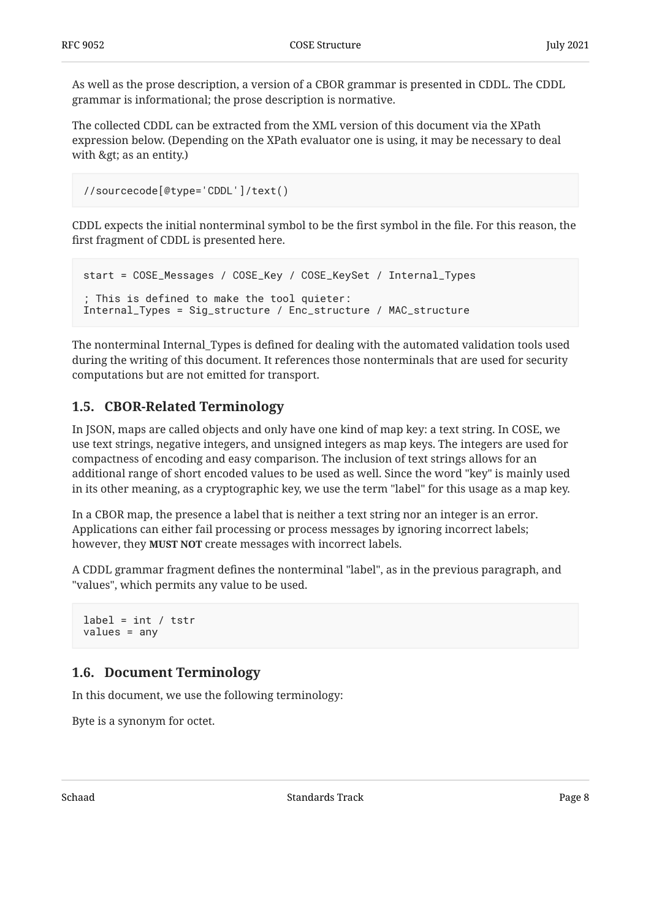As well as the prose description, a version of a CBOR grammar is presented in CDDL. The CDDL grammar is informational; the prose description is normative.

The collected CDDL can be extracted from the XML version of this document via the XPath expression below. (Depending on the XPath evaluator one is using, it may be necessary to deal with &gt; as an entity.)

```
//sourcecode[@type='CDDL']/text()
```

CDDL expects the initial nonterminal symbol to be the first symbol in the file. For this reason, the first fragment of CDDL is presented here.

```
start = COSE_Messages / COSE_Key / COSE_KeySet / Internal_Types

; This is defined to make the tool quieter:
Internal_Types = Sig_structure / Enc_structure / MAC_structure
```

The nonterminal Internal_Types is defined for dealing with the automated validation tools used during the writing of this document. It references those nonterminals that are used for security computations but are not emitted for transport.

## 1.5. CBOR-Related Terminology

In JSON, maps are called objects and only have one kind of map key: a text string. In COSE, we use text strings, negative integers, and unsigned integers as map keys. The integers are used for compactness of encoding and easy comparison. The inclusion of text strings allows for an additional range of short encoded values to be used as well. Since the word "key" is mainly used in its other meaning, as a cryptographic key, we use the term "label" for this usage as a map key.

In a CBOR map, the presence a label that is neither a text string nor an integer is an error. Applications can either fail processing or process messages by ignoring incorrect labels; however, they **MUST NOT** create messages with incorrect labels.

A CDDL grammar fragment defines the nonterminal "label", as in the previous paragraph, and "values", which permits any value to be used.

```
label = int / tstr
values = any
```

## 1.6. Document Terminology

In this document, we use the following terminology:

Byte is a synonym for octet.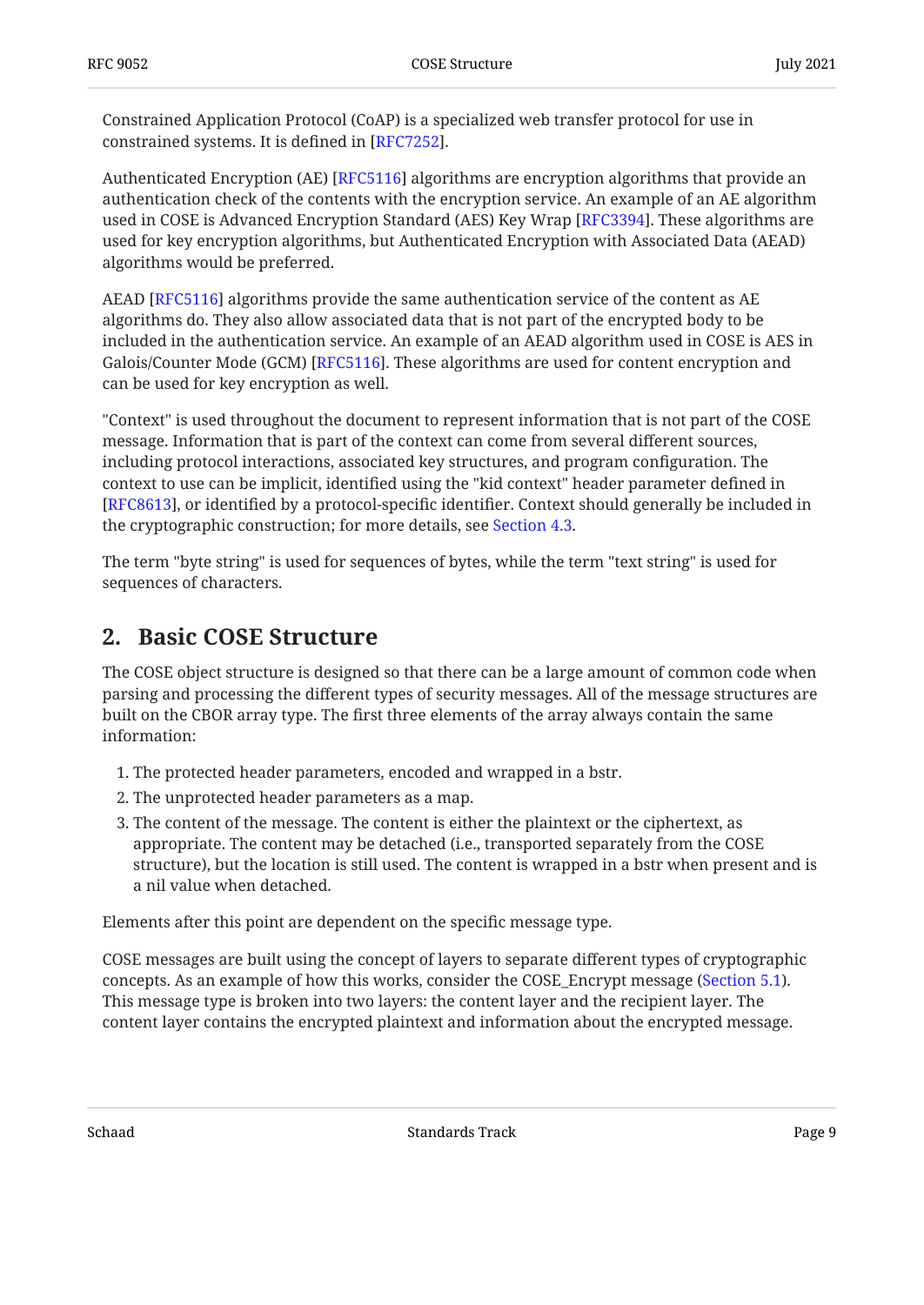Constrained Application Protocol (CoAP) is a specialized web transfer protocol for use in constrained systems. It is defined in [RFC7252].

Authenticated Encryption (AE) [RFC5116] algorithms are encryption algorithms that provide an authentication check of the contents with the encryption service. An example of an AE algorithm used in COSE is Advanced Encryption Standard (AES) Key Wrap [RFC3394]. These algorithms are used for key encryption algorithms, but Authenticated Encryption with Associated Data (AEAD) algorithms would be preferred.

AEAD [RFC5116] algorithms provide the same authentication service of the content as AE algorithms do. They also allow associated data that is not part of the encrypted body to be included in the authentication service. An example of an AEAD algorithm used in COSE is AES in Galois/Counter Mode (GCM) [RFC5116]. These algorithms are used for content encryption and can be used for key encryption as well.

"Context" is used throughout the document to represent information that is not part of the COSE message. Information that is part of the context can come from several different sources, including protocol interactions, associated key structures, and program configuration. The context to use can be implicit, identified using the "kid context" header parameter defined in [RFC8613], or identified by a protocol-specific identifier. Context should generally be included in the cryptographic construction; for more details, see Section 4.3.

The term "byte string" is used for sequences of bytes, while the term "text string" is used for sequences of characters.

## 2. Basic COSE Structure

The COSE object structure is designed so that there can be a large amount of common code when parsing and processing the different types of security messages. All of the message structures are built on the CBOR array type. The first three elements of the array always contain the same information:

1. The protected header parameters, encoded and wrapped in a bstr.
2. The unprotected header parameters as a map.
3. The content of the message. The content is either the plaintext or the ciphertext, as appropriate. The content may be detached (i.e., transported separately from the COSE structure), but the location is still used. The content is wrapped in a bstr when present and is a nil value when detached.

Elements after this point are dependent on the specific message type.

COSE messages are built using the concept of layers to separate different types of cryptographic concepts. As an example of how this works, consider the COSE_Encrypt message (Section 5.1). This message type is broken into two layers: the content layer and the recipient layer. The content layer contains the encrypted plaintext and information about the encrypted message.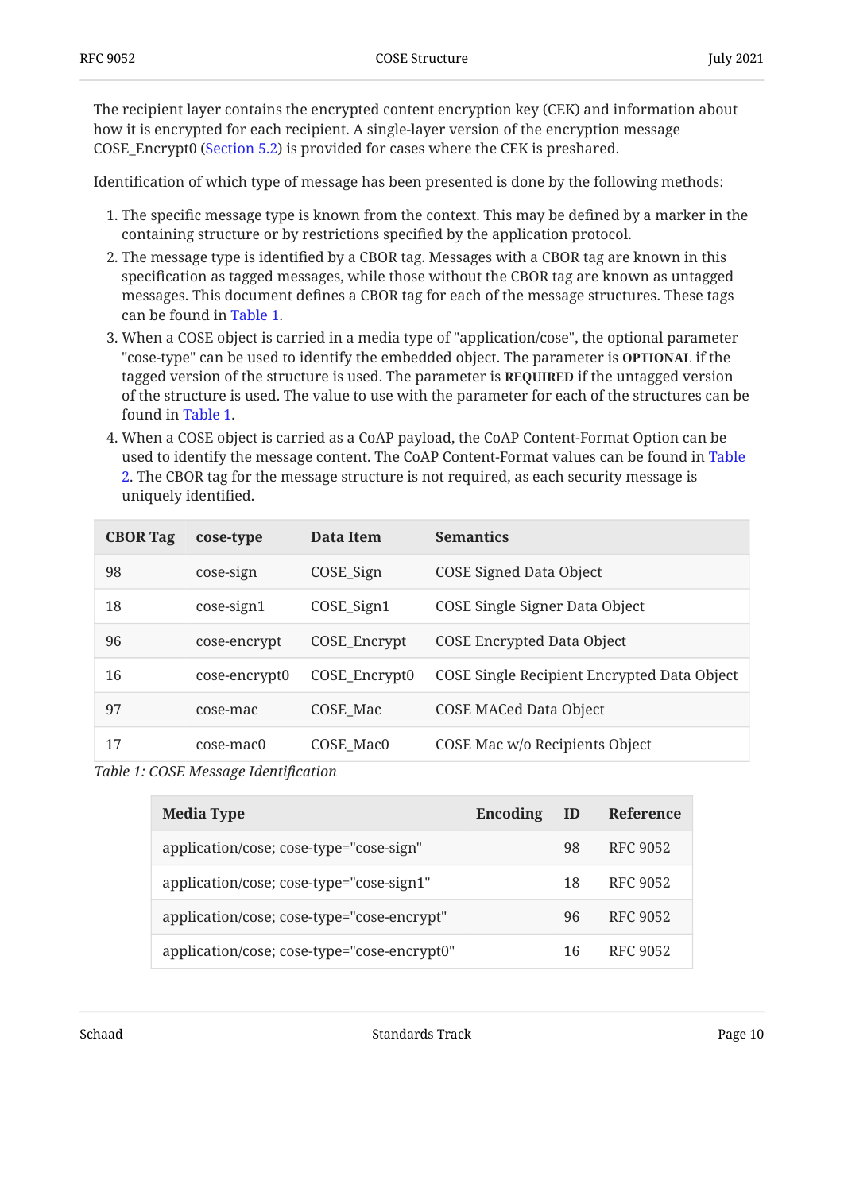The recipient layer contains the encrypted content encryption key (CEK) and information about how it is encrypted for each recipient. A single-layer version of the encryption message COSE_Encrypt0 (Section 5.2) is provided for cases where the CEK is preshared.

Identification of which type of message has been presented is done by the following methods:

1. The specific message type is known from the context. This may be defined by a marker in the containing structure or by restrictions specified by the application protocol.
2. The message type is identified by a CBOR tag. Messages with a CBOR tag are known in this specification as tagged messages, while those without the CBOR tag are known as untagged messages. This document defines a CBOR tag for each of the message structures. These tags can be found in Table 1.
3. When a COSE object is carried in a media type of "application/cose", the optional parameter "cose-type" can be used to identify the embedded object. The parameter is **OPTIONAL** if the tagged version of the structure is used. The parameter is **REQUIRED** if the untagged version of the structure is used. The value to use with the parameter for each of the structures can be found in Table 1.
4. When a COSE object is carried as a CoAP payload, the CoAP Content-Format Option can be used to identify the message content. The CoAP Content-Format values can be found in Table 2. The CBOR tag for the message structure is not required, as each security message is uniquely identified.

| CBOR Tag | cose-type | Data Item | Semantics |
|---|---|---|---|
| 98 | cose-sign | COSE_Sign | COSE Signed Data Object |
| 18 | cose-sign1 | COSE_Sign1 | COSE Single Signer Data Object |
| 96 | cose-encrypt | COSE_Encrypt | COSE Encrypted Data Object |
| 16 | cose-encrypt0 | COSE_Encrypt0 | COSE Single Recipient Encrypted Data Object |
| 97 | cose-mac | COSE_Mac | COSE MACed Data Object |
| 17 | cose-mac0 | COSE_Mac0 | COSE Mac w/o Recipients Object |

*Table 1: COSE Message Identification*

| Media Type | Encoding | ID | Reference |
|---|---|---|---|
| application/cose; cose-type="cose-sign" | | 98 | RFC 9052 |
| application/cose; cose-type="cose-sign1" | | 18 | RFC 9052 |
| application/cose; cose-type="cose-encrypt" | | 96 | RFC 9052 |
| application/cose; cose-type="cose-encrypt0" | | 16 | RFC 9052 |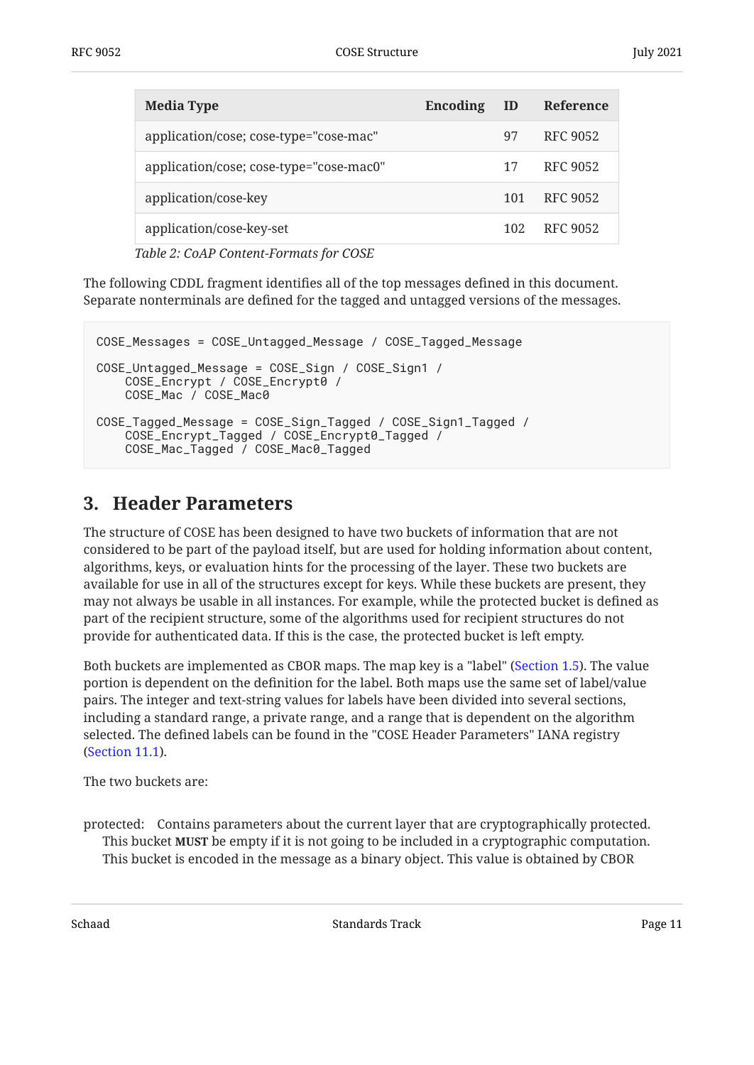| Media Type | Encoding | ID | Reference |
| --- | --- | --- | --- |
| application/cose; cose-type="cose-mac" | | 97 | RFC 9052 |
| application/cose; cose-type="cose-mac0" | | 17 | RFC 9052 |
| application/cose-key | | 101 | RFC 9052 |
| application/cose-key-set | | 102 | RFC 9052 |

*Table 2: CoAP Content-Formats for COSE*

The following CDDL fragment identifies all of the top messages defined in this document. Separate nonterminals are defined for the tagged and untagged versions of the messages.

```
COSE_Messages = COSE_Untagged_Message / COSE_Tagged_Message

COSE_Untagged_Message = COSE_Sign / COSE_Sign1 /
    COSE_Encrypt / COSE_Encrypt0 /
    COSE_Mac / COSE_Mac0

COSE_Tagged_Message = COSE_Sign_Tagged / COSE_Sign1_Tagged /
    COSE_Encrypt_Tagged / COSE_Encrypt0_Tagged /
    COSE_Mac_Tagged / COSE_Mac0_Tagged
```

## 3. Header Parameters

The structure of COSE has been designed to have two buckets of information that are not considered to be part of the payload itself, but are used for holding information about content, algorithms, keys, or evaluation hints for the processing of the layer. These two buckets are available for use in all of the structures except for keys. While these buckets are present, they may not always be usable in all instances. For example, while the protected bucket is defined as part of the recipient structure, some of the algorithms used for recipient structures do not provide for authenticated data. If this is the case, the protected bucket is left empty.

Both buckets are implemented as CBOR maps. The map key is a "label" (Section 1.5). The value portion is dependent on the definition for the label. Both maps use the same set of label/value pairs. The integer and text-string values for labels have been divided into several sections, including a standard range, a private range, and a range that is dependent on the algorithm selected. The defined labels can be found in the "COSE Header Parameters" IANA registry (Section 11.1).

The two buckets are:

protected: Contains parameters about the current layer that are cryptographically protected. This bucket **MUST** be empty if it is not going to be included in a cryptographic computation. This bucket is encoded in the message as a binary object. This value is obtained by CBOR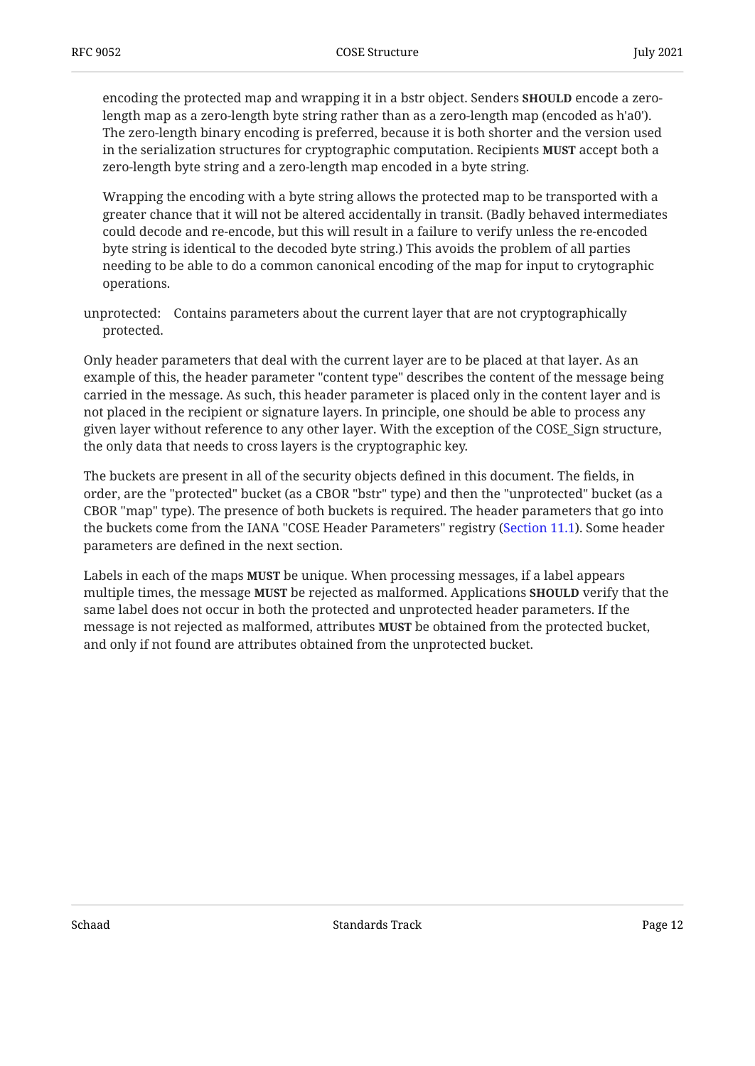encoding the protected map and wrapping it in a bstr object. Senders **SHOULD** encode a zero-length map as a zero-length byte string rather than as a zero-length map (encoded as h'a0'). The zero-length binary encoding is preferred, because it is both shorter and the version used in the serialization structures for cryptographic computation. Recipients **MUST** accept both a zero-length byte string and a zero-length map encoded in a byte string.

Wrapping the encoding with a byte string allows the protected map to be transported with a greater chance that it will not be altered accidentally in transit. (Badly behaved intermediates could decode and re-encode, but this will result in a failure to verify unless the re-encoded byte string is identical to the decoded byte string.) This avoids the problem of all parties needing to be able to do a common canonical encoding of the map for input to crytographic operations.

unprotected: Contains parameters about the current layer that are not cryptographically protected.

Only header parameters that deal with the current layer are to be placed at that layer. As an example of this, the header parameter "content type" describes the content of the message being carried in the message. As such, this header parameter is placed only in the content layer and is not placed in the recipient or signature layers. In principle, one should be able to process any given layer without reference to any other layer. With the exception of the COSE_Sign structure, the only data that needs to cross layers is the cryptographic key.

The buckets are present in all of the security objects defined in this document. The fields, in order, are the "protected" bucket (as a CBOR "bstr" type) and then the "unprotected" bucket (as a CBOR "map" type). The presence of both buckets is required. The header parameters that go into the buckets come from the IANA "COSE Header Parameters" registry (Section 11.1). Some header parameters are defined in the next section.

Labels in each of the maps **MUST** be unique. When processing messages, if a label appears multiple times, the message **MUST** be rejected as malformed. Applications **SHOULD** verify that the same label does not occur in both the protected and unprotected header parameters. If the message is not rejected as malformed, attributes **MUST** be obtained from the protected bucket, and only if not found are attributes obtained from the unprotected bucket.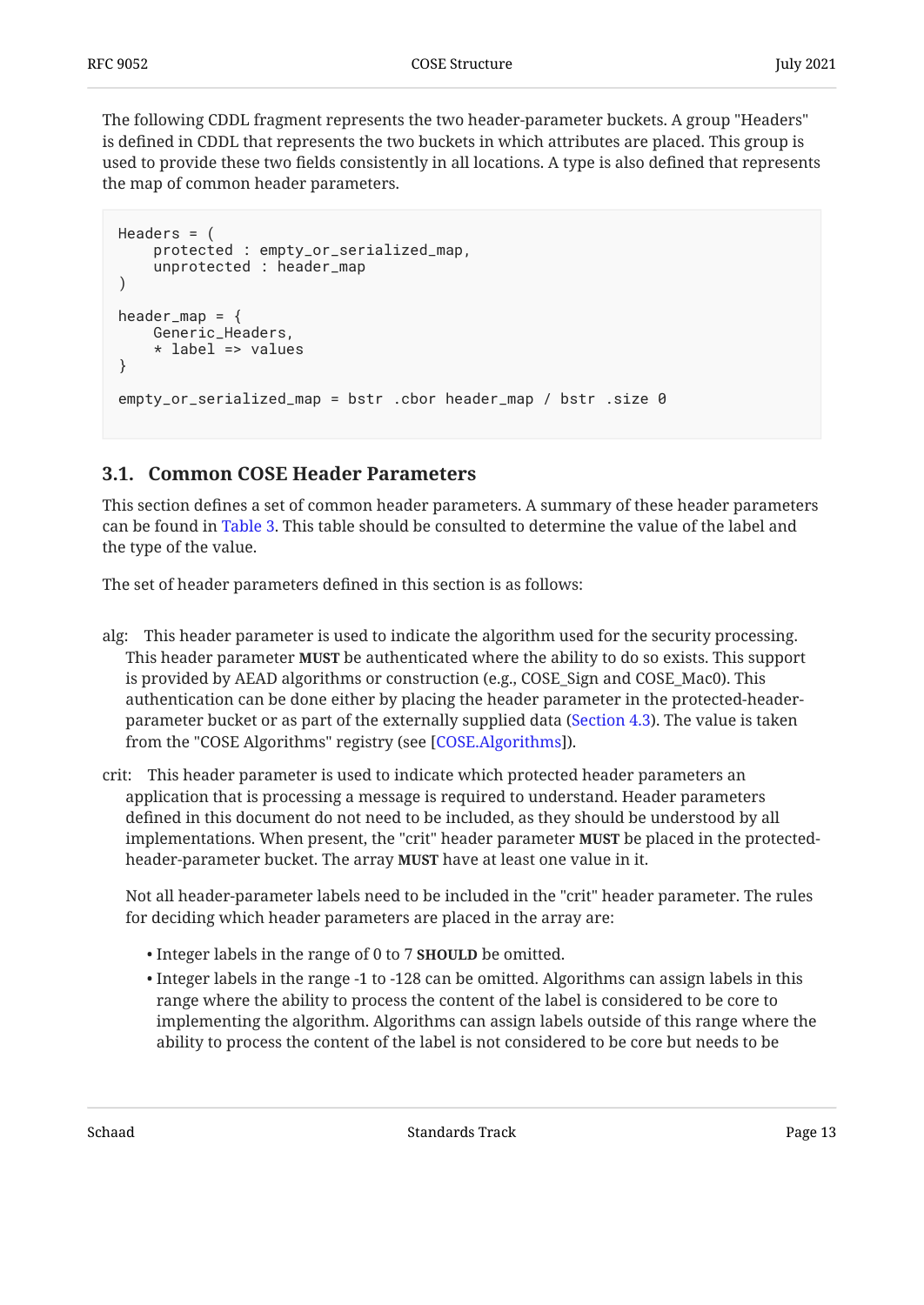The following CDDL fragment represents the two header-parameter buckets. A group "Headers" is defined in CDDL that represents the two buckets in which attributes are placed. This group is used to provide these two fields consistently in all locations. A type is also defined that represents the map of common header parameters.

```
Headers = (
    protected : empty_or_serialized_map,
    unprotected : header_map
)

header_map = {
    Generic_Headers,
    * label => values
}

empty_or_serialized_map = bstr .cbor header_map / bstr .size 0
```

## 3.1. Common COSE Header Parameters

This section defines a set of common header parameters. A summary of these header parameters can be found in Table 3. This table should be consulted to determine the value of the label and the type of the value.

The set of header parameters defined in this section is as follows:

alg: This header parameter is used to indicate the algorithm used for the security processing. This header parameter **MUST** be authenticated where the ability to do so exists. This support is provided by AEAD algorithms or construction (e.g., COSE_Sign and COSE_Mac0). This authentication can be done either by placing the header parameter in the protected-header-parameter bucket or as part of the externally supplied data (Section 4.3). The value is taken from the "COSE Algorithms" registry (see [COSE.Algorithms]).

crit: This header parameter is used to indicate which protected header parameters an application that is processing a message is required to understand. Header parameters defined in this document do not need to be included, as they should be understood by all implementations. When present, the "crit" header parameter **MUST** be placed in the protected-header-parameter bucket. The array **MUST** have at least one value in it.

Not all header-parameter labels need to be included in the "crit" header parameter. The rules for deciding which header parameters are placed in the array are:

- Integer labels in the range of 0 to 7 **SHOULD** be omitted.
- Integer labels in the range -1 to -128 can be omitted. Algorithms can assign labels in this range where the ability to process the content of the label is considered to be core to implementing the algorithm. Algorithms can assign labels outside of this range where the ability to process the content of the label is not considered to be core but needs to be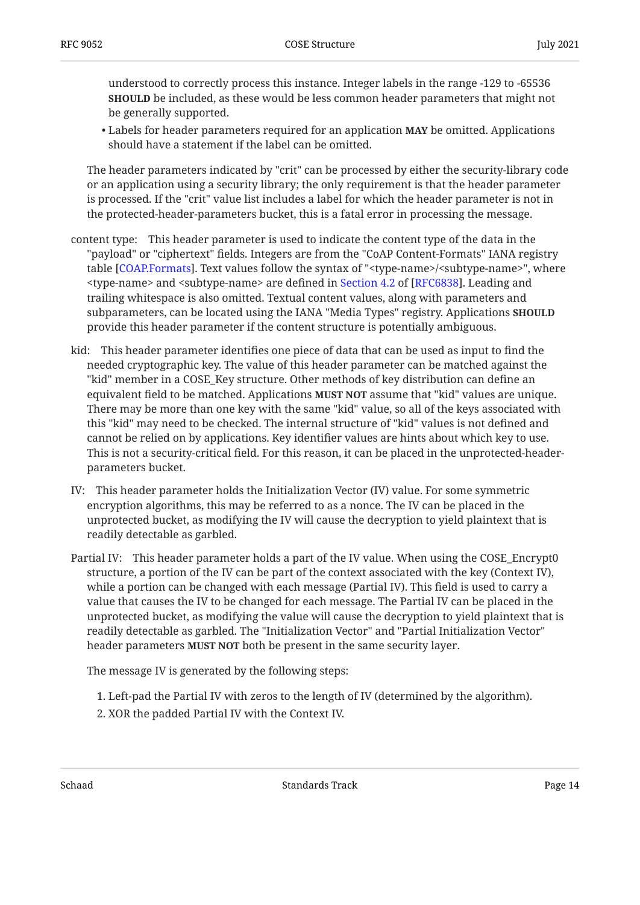understood to correctly process this instance. Integer labels in the range -129 to -65536 **SHOULD** be included, as these would be less common header parameters that might not be generally supported.

- Labels for header parameters required for an application **MAY** be omitted. Applications should have a statement if the label can be omitted.

The header parameters indicated by "crit" can be processed by either the security-library code or an application using a security library; the only requirement is that the header parameter is processed. If the "crit" value list includes a label for which the header parameter is not in the protected-header-parameters bucket, this is a fatal error in processing the message.

content type:
: This header parameter is used to indicate the content type of the data in the "payload" or "ciphertext" fields. Integers are from the "CoAP Content-Formats" IANA registry table [COAP.Formats]. Text values follow the syntax of "<type-name>/<subtype-name>", where <type-name> and <subtype-name> are defined in Section 4.2 of [RFC6838]. Leading and trailing whitespace is also omitted. Textual content values, along with parameters and subparameters, can be located using the IANA "Media Types" registry. Applications **SHOULD** provide this header parameter if the content structure is potentially ambiguous.

kid:
: This header parameter identifies one piece of data that can be used as input to find the needed cryptographic key. The value of this header parameter can be matched against the "kid" member in a COSE_Key structure. Other methods of key distribution can define an equivalent field to be matched. Applications **MUST NOT** assume that "kid" values are unique. There may be more than one key with the same "kid" value, so all of the keys associated with this "kid" may need to be checked. The internal structure of "kid" values is not defined and cannot be relied on by applications. Key identifier values are hints about which key to use. This is not a security-critical field. For this reason, it can be placed in the unprotected-header-parameters bucket.

IV:
: This header parameter holds the Initialization Vector (IV) value. For some symmetric encryption algorithms, this may be referred to as a nonce. The IV can be placed in the unprotected bucket, as modifying the IV will cause the decryption to yield plaintext that is readily detectable as garbled.

Partial IV:
: This header parameter holds a part of the IV value. When using the COSE_Encrypt0 structure, a portion of the IV can be part of the context associated with the key (Context IV), while a portion can be changed with each message (Partial IV). This field is used to carry a value that causes the IV to be changed for each message. The Partial IV can be placed in the unprotected bucket, as modifying the value will cause the decryption to yield plaintext that is readily detectable as garbled. The "Initialization Vector" and "Partial Initialization Vector" header parameters **MUST NOT** both be present in the same security layer.

  The message IV is generated by the following steps:

  1. Left-pad the Partial IV with zeros to the length of IV (determined by the algorithm).
  2. XOR the padded Partial IV with the Context IV.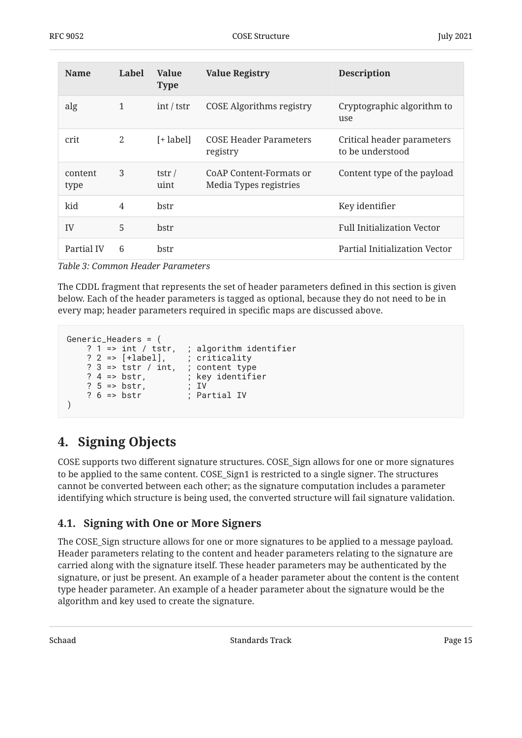| Name | Label | Value Type | Value Registry | Description |
|---|---|---|---|---|
| alg | 1 | int / tstr | COSE Algorithms registry | Cryptographic algorithm to use |
| crit | 2 | [+ label] | COSE Header Parameters registry | Critical header parameters to be understood |
| content type | 3 | tstr / uint | CoAP Content-Formats or Media Types registries | Content type of the payload |
| kid | 4 | bstr | | Key identifier |
| IV | 5 | bstr | | Full Initialization Vector |
| Partial IV | 6 | bstr | | Partial Initialization Vector |

*Table 3: Common Header Parameters*

The CDDL fragment that represents the set of header parameters defined in this section is given below. Each of the header parameters is tagged as optional, because they do not need to be in every map; header parameters required in specific maps are discussed above.

```
Generic_Headers = (
    ? 1 => int / tstr,  ; algorithm identifier
    ? 2 => [+label],    ; criticality
    ? 3 => tstr / int,  ; content type
    ? 4 => bstr,        ; key identifier
    ? 5 => bstr,        ; IV
    ? 6 => bstr         ; Partial IV
)
```

# 4. Signing Objects

COSE supports two different signature structures. COSE_Sign allows for one or more signatures to be applied to the same content. COSE_Sign1 is restricted to a single signer. The structures cannot be converted between each other; as the signature computation includes a parameter identifying which structure is being used, the converted structure will fail signature validation.

## 4.1. Signing with One or More Signers

The COSE_Sign structure allows for one or more signatures to be applied to a message payload. Header parameters relating to the content and header parameters relating to the signature are carried along with the signature itself. These header parameters may be authenticated by the signature, or just be present. An example of a header parameter about the content is the content type header parameter. An example of a header parameter about the signature would be the algorithm and key used to create the signature.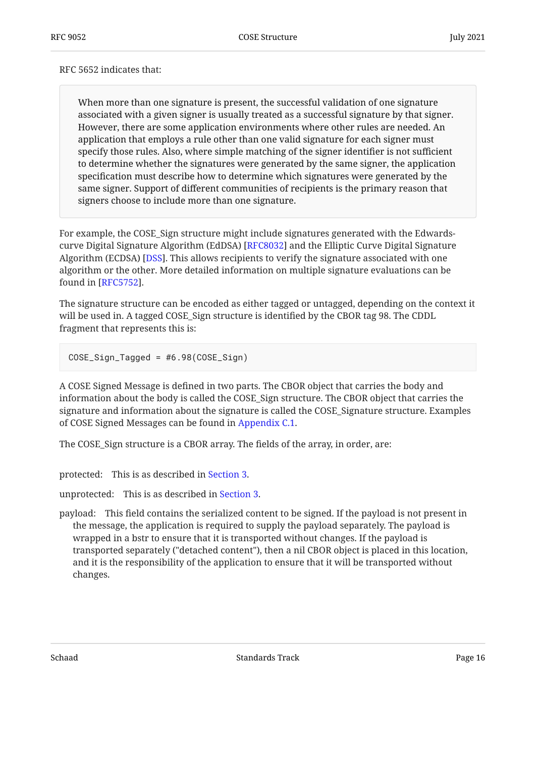RFC 5652 indicates that:

> When more than one signature is present, the successful validation of one signature associated with a given signer is usually treated as a successful signature by that signer. However, there are some application environments where other rules are needed. An application that employs a rule other than one valid signature for each signer must specify those rules. Also, where simple matching of the signer identifier is not sufficient to determine whether the signatures were generated by the same signer, the application specification must describe how to determine which signatures were generated by the same signer. Support of different communities of recipients is the primary reason that signers choose to include more than one signature.

For example, the COSE_Sign structure might include signatures generated with the Edwards-curve Digital Signature Algorithm (EdDSA) [RFC8032] and the Elliptic Curve Digital Signature Algorithm (ECDSA) [DSS]. This allows recipients to verify the signature associated with one algorithm or the other. More detailed information on multiple signature evaluations can be found in [RFC5752].

The signature structure can be encoded as either tagged or untagged, depending on the context it will be used in. A tagged COSE_Sign structure is identified by the CBOR tag 98. The CDDL fragment that represents this is:

```
COSE_Sign_Tagged = #6.98(COSE_Sign)
```

A COSE Signed Message is defined in two parts. The CBOR object that carries the body and information about the body is called the COSE_Sign structure. The CBOR object that carries the signature and information about the signature is called the COSE_Signature structure. Examples of COSE Signed Messages can be found in Appendix C.1.

The COSE_Sign structure is a CBOR array. The fields of the array, in order, are:

protected: This is as described in Section 3.

unprotected: This is as described in Section 3.

payload: This field contains the serialized content to be signed. If the payload is not present in the message, the application is required to supply the payload separately. The payload is wrapped in a bstr to ensure that it is transported without changes. If the payload is transported separately ("detached content"), then a nil CBOR object is placed in this location, and it is the responsibility of the application to ensure that it will be transported without changes.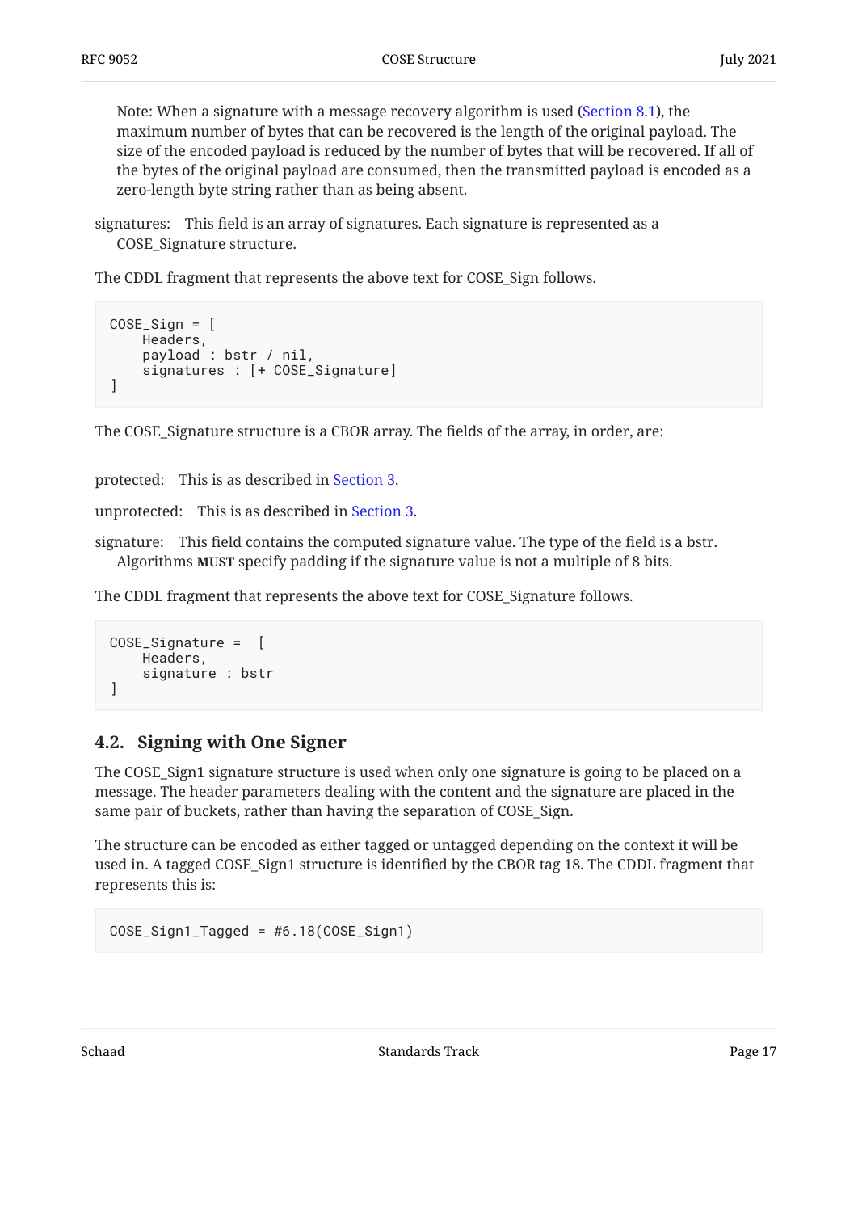> Note: When a signature with a message recovery algorithm is used (Section 8.1), the maximum number of bytes that can be recovered is the length of the original payload. The size of the encoded payload is reduced by the number of bytes that will be recovered. If all of the bytes of the original payload are consumed, then the transmitted payload is encoded as a zero-length byte string rather than as being absent.

signatures: This field is an array of signatures. Each signature is represented as a COSE_Signature structure.

The CDDL fragment that represents the above text for COSE_Sign follows.

```
COSE_Sign = [
    Headers,
    payload : bstr / nil,
    signatures : [+ COSE_Signature]
]
```

The COSE_Signature structure is a CBOR array. The fields of the array, in order, are:

protected: This is as described in Section 3.

unprotected: This is as described in Section 3.

signature: This field contains the computed signature value. The type of the field is a bstr. Algorithms **MUST** specify padding if the signature value is not a multiple of 8 bits.

The CDDL fragment that represents the above text for COSE_Signature follows.

```
COSE_Signature =  [
    Headers,
    signature : bstr
]
```

### 4.2. Signing with One Signer

The COSE_Sign1 signature structure is used when only one signature is going to be placed on a message. The header parameters dealing with the content and the signature are placed in the same pair of buckets, rather than having the separation of COSE_Sign.

The structure can be encoded as either tagged or untagged depending on the context it will be used in. A tagged COSE_Sign1 structure is identified by the CBOR tag 18. The CDDL fragment that represents this is:

```
COSE_Sign1_Tagged = #6.18(COSE_Sign1)
```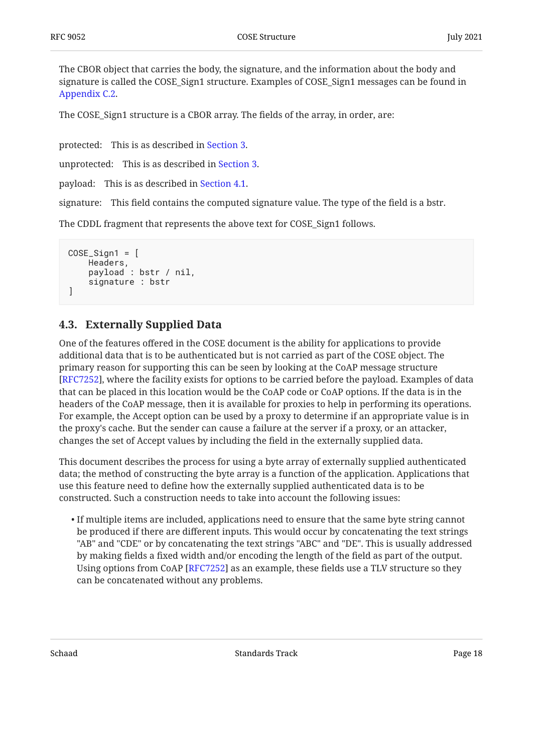The CBOR object that carries the body, the signature, and the information about the body and signature is called the COSE_Sign1 structure. Examples of COSE_Sign1 messages can be found in Appendix C.2.

The COSE_Sign1 structure is a CBOR array. The fields of the array, in order, are:

protected: This is as described in Section 3.

unprotected: This is as described in Section 3.

payload: This is as described in Section 4.1.

signature: This field contains the computed signature value. The type of the field is a bstr.

The CDDL fragment that represents the above text for COSE_Sign1 follows.

```
COSE_Sign1 = [
    Headers,
    payload : bstr / nil,
    signature : bstr
]
```

### 4.3. Externally Supplied Data

One of the features offered in the COSE document is the ability for applications to provide additional data that is to be authenticated but is not carried as part of the COSE object. The primary reason for supporting this can be seen by looking at the CoAP message structure [RFC7252], where the facility exists for options to be carried before the payload. Examples of data that can be placed in this location would be the CoAP code or CoAP options. If the data is in the headers of the CoAP message, then it is available for proxies to help in performing its operations. For example, the Accept option can be used by a proxy to determine if an appropriate value is in the proxy's cache. But the sender can cause a failure at the server if a proxy, or an attacker, changes the set of Accept values by including the field in the externally supplied data.

This document describes the process for using a byte array of externally supplied authenticated data; the method of constructing the byte array is a function of the application. Applications that use this feature need to define how the externally supplied authenticated data is to be constructed. Such a construction needs to take into account the following issues:

- If multiple items are included, applications need to ensure that the same byte string cannot be produced if there are different inputs. This would occur by concatenating the text strings "AB" and "CDE" or by concatenating the text strings "ABC" and "DE". This is usually addressed by making fields a fixed width and/or encoding the length of the field as part of the output. Using options from CoAP [RFC7252] as an example, these fields use a TLV structure so they can be concatenated without any problems.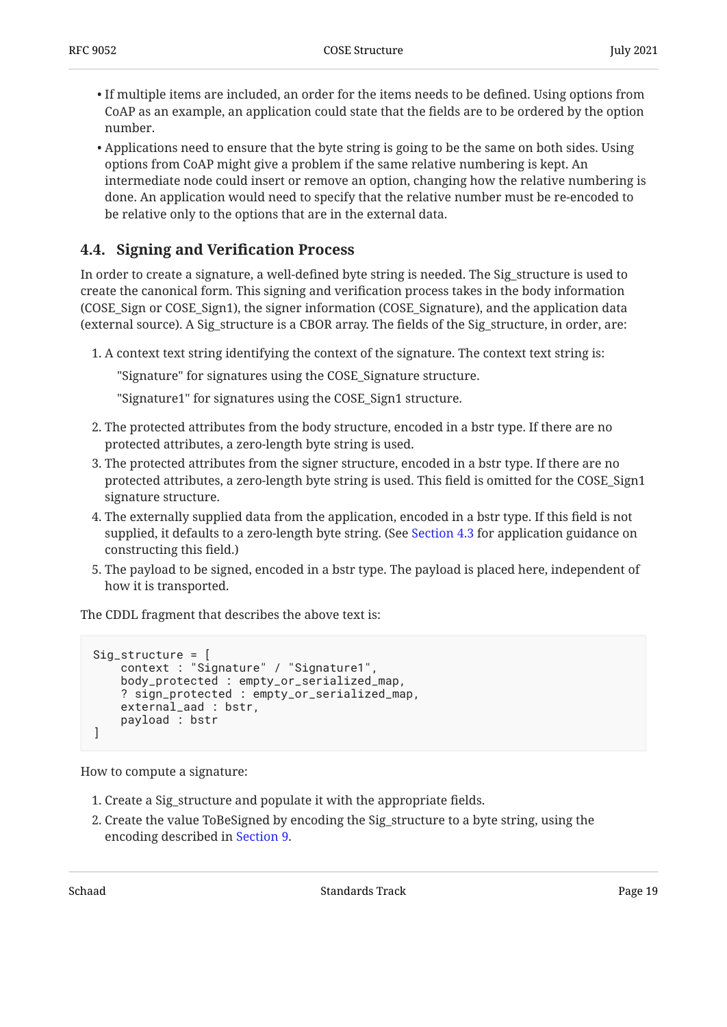- If multiple items are included, an order for the items needs to be defined. Using options from CoAP as an example, an application could state that the fields are to be ordered by the option number.
- Applications need to ensure that the byte string is going to be the same on both sides. Using options from CoAP might give a problem if the same relative numbering is kept. An intermediate node could insert or remove an option, changing how the relative numbering is done. An application would need to specify that the relative number must be re-encoded to be relative only to the options that are in the external data.

### 4.4. Signing and Verification Process

In order to create a signature, a well-defined byte string is needed. The Sig_structure is used to create the canonical form. This signing and verification process takes in the body information (COSE_Sign or COSE_Sign1), the signer information (COSE_Signature), and the application data (external source). A Sig_structure is a CBOR array. The fields of the Sig_structure, in order, are:

1. A context text string identifying the context of the signature. The context text string is:

   "Signature" for signatures using the COSE_Signature structure.

   "Signature1" for signatures using the COSE_Sign1 structure.

2. The protected attributes from the body structure, encoded in a bstr type. If there are no protected attributes, a zero-length byte string is used.
3. The protected attributes from the signer structure, encoded in a bstr type. If there are no protected attributes, a zero-length byte string is used. This field is omitted for the COSE_Sign1 signature structure.
4. The externally supplied data from the application, encoded in a bstr type. If this field is not supplied, it defaults to a zero-length byte string. (See Section 4.3 for application guidance on constructing this field.)
5. The payload to be signed, encoded in a bstr type. The payload is placed here, independent of how it is transported.

The CDDL fragment that describes the above text is:

```
Sig_structure = [
    context : "Signature" / "Signature1",
    body_protected : empty_or_serialized_map,
    ? sign_protected : empty_or_serialized_map,
    external_aad : bstr,
    payload : bstr
]
```

How to compute a signature:

1. Create a Sig_structure and populate it with the appropriate fields.
2. Create the value ToBeSigned by encoding the Sig_structure to a byte string, using the encoding described in Section 9.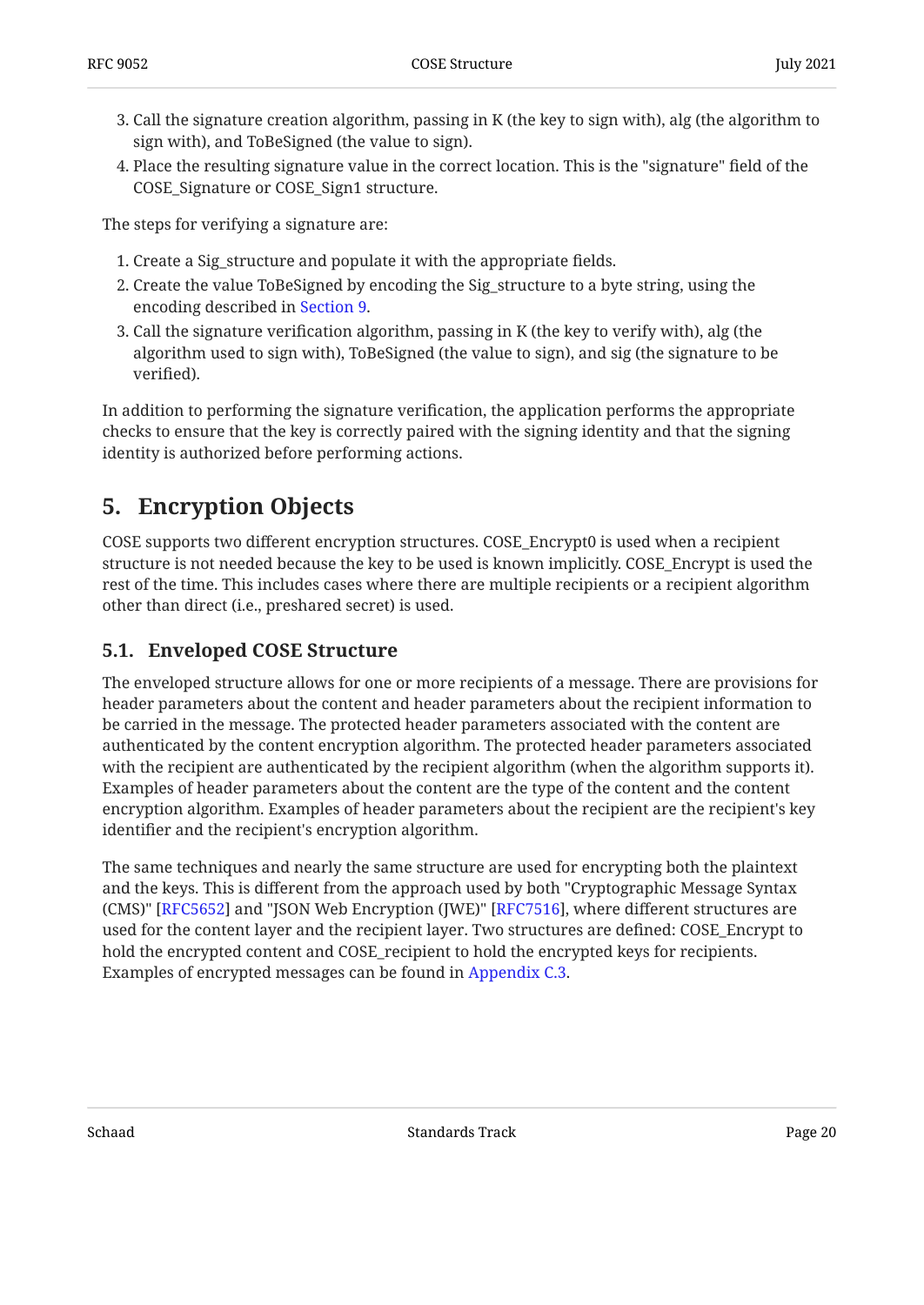3. Call the signature creation algorithm, passing in K (the key to sign with), alg (the algorithm to sign with), and ToBeSigned (the value to sign).
4. Place the resulting signature value in the correct location. This is the "signature" field of the COSE_Signature or COSE_Sign1 structure.

The steps for verifying a signature are:

1. Create a Sig_structure and populate it with the appropriate fields.
2. Create the value ToBeSigned by encoding the Sig_structure to a byte string, using the encoding described in Section 9.
3. Call the signature verification algorithm, passing in K (the key to verify with), alg (the algorithm used to sign with), ToBeSigned (the value to sign), and sig (the signature to be verified).

In addition to performing the signature verification, the application performs the appropriate checks to ensure that the key is correctly paired with the signing identity and that the signing identity is authorized before performing actions.

## 5. Encryption Objects

COSE supports two different encryption structures. COSE_Encrypt0 is used when a recipient structure is not needed because the key to be used is known implicitly. COSE_Encrypt is used the rest of the time. This includes cases where there are multiple recipients or a recipient algorithm other than direct (i.e., preshared secret) is used.

### 5.1. Enveloped COSE Structure

The enveloped structure allows for one or more recipients of a message. There are provisions for header parameters about the content and header parameters about the recipient information to be carried in the message. The protected header parameters associated with the content are authenticated by the content encryption algorithm. The protected header parameters associated with the recipient are authenticated by the recipient algorithm (when the algorithm supports it). Examples of header parameters about the content are the type of the content and the content encryption algorithm. Examples of header parameters about the recipient are the recipient's key identifier and the recipient's encryption algorithm.

The same techniques and nearly the same structure are used for encrypting both the plaintext and the keys. This is different from the approach used by both "Cryptographic Message Syntax (CMS)" [RFC5652] and "JSON Web Encryption (JWE)" [RFC7516], where different structures are used for the content layer and the recipient layer. Two structures are defined: COSE_Encrypt to hold the encrypted content and COSE_recipient to hold the encrypted keys for recipients. Examples of encrypted messages can be found in Appendix C.3.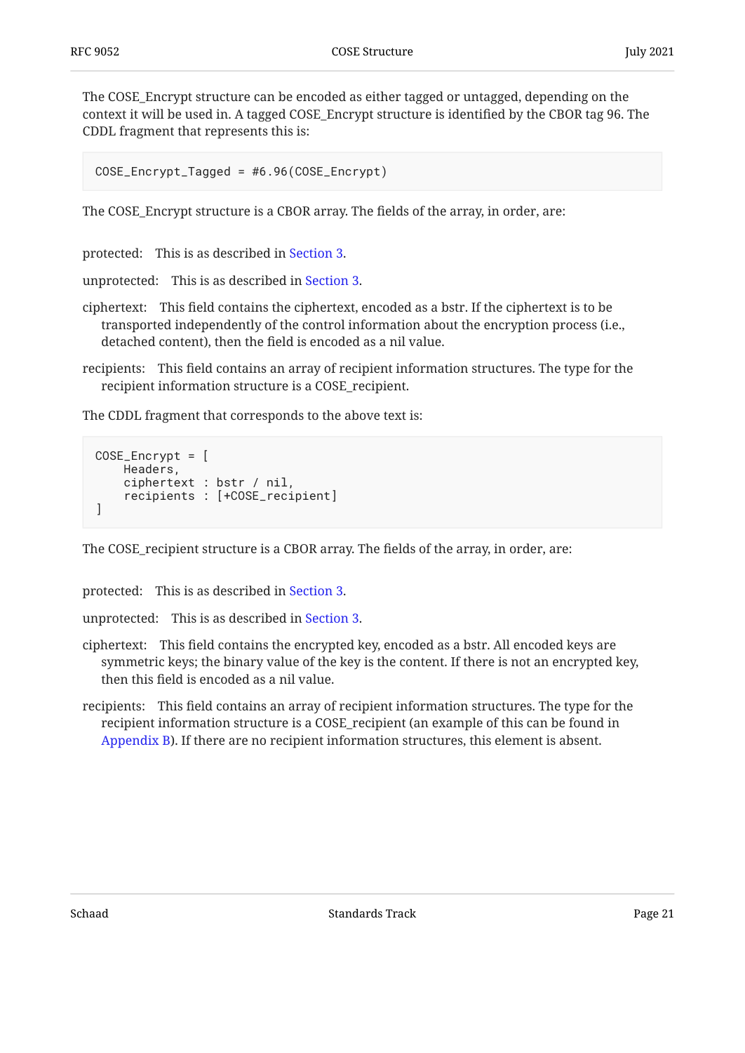The COSE_Encrypt structure can be encoded as either tagged or untagged, depending on the context it will be used in. A tagged COSE_Encrypt structure is identified by the CBOR tag 96. The CDDL fragment that represents this is:

```
COSE_Encrypt_Tagged = #6.96(COSE_Encrypt)
```

The COSE_Encrypt structure is a CBOR array. The fields of the array, in order, are:

protected: This is as described in Section 3.

unprotected: This is as described in Section 3.

ciphertext: This field contains the ciphertext, encoded as a bstr. If the ciphertext is to be transported independently of the control information about the encryption process (i.e., detached content), then the field is encoded as a nil value.

recipients: This field contains an array of recipient information structures. The type for the recipient information structure is a COSE_recipient.

The CDDL fragment that corresponds to the above text is:

```
COSE_Encrypt = [
    Headers,
    ciphertext : bstr / nil,
    recipients : [+COSE_recipient]
]
```

The COSE_recipient structure is a CBOR array. The fields of the array, in order, are:

protected: This is as described in Section 3.

unprotected: This is as described in Section 3.

ciphertext: This field contains the encrypted key, encoded as a bstr. All encoded keys are symmetric keys; the binary value of the key is the content. If there is not an encrypted key, then this field is encoded as a nil value.

recipients: This field contains an array of recipient information structures. The type for the recipient information structure is a COSE_recipient (an example of this can be found in Appendix B). If there are no recipient information structures, this element is absent.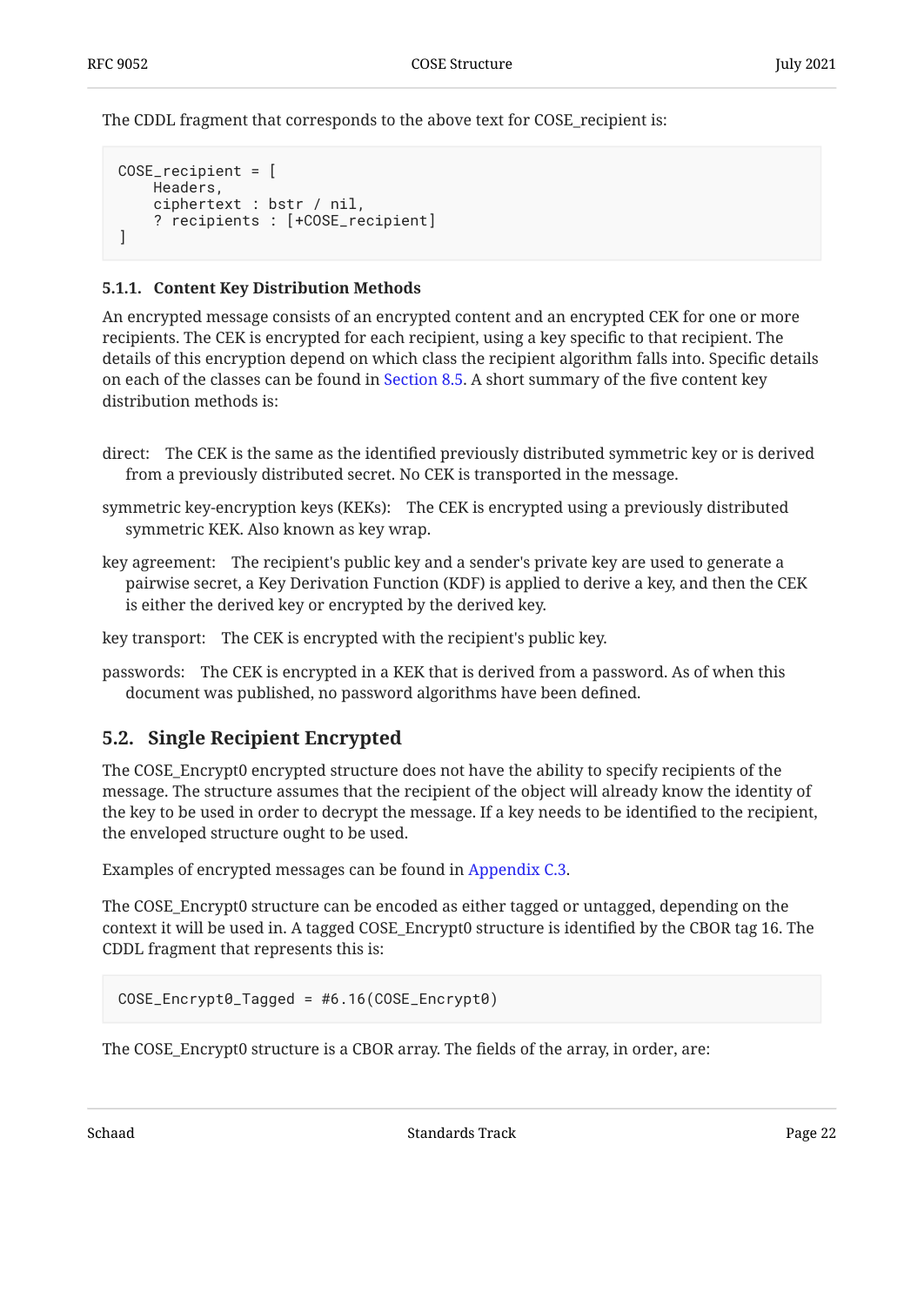The CDDL fragment that corresponds to the above text for COSE_recipient is:

```
COSE_recipient = [
    Headers,
    ciphertext : bstr / nil,
    ? recipients : [+COSE_recipient]
]
```

#### 5.1.1. Content Key Distribution Methods

An encrypted message consists of an encrypted content and an encrypted CEK for one or more recipients. The CEK is encrypted for each recipient, using a key specific to that recipient. The details of this encryption depend on which class the recipient algorithm falls into. Specific details on each of the classes can be found in Section 8.5. A short summary of the five content key distribution methods is:

direct: The CEK is the same as the identified previously distributed symmetric key or is derived from a previously distributed secret. No CEK is transported in the message.

symmetric key-encryption keys (KEKs): The CEK is encrypted using a previously distributed symmetric KEK. Also known as key wrap.

key agreement: The recipient's public key and a sender's private key are used to generate a pairwise secret, a Key Derivation Function (KDF) is applied to derive a key, and then the CEK is either the derived key or encrypted by the derived key.

key transport: The CEK is encrypted with the recipient's public key.

passwords: The CEK is encrypted in a KEK that is derived from a password. As of when this document was published, no password algorithms have been defined.

### 5.2. Single Recipient Encrypted

The COSE_Encrypt0 encrypted structure does not have the ability to specify recipients of the message. The structure assumes that the recipient of the object will already know the identity of the key to be used in order to decrypt the message. If a key needs to be identified to the recipient, the enveloped structure ought to be used.

Examples of encrypted messages can be found in Appendix C.3.

The COSE_Encrypt0 structure can be encoded as either tagged or untagged, depending on the context it will be used in. A tagged COSE_Encrypt0 structure is identified by the CBOR tag 16. The CDDL fragment that represents this is:

```
COSE_Encrypt0_Tagged = #6.16(COSE_Encrypt0)
```

The COSE_Encrypt0 structure is a CBOR array. The fields of the array, in order, are: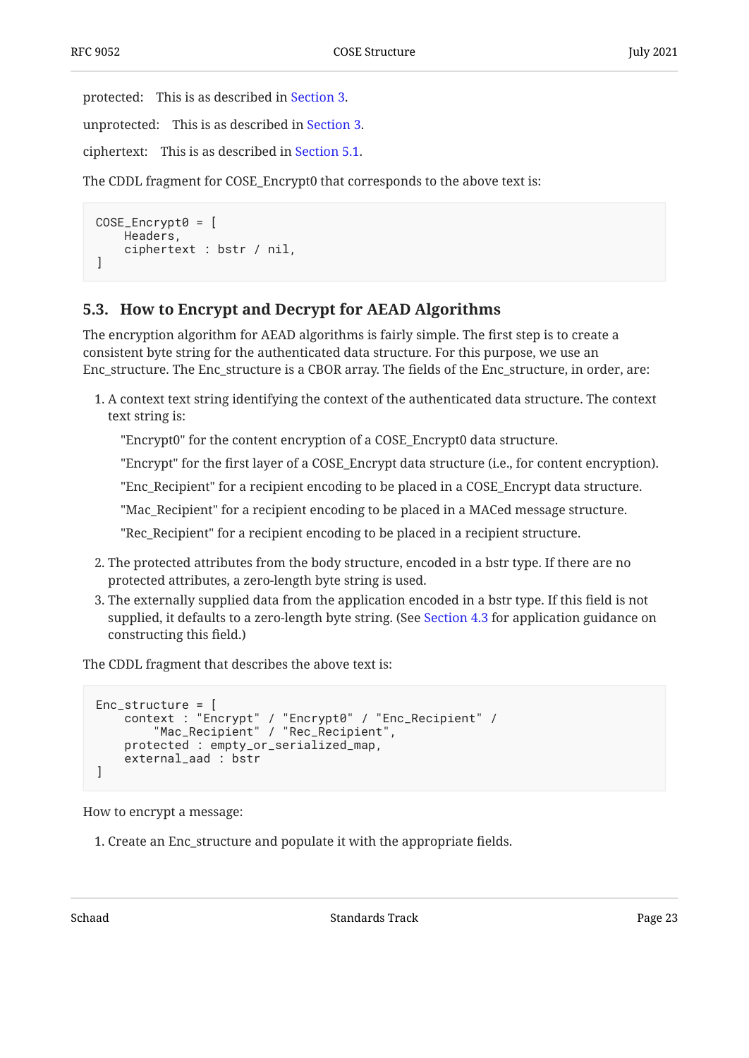protected: This is as described in Section 3.

unprotected: This is as described in Section 3.

ciphertext: This is as described in Section 5.1.

The CDDL fragment for COSE_Encrypt0 that corresponds to the above text is:

```
COSE_Encrypt0 = [
    Headers,
    ciphertext : bstr / nil,
]
```

### 5.3. How to Encrypt and Decrypt for AEAD Algorithms

The encryption algorithm for AEAD algorithms is fairly simple. The first step is to create a consistent byte string for the authenticated data structure. For this purpose, we use an Enc_structure. The Enc_structure is a CBOR array. The fields of the Enc_structure, in order, are:

1. A context text string identifying the context of the authenticated data structure. The context text string is:

   "Encrypt0" for the content encryption of a COSE_Encrypt0 data structure.

   "Encrypt" for the first layer of a COSE_Encrypt data structure (i.e., for content encryption).

   "Enc_Recipient" for a recipient encoding to be placed in a COSE_Encrypt data structure.

   "Mac_Recipient" for a recipient encoding to be placed in a MACed message structure.

   "Rec_Recipient" for a recipient encoding to be placed in a recipient structure.

2. The protected attributes from the body structure, encoded in a bstr type. If there are no protected attributes, a zero-length byte string is used.
3. The externally supplied data from the application encoded in a bstr type. If this field is not supplied, it defaults to a zero-length byte string. (See Section 4.3 for application guidance on constructing this field.)

The CDDL fragment that describes the above text is:

```
Enc_structure = [
    context : "Encrypt" / "Encrypt0" / "Enc_Recipient" /
        "Mac_Recipient" / "Rec_Recipient",
    protected : empty_or_serialized_map,
    external_aad : bstr
]
```

How to encrypt a message:

1. Create an Enc_structure and populate it with the appropriate fields.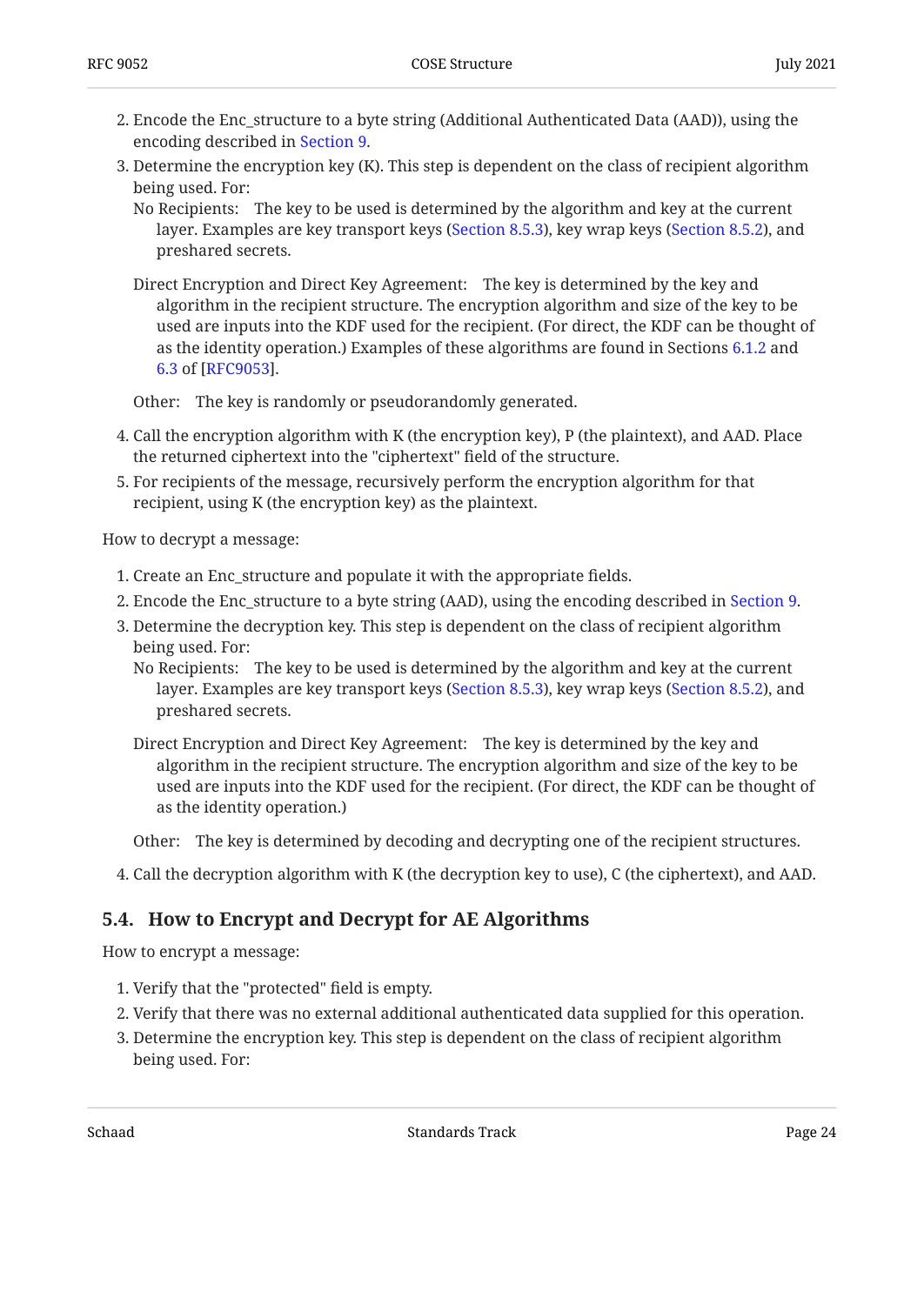2. Encode the Enc_structure to a byte string (Additional Authenticated Data (AAD)), using the encoding described in Section 9.
3. Determine the encryption key (K). This step is dependent on the class of recipient algorithm being used. For:

   No Recipients: The key to be used is determined by the algorithm and key at the current layer. Examples are key transport keys (Section 8.5.3), key wrap keys (Section 8.5.2), and preshared secrets.

   Direct Encryption and Direct Key Agreement: The key is determined by the key and algorithm in the recipient structure. The encryption algorithm and size of the key to be used are inputs into the KDF used for the recipient. (For direct, the KDF can be thought of as the identity operation.) Examples of these algorithms are found in Sections 6.1.2 and 6.3 of [RFC9053].

   Other: The key is randomly or pseudorandomly generated.
4. Call the encryption algorithm with K (the encryption key), P (the plaintext), and AAD. Place the returned ciphertext into the "ciphertext" field of the structure.
5. For recipients of the message, recursively perform the encryption algorithm for that recipient, using K (the encryption key) as the plaintext.

How to decrypt a message:

1. Create an Enc_structure and populate it with the appropriate fields.
2. Encode the Enc_structure to a byte string (AAD), using the encoding described in Section 9.
3. Determine the decryption key. This step is dependent on the class of recipient algorithm being used. For:

   No Recipients: The key to be used is determined by the algorithm and key at the current layer. Examples are key transport keys (Section 8.5.3), key wrap keys (Section 8.5.2), and preshared secrets.

   Direct Encryption and Direct Key Agreement: The key is determined by the key and algorithm in the recipient structure. The encryption algorithm and size of the key to be used are inputs into the KDF used for the recipient. (For direct, the KDF can be thought of as the identity operation.)

   Other: The key is determined by decoding and decrypting one of the recipient structures.
4. Call the decryption algorithm with K (the decryption key to use), C (the ciphertext), and AAD.

## 5.4. How to Encrypt and Decrypt for AE Algorithms

How to encrypt a message:

1. Verify that the "protected" field is empty.
2. Verify that there was no external additional authenticated data supplied for this operation.
3. Determine the encryption key. This step is dependent on the class of recipient algorithm being used. For: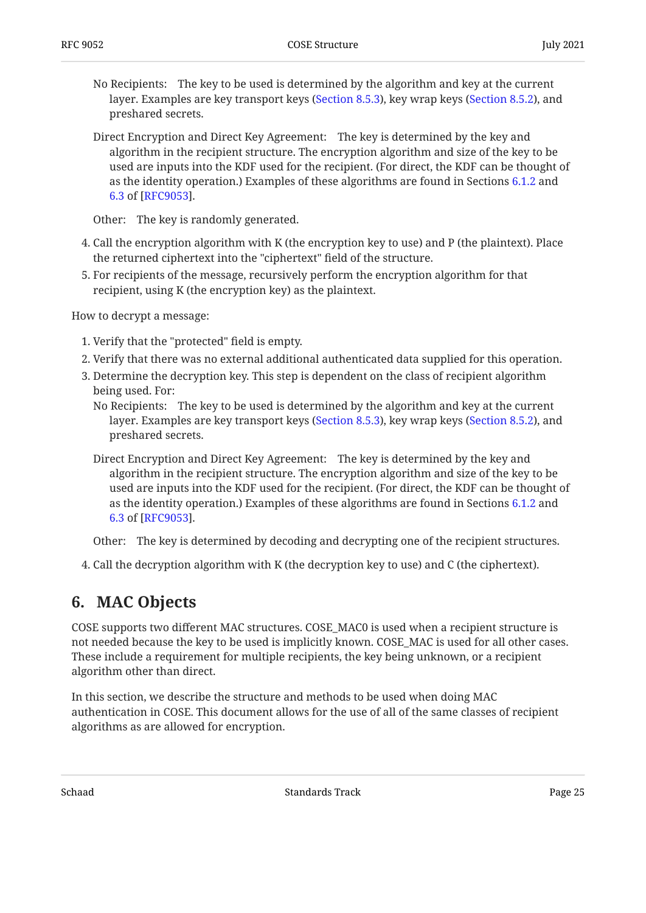No Recipients: The key to be used is determined by the algorithm and key at the current layer. Examples are key transport keys (Section 8.5.3), key wrap keys (Section 8.5.2), and preshared secrets.

Direct Encryption and Direct Key Agreement: The key is determined by the key and algorithm in the recipient structure. The encryption algorithm and size of the key to be used are inputs into the KDF used for the recipient. (For direct, the KDF can be thought of as the identity operation.) Examples of these algorithms are found in Sections 6.1.2 and 6.3 of [RFC9053].

Other: The key is randomly generated.

4. Call the encryption algorithm with K (the encryption key to use) and P (the plaintext). Place the returned ciphertext into the "ciphertext" field of the structure.
5. For recipients of the message, recursively perform the encryption algorithm for that recipient, using K (the encryption key) as the plaintext.

How to decrypt a message:

1. Verify that the "protected" field is empty.
2. Verify that there was no external additional authenticated data supplied for this operation.
3. Determine the decryption key. This step is dependent on the class of recipient algorithm being used. For:

   No Recipients: The key to be used is determined by the algorithm and key at the current layer. Examples are key transport keys (Section 8.5.3), key wrap keys (Section 8.5.2), and preshared secrets.

   Direct Encryption and Direct Key Agreement: The key is determined by the key and algorithm in the recipient structure. The encryption algorithm and size of the key to be used are inputs into the KDF used for the recipient. (For direct, the KDF can be thought of as the identity operation.) Examples of these algorithms are found in Sections 6.1.2 and 6.3 of [RFC9053].

   Other: The key is determined by decoding and decrypting one of the recipient structures.

4. Call the decryption algorithm with K (the decryption key to use) and C (the ciphertext).

## 6. MAC Objects

COSE supports two different MAC structures. COSE_MAC0 is used when a recipient structure is not needed because the key to be used is implicitly known. COSE_MAC is used for all other cases. These include a requirement for multiple recipients, the key being unknown, or a recipient algorithm other than direct.

In this section, we describe the structure and methods to be used when doing MAC authentication in COSE. This document allows for the use of all of the same classes of recipient algorithms as are allowed for encryption.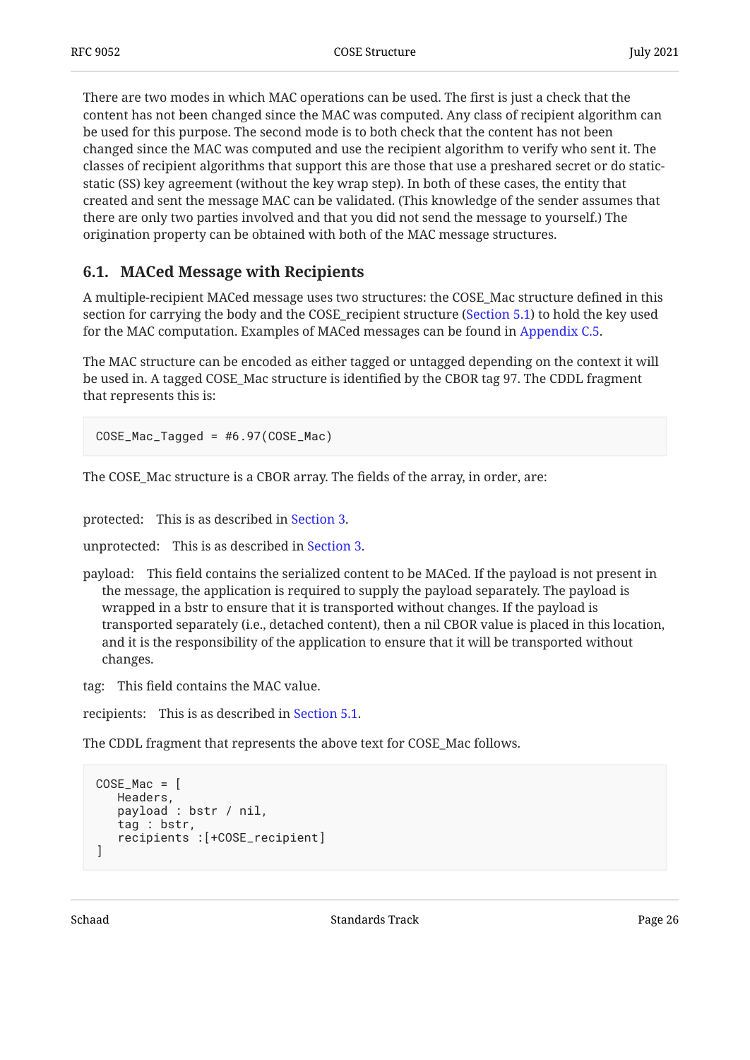There are two modes in which MAC operations can be used. The first is just a check that the content has not been changed since the MAC was computed. Any class of recipient algorithm can be used for this purpose. The second mode is to both check that the content has not been changed since the MAC was computed and use the recipient algorithm to verify who sent it. The classes of recipient algorithms that support this are those that use a preshared secret or do static-static (SS) key agreement (without the key wrap step). In both of these cases, the entity that created and sent the message MAC can be validated. (This knowledge of the sender assumes that there are only two parties involved and that you did not send the message to yourself.) The origination property can be obtained with both of the MAC message structures.

## 6.1. MACed Message with Recipients

A multiple-recipient MACed message uses two structures: the COSE_Mac structure defined in this section for carrying the body and the COSE_recipient structure (Section 5.1) to hold the key used for the MAC computation. Examples of MACed messages can be found in Appendix C.5.

The MAC structure can be encoded as either tagged or untagged depending on the context it will be used in. A tagged COSE_Mac structure is identified by the CBOR tag 97. The CDDL fragment that represents this is:

```
COSE_Mac_Tagged = #6.97(COSE_Mac)
```

The COSE_Mac structure is a CBOR array. The fields of the array, in order, are:

protected: This is as described in Section 3.

unprotected: This is as described in Section 3.

payload: This field contains the serialized content to be MACed. If the payload is not present in the message, the application is required to supply the payload separately. The payload is wrapped in a bstr to ensure that it is transported without changes. If the payload is transported separately (i.e., detached content), then a nil CBOR value is placed in this location, and it is the responsibility of the application to ensure that it will be transported without changes.

tag: This field contains the MAC value.

recipients: This is as described in Section 5.1.

The CDDL fragment that represents the above text for COSE_Mac follows.

```
COSE_Mac = [
   Headers,
   payload : bstr / nil,
   tag : bstr,
   recipients :[+COSE_recipient]
]
```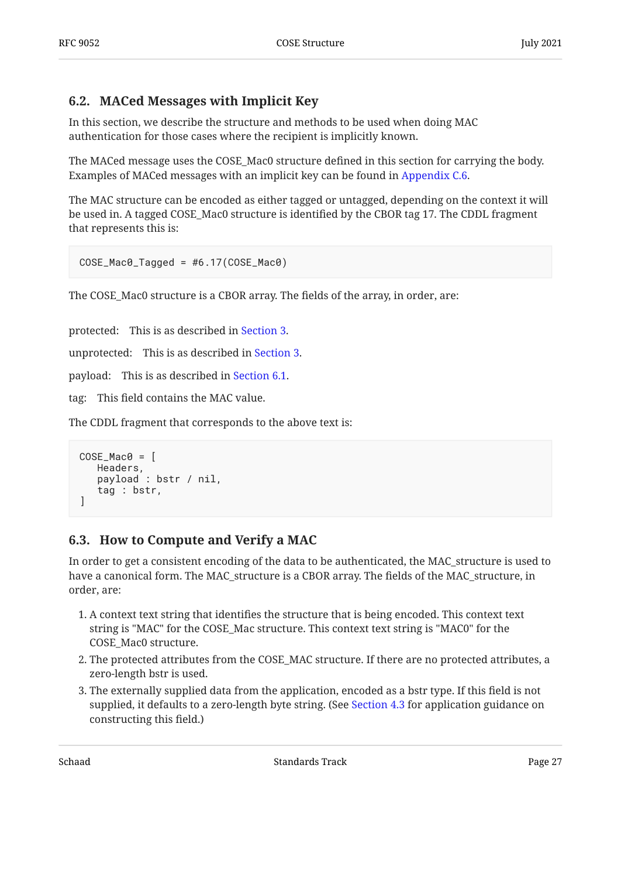### 6.2. MACed Messages with Implicit Key

In this section, we describe the structure and methods to be used when doing MAC authentication for those cases where the recipient is implicitly known.

The MACed message uses the COSE_Mac0 structure defined in this section for carrying the body. Examples of MACed messages with an implicit key can be found in Appendix C.6.

The MAC structure can be encoded as either tagged or untagged, depending on the context it will be used in. A tagged COSE_Mac0 structure is identified by the CBOR tag 17. The CDDL fragment that represents this is:

```
COSE_Mac0_Tagged = #6.17(COSE_Mac0)
```

The COSE_Mac0 structure is a CBOR array. The fields of the array, in order, are:

protected: This is as described in Section 3.

unprotected: This is as described in Section 3.

payload: This is as described in Section 6.1.

tag: This field contains the MAC value.

The CDDL fragment that corresponds to the above text is:

```
COSE_Mac0 = [
   Headers,
   payload : bstr / nil,
   tag : bstr,
]
```

### 6.3. How to Compute and Verify a MAC

In order to get a consistent encoding of the data to be authenticated, the MAC_structure is used to have a canonical form. The MAC_structure is a CBOR array. The fields of the MAC_structure, in order, are:

1. A context text string that identifies the structure that is being encoded. This context text string is "MAC" for the COSE_Mac structure. This context text string is "MAC0" for the COSE_Mac0 structure.
2. The protected attributes from the COSE_MAC structure. If there are no protected attributes, a zero-length bstr is used.
3. The externally supplied data from the application, encoded as a bstr type. If this field is not supplied, it defaults to a zero-length byte string. (See Section 4.3 for application guidance on constructing this field.)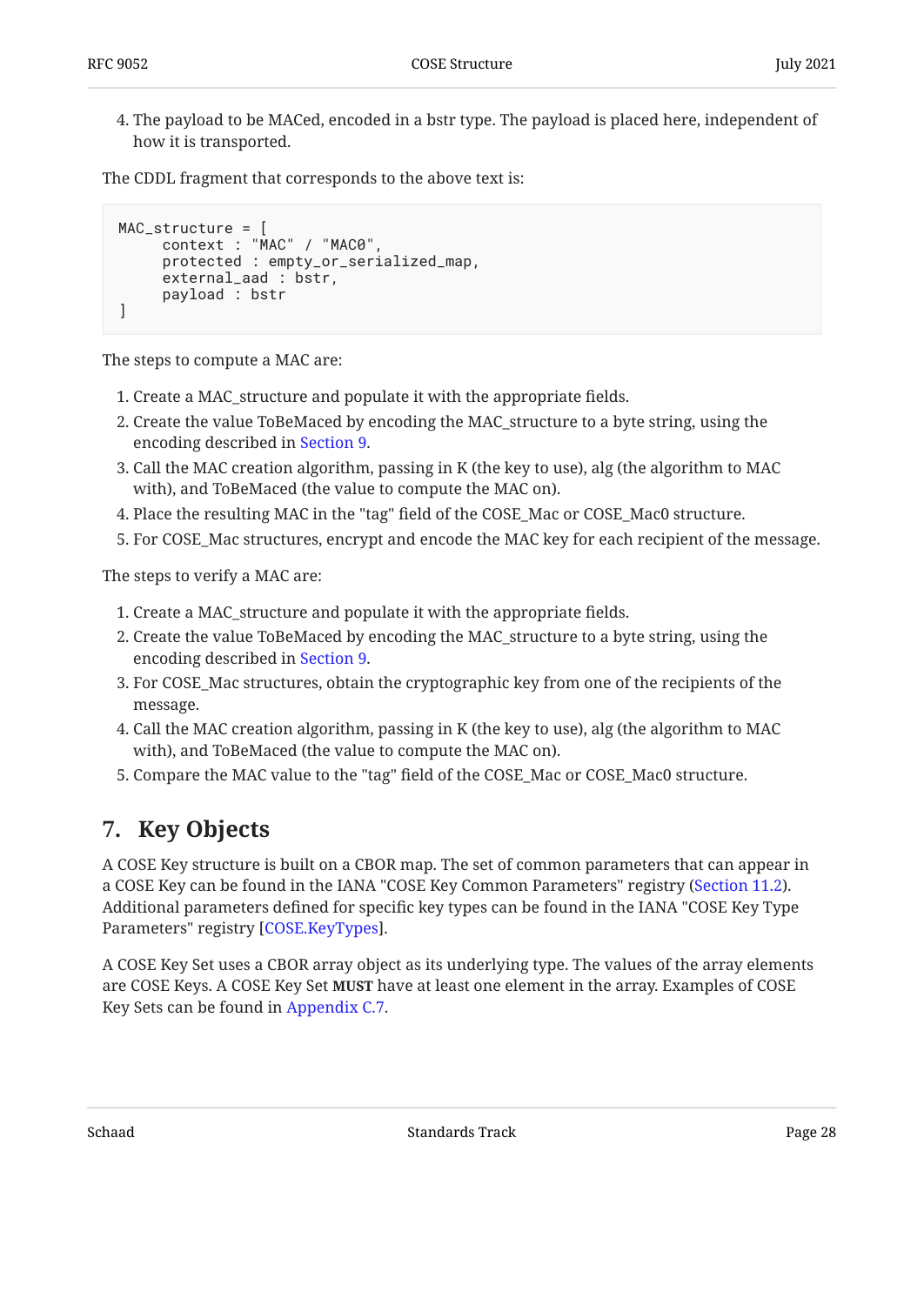4. The payload to be MACed, encoded in a bstr type. The payload is placed here, independent of how it is transported.

The CDDL fragment that corresponds to the above text is:

```
MAC_structure = [
     context : "MAC" / "MAC0",
     protected : empty_or_serialized_map,
     external_aad : bstr,
     payload : bstr
]
```

The steps to compute a MAC are:

1. Create a MAC_structure and populate it with the appropriate fields.
2. Create the value ToBeMaced by encoding the MAC_structure to a byte string, using the encoding described in Section 9.
3. Call the MAC creation algorithm, passing in K (the key to use), alg (the algorithm to MAC with), and ToBeMaced (the value to compute the MAC on).
4. Place the resulting MAC in the "tag" field of the COSE_Mac or COSE_Mac0 structure.
5. For COSE_Mac structures, encrypt and encode the MAC key for each recipient of the message.

The steps to verify a MAC are:

1. Create a MAC_structure and populate it with the appropriate fields.
2. Create the value ToBeMaced by encoding the MAC_structure to a byte string, using the encoding described in Section 9.
3. For COSE_Mac structures, obtain the cryptographic key from one of the recipients of the message.
4. Call the MAC creation algorithm, passing in K (the key to use), alg (the algorithm to MAC with), and ToBeMaced (the value to compute the MAC on).
5. Compare the MAC value to the "tag" field of the COSE_Mac or COSE_Mac0 structure.

## 7. Key Objects

A COSE Key structure is built on a CBOR map. The set of common parameters that can appear in a COSE Key can be found in the IANA "COSE Key Common Parameters" registry (Section 11.2). Additional parameters defined for specific key types can be found in the IANA "COSE Key Type Parameters" registry [COSE.KeyTypes].

A COSE Key Set uses a CBOR array object as its underlying type. The values of the array elements are COSE Keys. A COSE Key Set **MUST** have at least one element in the array. Examples of COSE Key Sets can be found in Appendix C.7.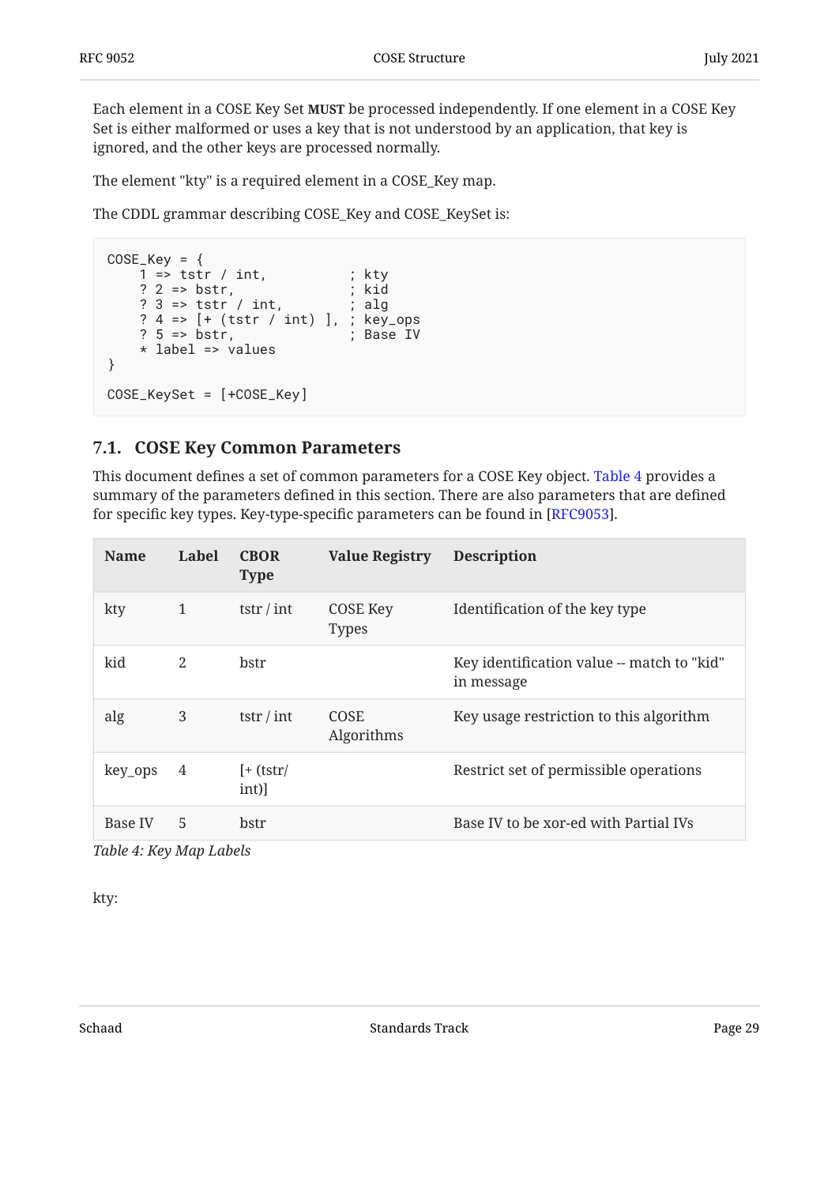Each element in a COSE Key Set **MUST** be processed independently. If one element in a COSE Key Set is either malformed or uses a key that is not understood by an application, that key is ignored, and the other keys are processed normally.

The element "kty" is a required element in a COSE_Key map.

The CDDL grammar describing COSE_Key and COSE_KeySet is:

```
COSE_Key = {
    1 => tstr / int,          ; kty
    ? 2 => bstr,              ; kid
    ? 3 => tstr / int,        ; alg
    ? 4 => [+ (tstr / int) ], ; key_ops
    ? 5 => bstr,              ; Base IV
    * label => values
}

COSE_KeySet = [+COSE_Key]
```

### 7.1. COSE Key Common Parameters

This document defines a set of common parameters for a COSE Key object. Table 4 provides a summary of the parameters defined in this section. There are also parameters that are defined for specific key types. Key-type-specific parameters can be found in [RFC9053].

| Name | Label | CBOR Type | Value Registry | Description |
| --- | --- | --- | --- | --- |
| kty | 1 | tstr / int | COSE Key Types | Identification of the key type |
| kid | 2 | bstr | | Key identification value -- match to "kid" in message |
| alg | 3 | tstr / int | COSE Algorithms | Key usage restriction to this algorithm |
| key_ops | 4 | [+ (tstr/ int)] | | Restrict set of permissible operations |
| Base IV | 5 | bstr | | Base IV to be xor-ed with Partial IVs |

*Table 4: Key Map Labels*

kty: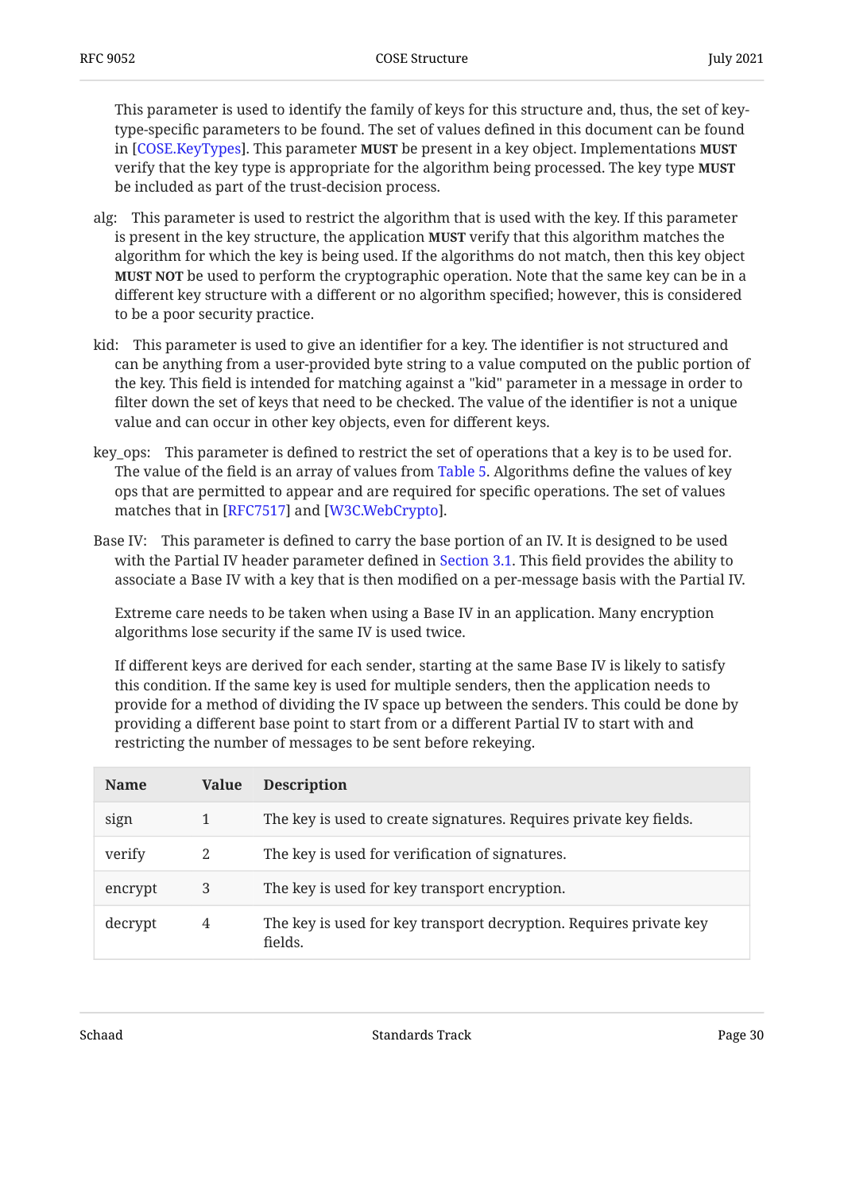This parameter is used to identify the family of keys for this structure and, thus, the set of key-type-specific parameters to be found. The set of values defined in this document can be found in [COSE.KeyTypes]. This parameter **MUST** be present in a key object. Implementations **MUST** verify that the key type is appropriate for the algorithm being processed. The key type **MUST** be included as part of the trust-decision process.

alg: This parameter is used to restrict the algorithm that is used with the key. If this parameter is present in the key structure, the application **MUST** verify that this algorithm matches the algorithm for which the key is being used. If the algorithms do not match, then this key object **MUST NOT** be used to perform the cryptographic operation. Note that the same key can be in a different key structure with a different or no algorithm specified; however, this is considered to be a poor security practice.

kid: This parameter is used to give an identifier for a key. The identifier is not structured and can be anything from a user-provided byte string to a value computed on the public portion of the key. This field is intended for matching against a "kid" parameter in a message in order to filter down the set of keys that need to be checked. The value of the identifier is not a unique value and can occur in other key objects, even for different keys.

key_ops: This parameter is defined to restrict the set of operations that a key is to be used for. The value of the field is an array of values from Table 5. Algorithms define the values of key ops that are permitted to appear and are required for specific operations. The set of values matches that in [RFC7517] and [W3C.WebCrypto].

Base IV: This parameter is defined to carry the base portion of an IV. It is designed to be used with the Partial IV header parameter defined in Section 3.1. This field provides the ability to associate a Base IV with a key that is then modified on a per-message basis with the Partial IV.

Extreme care needs to be taken when using a Base IV in an application. Many encryption algorithms lose security if the same IV is used twice.

If different keys are derived for each sender, starting at the same Base IV is likely to satisfy this condition. If the same key is used for multiple senders, then the application needs to provide for a method of dividing the IV space up between the senders. This could be done by providing a different base point to start from or a different Partial IV to start with and restricting the number of messages to be sent before rekeying.

| Name | Value | Description |
|---|---|---|
| sign | 1 | The key is used to create signatures. Requires private key fields. |
| verify | 2 | The key is used for verification of signatures. |
| encrypt | 3 | The key is used for key transport encryption. |
| decrypt | 4 | The key is used for key transport decryption. Requires private key fields. |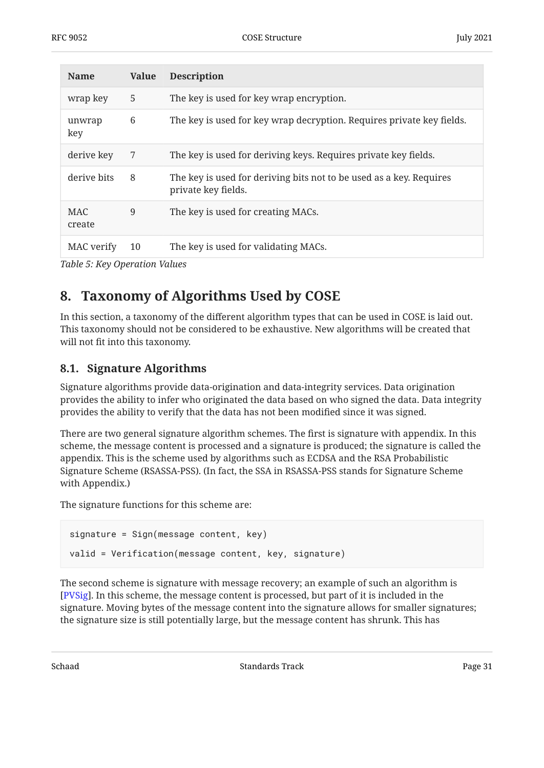| Name | Value | Description |
|---|---|---|
| wrap key | 5 | The key is used for key wrap encryption. |
| unwrap key | 6 | The key is used for key wrap decryption. Requires private key fields. |
| derive key | 7 | The key is used for deriving keys. Requires private key fields. |
| derive bits | 8 | The key is used for deriving bits not to be used as a key. Requires private key fields. |
| MAC create | 9 | The key is used for creating MACs. |
| MAC verify | 10 | The key is used for validating MACs. |

*Table 5: Key Operation Values*

## 8. Taxonomy of Algorithms Used by COSE

In this section, a taxonomy of the different algorithm types that can be used in COSE is laid out. This taxonomy should not be considered to be exhaustive. New algorithms will be created that will not fit into this taxonomy.

### 8.1. Signature Algorithms

Signature algorithms provide data-origination and data-integrity services. Data origination provides the ability to infer who originated the data based on who signed the data. Data integrity provides the ability to verify that the data has not been modified since it was signed.

There are two general signature algorithm schemes. The first is signature with appendix. In this scheme, the message content is processed and a signature is produced; the signature is called the appendix. This is the scheme used by algorithms such as ECDSA and the RSA Probabilistic Signature Scheme (RSASSA-PSS). (In fact, the SSA in RSASSA-PSS stands for Signature Scheme with Appendix.)

The signature functions for this scheme are:

```
signature = Sign(message content, key)

valid = Verification(message content, key, signature)
```

The second scheme is signature with message recovery; an example of such an algorithm is [PVSig]. In this scheme, the message content is processed, but part of it is included in the signature. Moving bytes of the message content into the signature allows for smaller signatures; the signature size is still potentially large, but the message content has shrunk. This has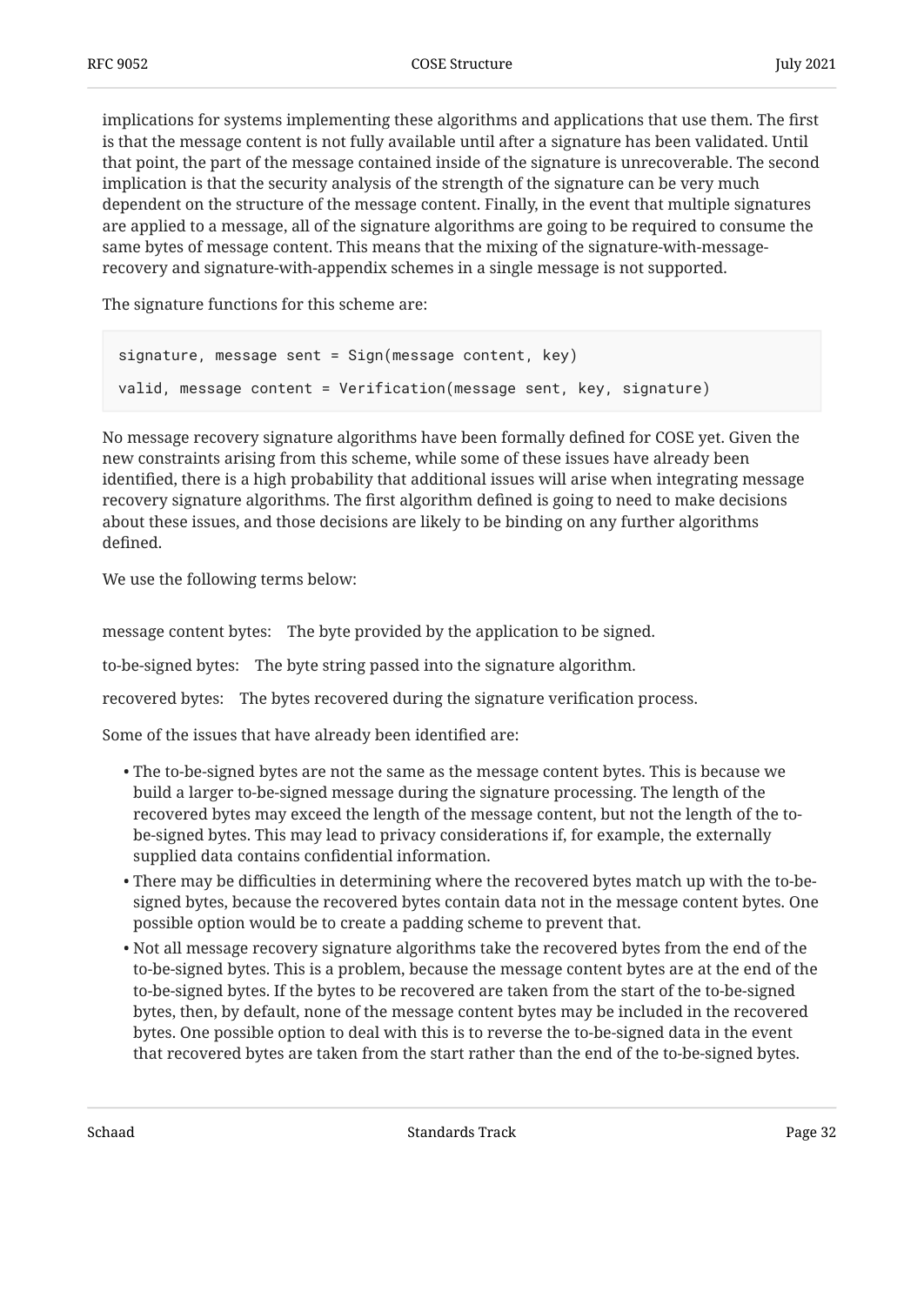implications for systems implementing these algorithms and applications that use them. The first is that the message content is not fully available until after a signature has been validated. Until that point, the part of the message contained inside of the signature is unrecoverable. The second implication is that the security analysis of the strength of the signature can be very much dependent on the structure of the message content. Finally, in the event that multiple signatures are applied to a message, all of the signature algorithms are going to be required to consume the same bytes of message content. This means that the mixing of the signature-with-message-recovery and signature-with-appendix schemes in a single message is not supported.

The signature functions for this scheme are:

```
signature, message sent = Sign(message content, key)

valid, message content = Verification(message sent, key, signature)
```

No message recovery signature algorithms have been formally defined for COSE yet. Given the new constraints arising from this scheme, while some of these issues have already been identified, there is a high probability that additional issues will arise when integrating message recovery signature algorithms. The first algorithm defined is going to need to make decisions about these issues, and those decisions are likely to be binding on any further algorithms defined.

We use the following terms below:

message content bytes: The byte provided by the application to be signed.

to-be-signed bytes: The byte string passed into the signature algorithm.

recovered bytes: The bytes recovered during the signature verification process.

Some of the issues that have already been identified are:

- The to-be-signed bytes are not the same as the message content bytes. This is because we build a larger to-be-signed message during the signature processing. The length of the recovered bytes may exceed the length of the message content, but not the length of the to-be-signed bytes. This may lead to privacy considerations if, for example, the externally supplied data contains confidential information.
- There may be difficulties in determining where the recovered bytes match up with the to-be-signed bytes, because the recovered bytes contain data not in the message content bytes. One possible option would be to create a padding scheme to prevent that.
- Not all message recovery signature algorithms take the recovered bytes from the end of the to-be-signed bytes. This is a problem, because the message content bytes are at the end of the to-be-signed bytes. If the bytes to be recovered are taken from the start of the to-be-signed bytes, then, by default, none of the message content bytes may be included in the recovered bytes. One possible option to deal with this is to reverse the to-be-signed data in the event that recovered bytes are taken from the start rather than the end of the to-be-signed bytes.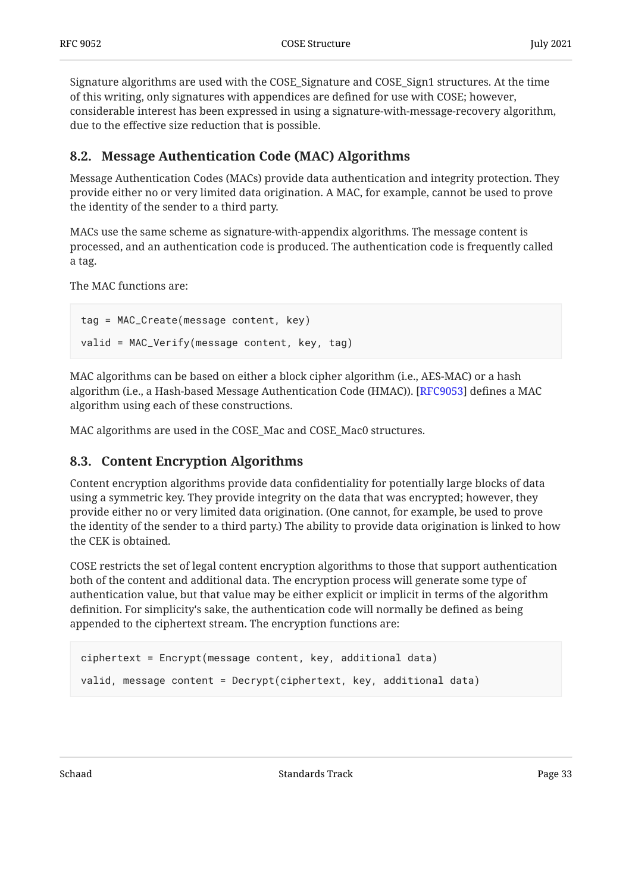Signature algorithms are used with the COSE_Signature and COSE_Sign1 structures. At the time of this writing, only signatures with appendices are defined for use with COSE; however, considerable interest has been expressed in using a signature-with-message-recovery algorithm, due to the effective size reduction that is possible.

## 8.2. Message Authentication Code (MAC) Algorithms

Message Authentication Codes (MACs) provide data authentication and integrity protection. They provide either no or very limited data origination. A MAC, for example, cannot be used to prove the identity of the sender to a third party.

MACs use the same scheme as signature-with-appendix algorithms. The message content is processed, and an authentication code is produced. The authentication code is frequently called a tag.

The MAC functions are:

```
tag = MAC_Create(message content, key)

valid = MAC_Verify(message content, key, tag)
```

MAC algorithms can be based on either a block cipher algorithm (i.e., AES-MAC) or a hash algorithm (i.e., a Hash-based Message Authentication Code (HMAC)). [RFC9053] defines a MAC algorithm using each of these constructions.

MAC algorithms are used in the COSE_Mac and COSE_Mac0 structures.

## 8.3. Content Encryption Algorithms

Content encryption algorithms provide data confidentiality for potentially large blocks of data using a symmetric key. They provide integrity on the data that was encrypted; however, they provide either no or very limited data origination. (One cannot, for example, be used to prove the identity of the sender to a third party.) The ability to provide data origination is linked to how the CEK is obtained.

COSE restricts the set of legal content encryption algorithms to those that support authentication both of the content and additional data. The encryption process will generate some type of authentication value, but that value may be either explicit or implicit in terms of the algorithm definition. For simplicity's sake, the authentication code will normally be defined as being appended to the ciphertext stream. The encryption functions are:

```
ciphertext = Encrypt(message content, key, additional data)

valid, message content = Decrypt(ciphertext, key, additional data)
```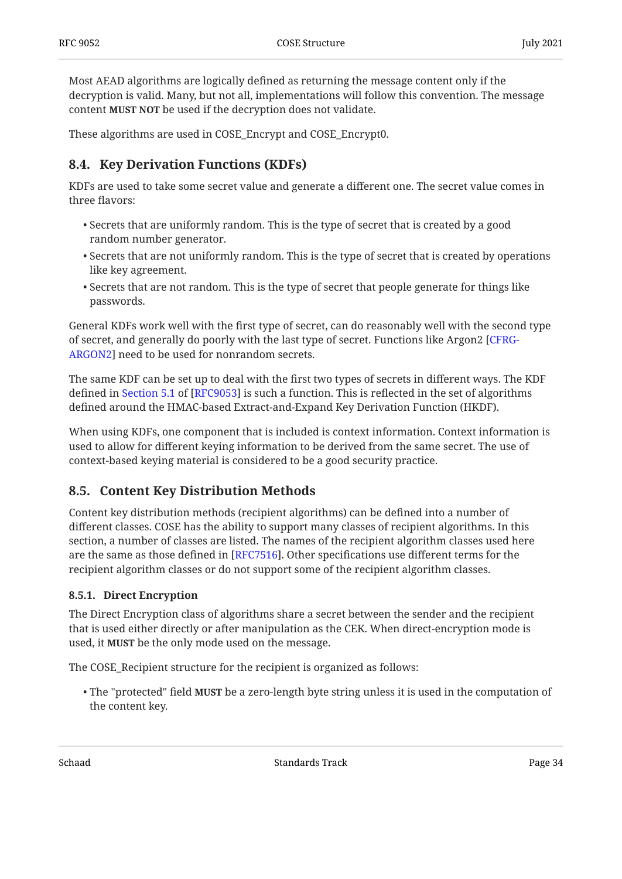Most AEAD algorithms are logically defined as returning the message content only if the decryption is valid. Many, but not all, implementations will follow this convention. The message content **MUST NOT** be used if the decryption does not validate.

These algorithms are used in COSE_Encrypt and COSE_Encrypt0.

## 8.4. Key Derivation Functions (KDFs)

KDFs are used to take some secret value and generate a different one. The secret value comes in three flavors:

- Secrets that are uniformly random. This is the type of secret that is created by a good random number generator.
- Secrets that are not uniformly random. This is the type of secret that is created by operations like key agreement.
- Secrets that are not random. This is the type of secret that people generate for things like passwords.

General KDFs work well with the first type of secret, can do reasonably well with the second type of secret, and generally do poorly with the last type of secret. Functions like Argon2 [CFRG-ARGON2] need to be used for nonrandom secrets.

The same KDF can be set up to deal with the first two types of secrets in different ways. The KDF defined in Section 5.1 of [RFC9053] is such a function. This is reflected in the set of algorithms defined around the HMAC-based Extract-and-Expand Key Derivation Function (HKDF).

When using KDFs, one component that is included is context information. Context information is used to allow for different keying information to be derived from the same secret. The use of context-based keying material is considered to be a good security practice.

## 8.5. Content Key Distribution Methods

Content key distribution methods (recipient algorithms) can be defined into a number of different classes. COSE has the ability to support many classes of recipient algorithms. In this section, a number of classes are listed. The names of the recipient algorithm classes used here are the same as those defined in [RFC7516]. Other specifications use different terms for the recipient algorithm classes or do not support some of the recipient algorithm classes.

### 8.5.1. Direct Encryption

The Direct Encryption class of algorithms share a secret between the sender and the recipient that is used either directly or after manipulation as the CEK. When direct-encryption mode is used, it **MUST** be the only mode used on the message.

The COSE_Recipient structure for the recipient is organized as follows:

- The "protected" field **MUST** be a zero-length byte string unless it is used in the computation of the content key.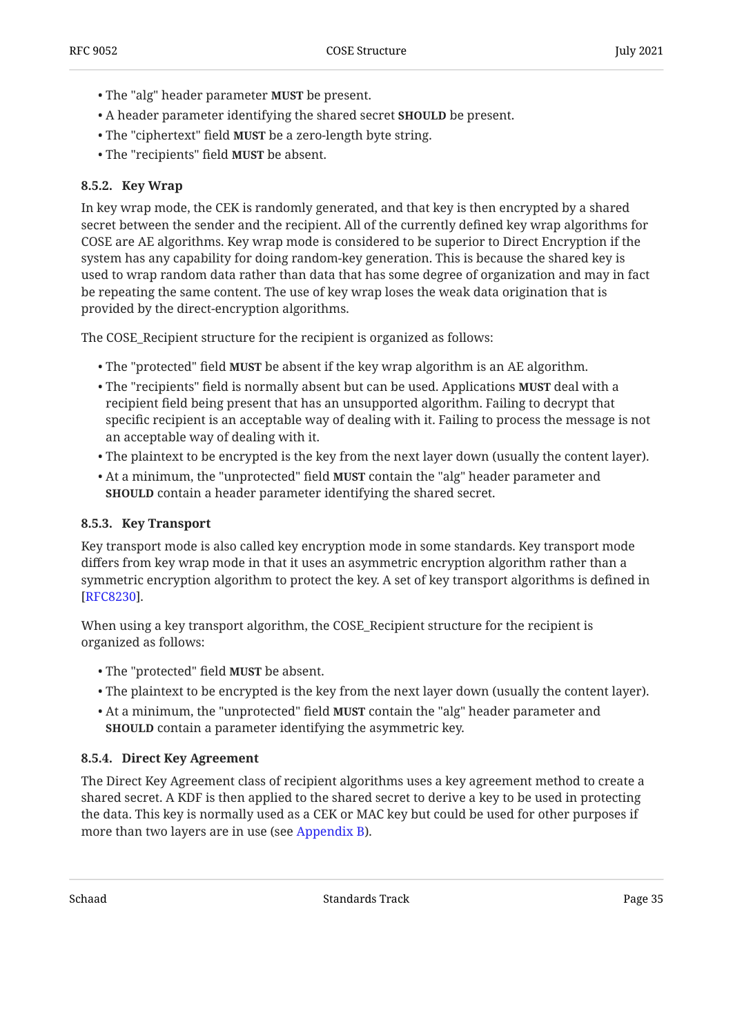- The "alg" header parameter **MUST** be present.
- A header parameter identifying the shared secret **SHOULD** be present.
- The "ciphertext" field **MUST** be a zero-length byte string.
- The "recipients" field **MUST** be absent.

### 8.5.2. Key Wrap

In key wrap mode, the CEK is randomly generated, and that key is then encrypted by a shared secret between the sender and the recipient. All of the currently defined key wrap algorithms for COSE are AE algorithms. Key wrap mode is considered to be superior to Direct Encryption if the system has any capability for doing random-key generation. This is because the shared key is used to wrap random data rather than data that has some degree of organization and may in fact be repeating the same content. The use of key wrap loses the weak data origination that is provided by the direct-encryption algorithms.

The COSE_Recipient structure for the recipient is organized as follows:

- The "protected" field **MUST** be absent if the key wrap algorithm is an AE algorithm.
- The "recipients" field is normally absent but can be used. Applications **MUST** deal with a recipient field being present that has an unsupported algorithm. Failing to decrypt that specific recipient is an acceptable way of dealing with it. Failing to process the message is not an acceptable way of dealing with it.
- The plaintext to be encrypted is the key from the next layer down (usually the content layer).
- At a minimum, the "unprotected" field **MUST** contain the "alg" header parameter and **SHOULD** contain a header parameter identifying the shared secret.

### 8.5.3. Key Transport

Key transport mode is also called key encryption mode in some standards. Key transport mode differs from key wrap mode in that it uses an asymmetric encryption algorithm rather than a symmetric encryption algorithm to protect the key. A set of key transport algorithms is defined in [RFC8230].

When using a key transport algorithm, the COSE_Recipient structure for the recipient is organized as follows:

- The "protected" field **MUST** be absent.
- The plaintext to be encrypted is the key from the next layer down (usually the content layer).
- At a minimum, the "unprotected" field **MUST** contain the "alg" header parameter and **SHOULD** contain a parameter identifying the asymmetric key.

### 8.5.4. Direct Key Agreement

The Direct Key Agreement class of recipient algorithms uses a key agreement method to create a shared secret. A KDF is then applied to the shared secret to derive a key to be used in protecting the data. This key is normally used as a CEK or MAC key but could be used for other purposes if more than two layers are in use (see Appendix B).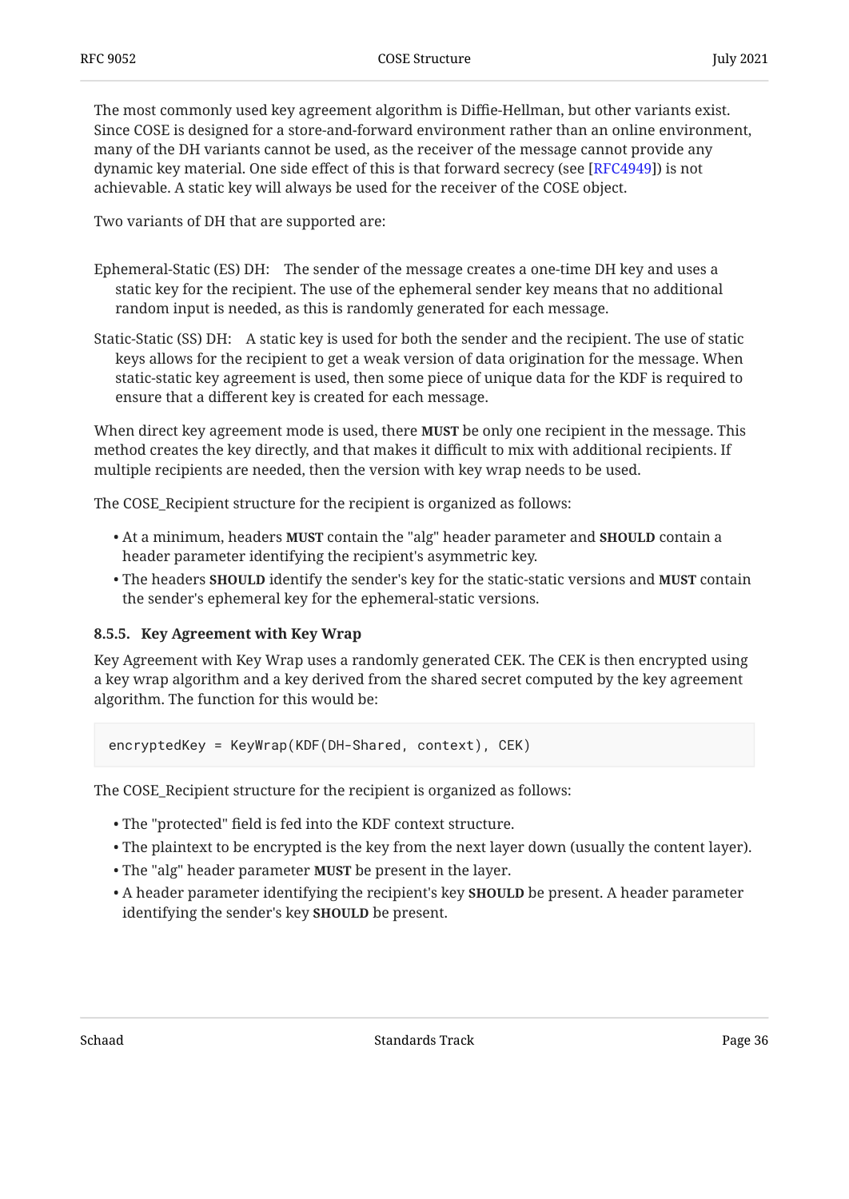The most commonly used key agreement algorithm is Diffie-Hellman, but other variants exist. Since COSE is designed for a store-and-forward environment rather than an online environment, many of the DH variants cannot be used, as the receiver of the message cannot provide any dynamic key material. One side effect of this is that forward secrecy (see [RFC4949]) is not achievable. A static key will always be used for the receiver of the COSE object.

Two variants of DH that are supported are:

Ephemeral-Static (ES) DH:
: The sender of the message creates a one-time DH key and uses a static key for the recipient. The use of the ephemeral sender key means that no additional random input is needed, as this is randomly generated for each message.

Static-Static (SS) DH:
: A static key is used for both the sender and the recipient. The use of static keys allows for the recipient to get a weak version of data origination for the message. When static-static key agreement is used, then some piece of unique data for the KDF is required to ensure that a different key is created for each message.

When direct key agreement mode is used, there **MUST** be only one recipient in the message. This method creates the key directly, and that makes it difficult to mix with additional recipients. If multiple recipients are needed, then the version with key wrap needs to be used.

The COSE_Recipient structure for the recipient is organized as follows:

- At a minimum, headers **MUST** contain the "alg" header parameter and **SHOULD** contain a header parameter identifying the recipient's asymmetric key.
- The headers **SHOULD** identify the sender's key for the static-static versions and **MUST** contain the sender's ephemeral key for the ephemeral-static versions.

#### 8.5.5. Key Agreement with Key Wrap

Key Agreement with Key Wrap uses a randomly generated CEK. The CEK is then encrypted using a key wrap algorithm and a key derived from the shared secret computed by the key agreement algorithm. The function for this would be:

```
encryptedKey = KeyWrap(KDF(DH-Shared, context), CEK)
```

The COSE_Recipient structure for the recipient is organized as follows:

- The "protected" field is fed into the KDF context structure.
- The plaintext to be encrypted is the key from the next layer down (usually the content layer).
- The "alg" header parameter **MUST** be present in the layer.
- A header parameter identifying the recipient's key **SHOULD** be present. A header parameter identifying the sender's key **SHOULD** be present.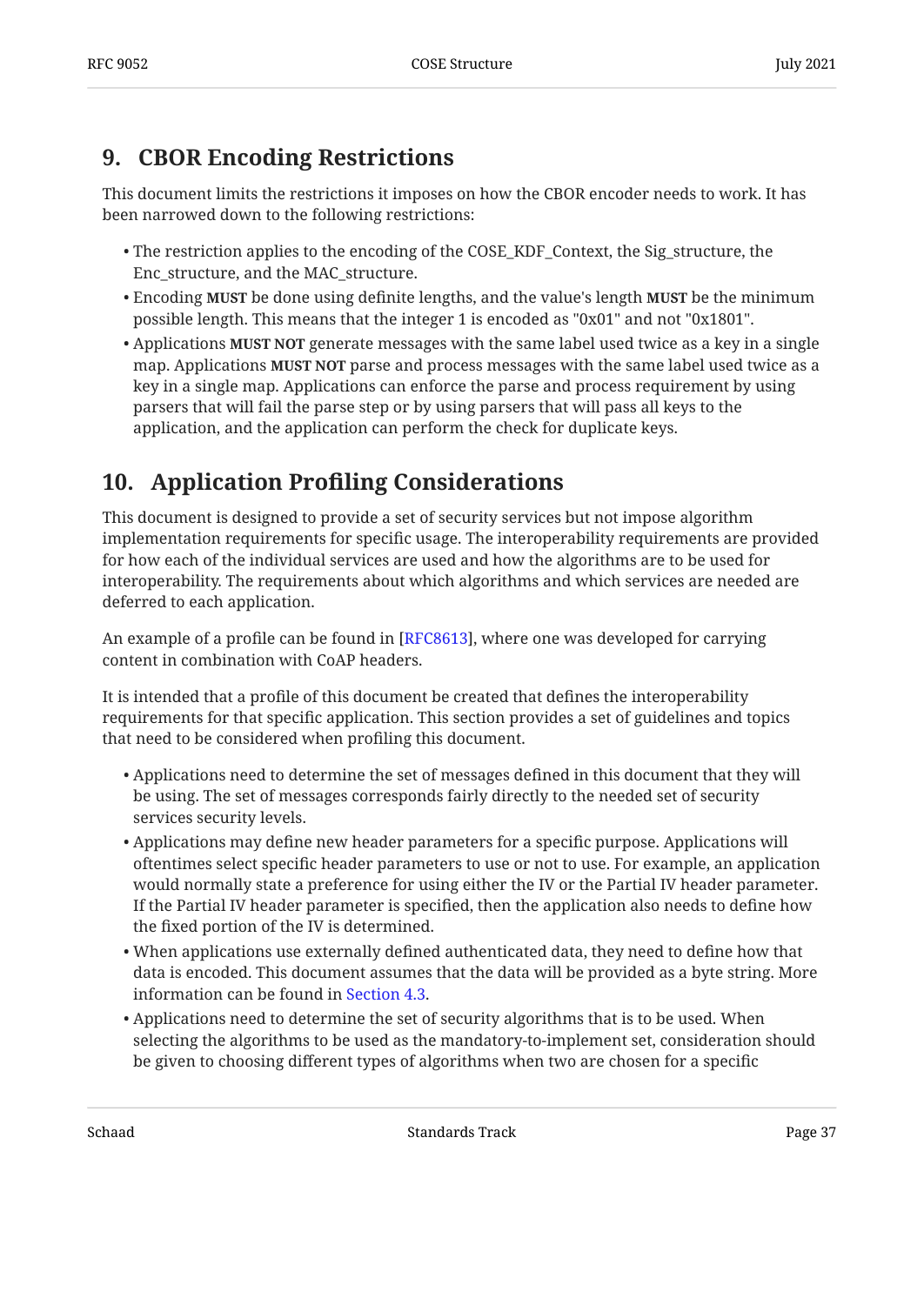## 9. CBOR Encoding Restrictions

This document limits the restrictions it imposes on how the CBOR encoder needs to work. It has been narrowed down to the following restrictions:

- The restriction applies to the encoding of the COSE_KDF_Context, the Sig_structure, the Enc_structure, and the MAC_structure.
- Encoding **MUST** be done using definite lengths, and the value's length **MUST** be the minimum possible length. This means that the integer 1 is encoded as "0x01" and not "0x1801".
- Applications **MUST NOT** generate messages with the same label used twice as a key in a single map. Applications **MUST NOT** parse and process messages with the same label used twice as a key in a single map. Applications can enforce the parse and process requirement by using parsers that will fail the parse step or by using parsers that will pass all keys to the application, and the application can perform the check for duplicate keys.

## 10. Application Profiling Considerations

This document is designed to provide a set of security services but not impose algorithm implementation requirements for specific usage. The interoperability requirements are provided for how each of the individual services are used and how the algorithms are to be used for interoperability. The requirements about which algorithms and which services are needed are deferred to each application.

An example of a profile can be found in [RFC8613], where one was developed for carrying content in combination with CoAP headers.

It is intended that a profile of this document be created that defines the interoperability requirements for that specific application. This section provides a set of guidelines and topics that need to be considered when profiling this document.

- Applications need to determine the set of messages defined in this document that they will be using. The set of messages corresponds fairly directly to the needed set of security services security levels.
- Applications may define new header parameters for a specific purpose. Applications will oftentimes select specific header parameters to use or not to use. For example, an application would normally state a preference for using either the IV or the Partial IV header parameter. If the Partial IV header parameter is specified, then the application also needs to define how the fixed portion of the IV is determined.
- When applications use externally defined authenticated data, they need to define how that data is encoded. This document assumes that the data will be provided as a byte string. More information can be found in Section 4.3.
- Applications need to determine the set of security algorithms that is to be used. When selecting the algorithms to be used as the mandatory-to-implement set, consideration should be given to choosing different types of algorithms when two are chosen for a specific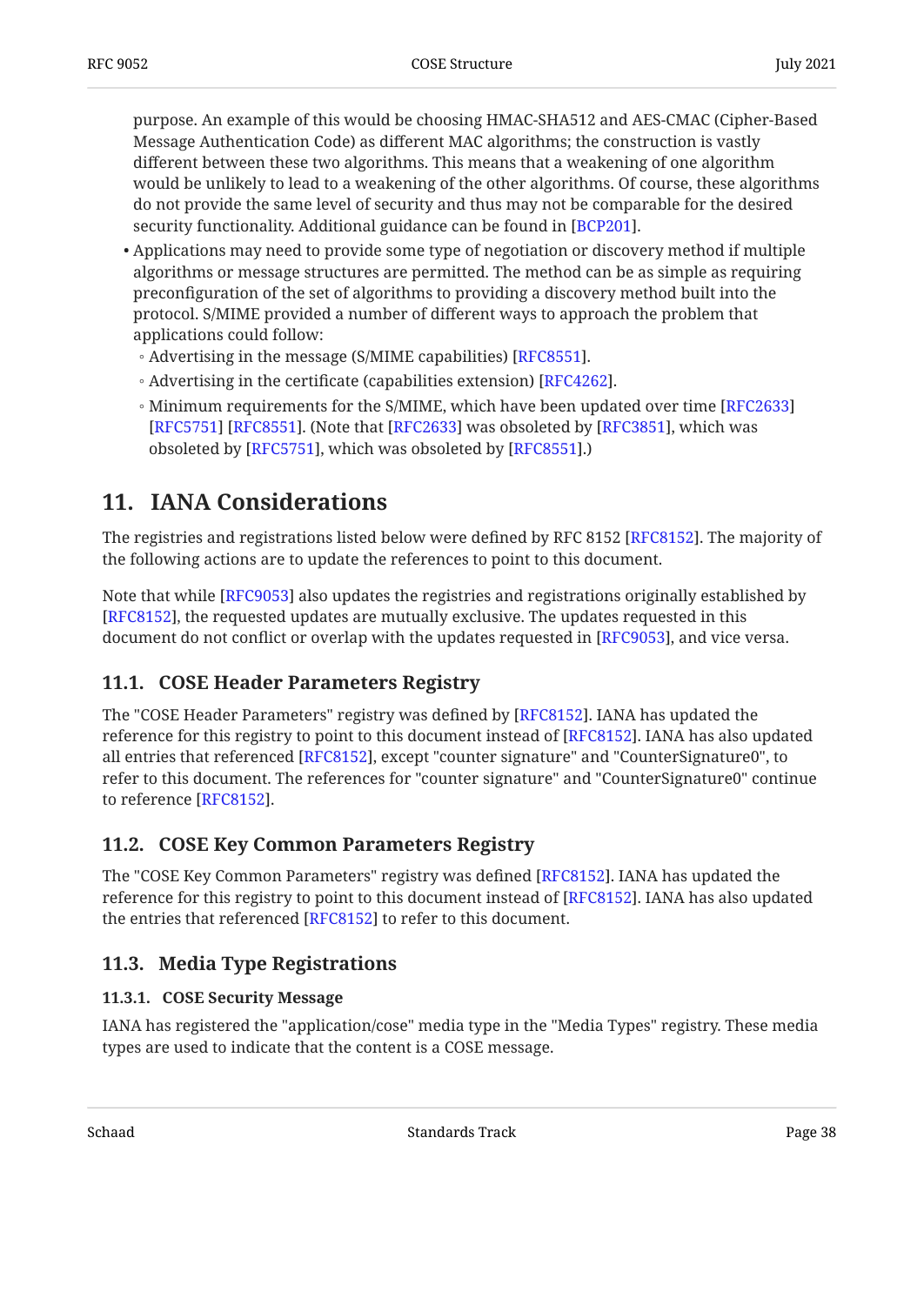purpose. An example of this would be choosing HMAC-SHA512 and AES-CMAC (Cipher-Based Message Authentication Code) as different MAC algorithms; the construction is vastly different between these two algorithms. This means that a weakening of one algorithm would be unlikely to lead to a weakening of the other algorithms. Of course, these algorithms do not provide the same level of security and thus may not be comparable for the desired security functionality. Additional guidance can be found in [BCP201].

- Applications may need to provide some type of negotiation or discovery method if multiple algorithms or message structures are permitted. The method can be as simple as requiring preconfiguration of the set of algorithms to providing a discovery method built into the protocol. S/MIME provided a number of different ways to approach the problem that applications could follow:
  - Advertising in the message (S/MIME capabilities) [RFC8551].
  - Advertising in the certificate (capabilities extension) [RFC4262].
  - Minimum requirements for the S/MIME, which have been updated over time [RFC2633] [RFC5751] [RFC8551]. (Note that [RFC2633] was obsoleted by [RFC3851], which was obsoleted by [RFC5751], which was obsoleted by [RFC8551].)

# 11. IANA Considerations

The registries and registrations listed below were defined by RFC 8152 [RFC8152]. The majority of the following actions are to update the references to point to this document.

Note that while [RFC9053] also updates the registries and registrations originally established by [RFC8152], the requested updates are mutually exclusive. The updates requested in this document do not conflict or overlap with the updates requested in [RFC9053], and vice versa.

## 11.1. COSE Header Parameters Registry

The "COSE Header Parameters" registry was defined by [RFC8152]. IANA has updated the reference for this registry to point to this document instead of [RFC8152]. IANA has also updated all entries that referenced [RFC8152], except "counter signature" and "CounterSignature0", to refer to this document. The references for "counter signature" and "CounterSignature0" continue to reference [RFC8152].

## 11.2. COSE Key Common Parameters Registry

The "COSE Key Common Parameters" registry was defined [RFC8152]. IANA has updated the reference for this registry to point to this document instead of [RFC8152]. IANA has also updated the entries that referenced [RFC8152] to refer to this document.

## 11.3. Media Type Registrations

### 11.3.1. COSE Security Message

IANA has registered the "application/cose" media type in the "Media Types" registry. These media types are used to indicate that the content is a COSE message.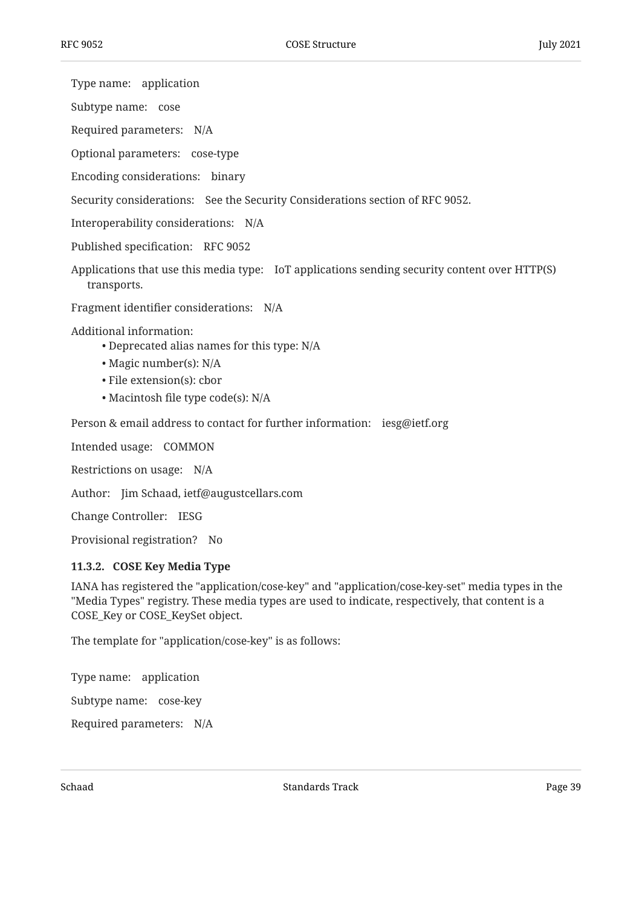Type name: application

Subtype name: cose

Required parameters: N/A

Optional parameters: cose-type

Encoding considerations: binary

Security considerations: See the Security Considerations section of RFC 9052.

Interoperability considerations: N/A

Published specification: RFC 9052

Applications that use this media type: IoT applications sending security content over HTTP(S) transports.

Fragment identifier considerations: N/A

Additional information:

- Deprecated alias names for this type: N/A
- Magic number(s): N/A
- File extension(s): cbor
- Macintosh file type code(s): N/A

Person & email address to contact for further information: iesg@ietf.org

Intended usage: COMMON

Restrictions on usage: N/A

Author: Jim Schaad, ietf@augustcellars.com

Change Controller: IESG

Provisional registration? No

#### 11.3.2. COSE Key Media Type

IANA has registered the "application/cose-key" and "application/cose-key-set" media types in the "Media Types" registry. These media types are used to indicate, respectively, that content is a COSE_Key or COSE_KeySet object.

The template for "application/cose-key" is as follows:

Type name: application

Subtype name: cose-key

Required parameters: N/A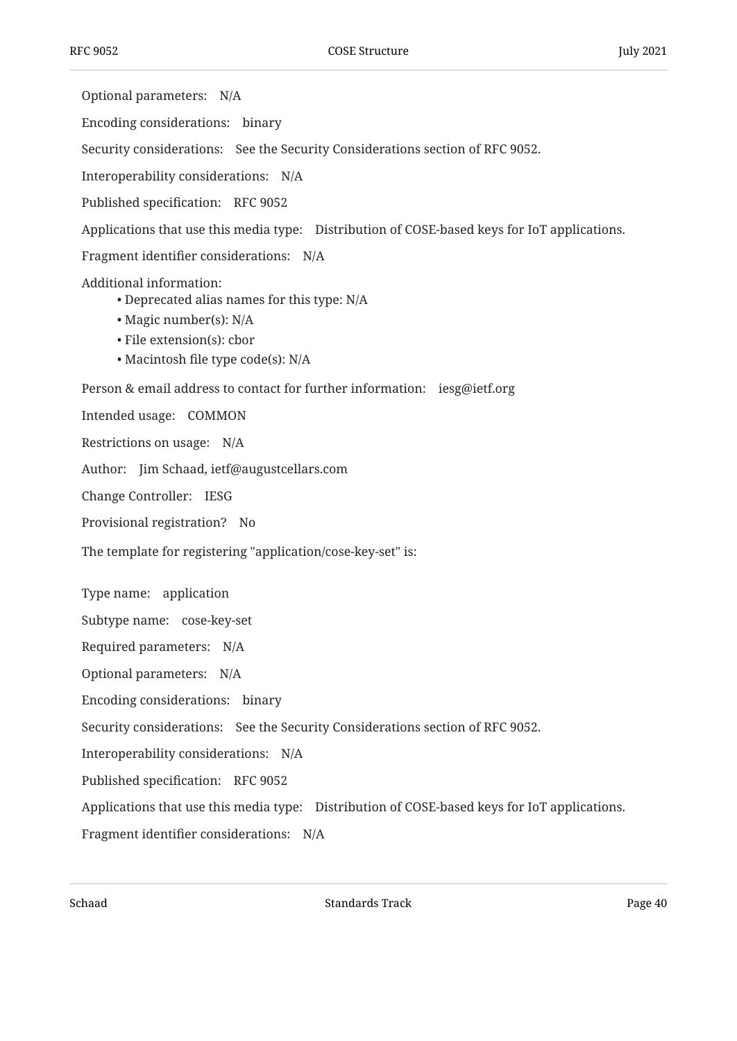Optional parameters: N/A

Encoding considerations: binary

Security considerations: See the Security Considerations section of RFC 9052.

Interoperability considerations: N/A

Published specification: RFC 9052

Applications that use this media type: Distribution of COSE-based keys for IoT applications.

Fragment identifier considerations: N/A

Additional information:

- Deprecated alias names for this type: N/A
- Magic number(s): N/A
- File extension(s): cbor
- Macintosh file type code(s): N/A

Person & email address to contact for further information: iesg@ietf.org

Intended usage: COMMON

Restrictions on usage: N/A

Author: Jim Schaad, ietf@augustcellars.com

Change Controller: IESG

Provisional registration? No

The template for registering "application/cose-key-set" is:

Type name: application

Subtype name: cose-key-set

Required parameters: N/A

Optional parameters: N/A

Encoding considerations: binary

Security considerations: See the Security Considerations section of RFC 9052.

Interoperability considerations: N/A

Published specification: RFC 9052

Applications that use this media type: Distribution of COSE-based keys for IoT applications.

Fragment identifier considerations: N/A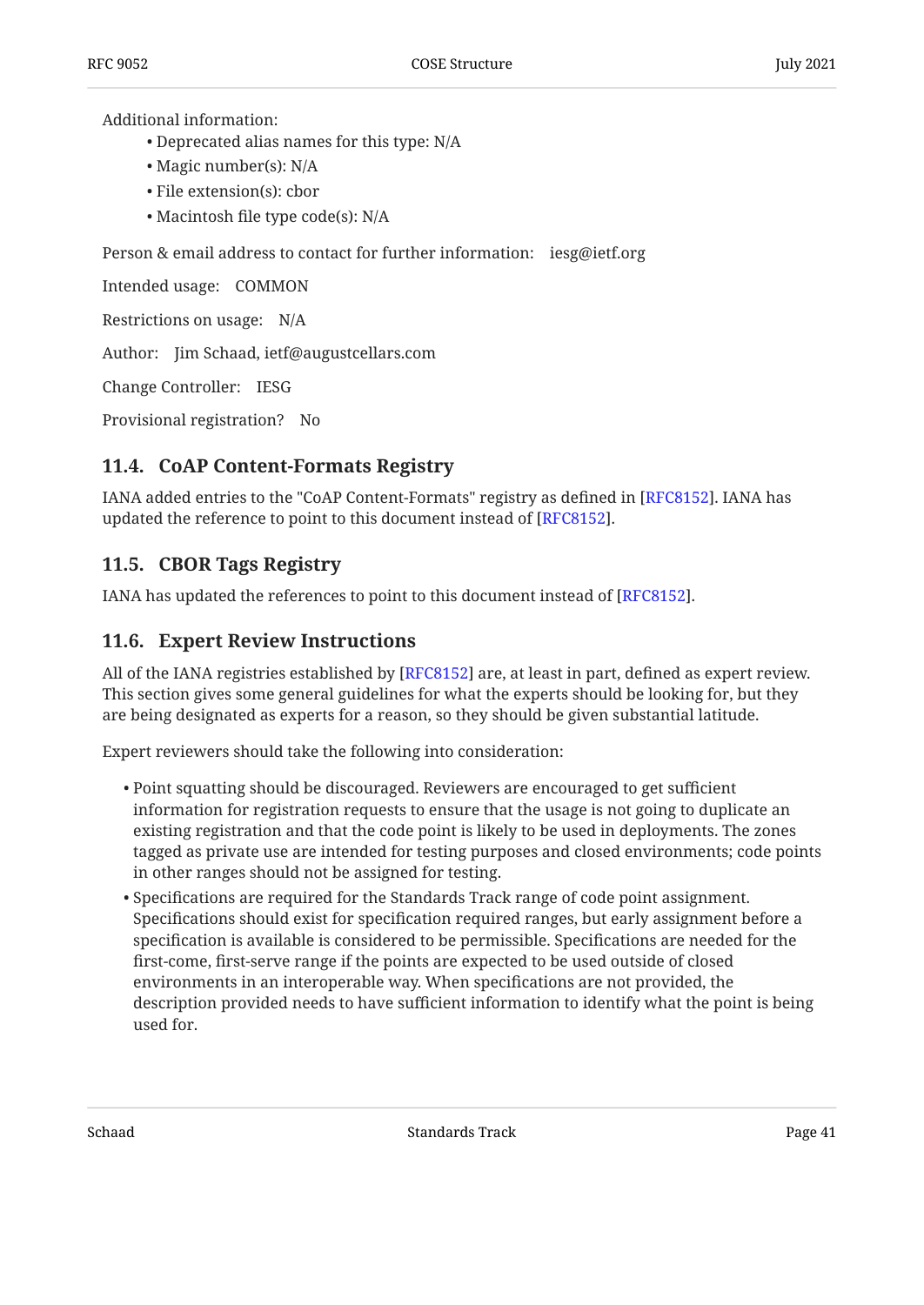Additional information:

- Deprecated alias names for this type: N/A
- Magic number(s): N/A
- File extension(s): cbor
- Macintosh file type code(s): N/A

Person & email address to contact for further information: iesg@ietf.org

Intended usage: COMMON

Restrictions on usage: N/A

Author: Jim Schaad, ietf@augustcellars.com

Change Controller: IESG

Provisional registration? No

### 11.4. CoAP Content-Formats Registry

IANA added entries to the "CoAP Content-Formats" registry as defined in [RFC8152]. IANA has updated the reference to point to this document instead of [RFC8152].

### 11.5. CBOR Tags Registry

IANA has updated the references to point to this document instead of [RFC8152].

### 11.6. Expert Review Instructions

All of the IANA registries established by [RFC8152] are, at least in part, defined as expert review. This section gives some general guidelines for what the experts should be looking for, but they are being designated as experts for a reason, so they should be given substantial latitude.

Expert reviewers should take the following into consideration:

- Point squatting should be discouraged. Reviewers are encouraged to get sufficient information for registration requests to ensure that the usage is not going to duplicate an existing registration and that the code point is likely to be used in deployments. The zones tagged as private use are intended for testing purposes and closed environments; code points in other ranges should not be assigned for testing.
- Specifications are required for the Standards Track range of code point assignment. Specifications should exist for specification required ranges, but early assignment before a specification is available is considered to be permissible. Specifications are needed for the first-come, first-serve range if the points are expected to be used outside of closed environments in an interoperable way. When specifications are not provided, the description provided needs to have sufficient information to identify what the point is being used for.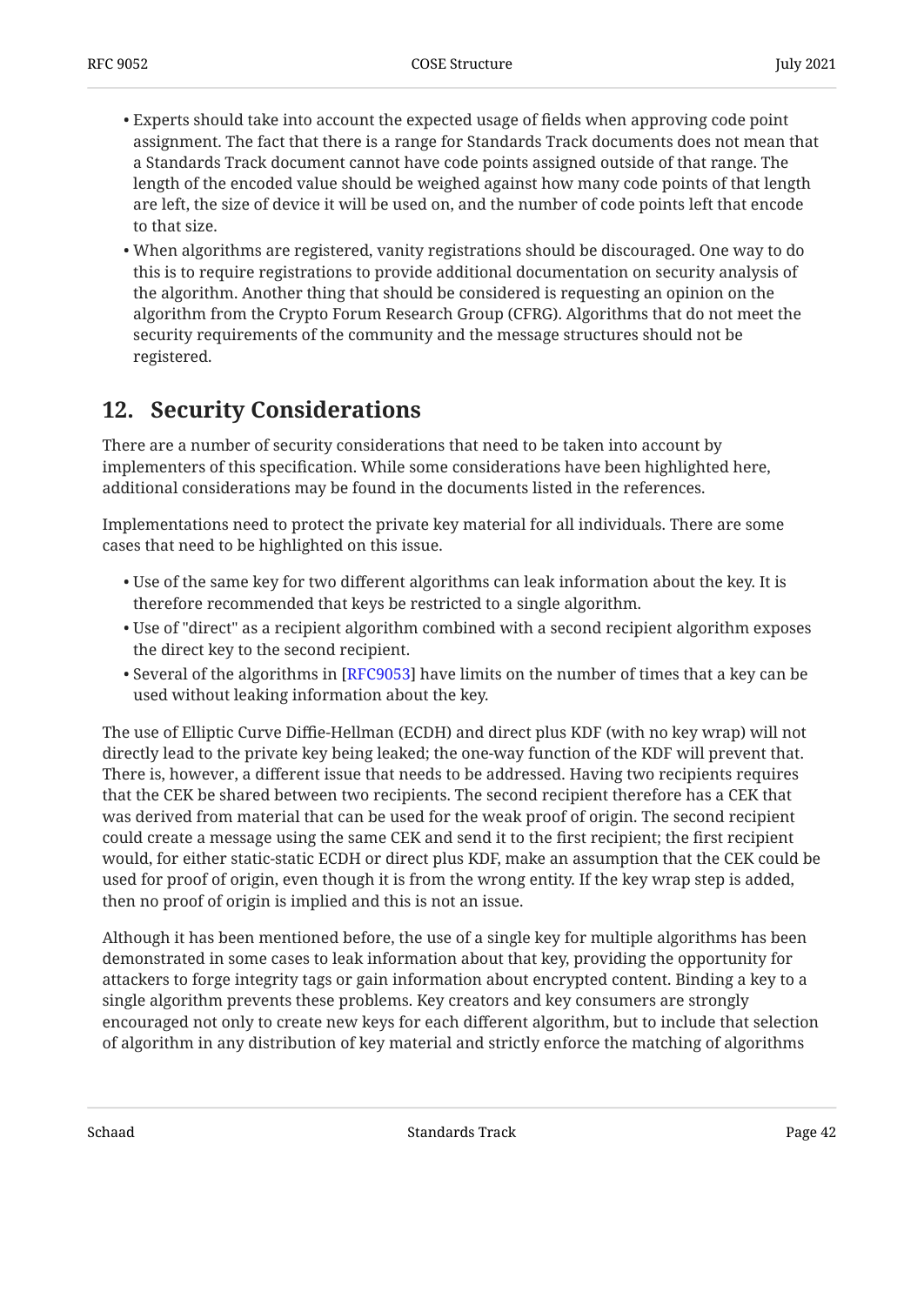- Experts should take into account the expected usage of fields when approving code point assignment. The fact that there is a range for Standards Track documents does not mean that a Standards Track document cannot have code points assigned outside of that range. The length of the encoded value should be weighed against how many code points of that length are left, the size of device it will be used on, and the number of code points left that encode to that size.
- When algorithms are registered, vanity registrations should be discouraged. One way to do this is to require registrations to provide additional documentation on security analysis of the algorithm. Another thing that should be considered is requesting an opinion on the algorithm from the Crypto Forum Research Group (CFRG). Algorithms that do not meet the security requirements of the community and the message structures should not be registered.

## 12. Security Considerations

There are a number of security considerations that need to be taken into account by implementers of this specification. While some considerations have been highlighted here, additional considerations may be found in the documents listed in the references.

Implementations need to protect the private key material for all individuals. There are some cases that need to be highlighted on this issue.

- Use of the same key for two different algorithms can leak information about the key. It is therefore recommended that keys be restricted to a single algorithm.
- Use of "direct" as a recipient algorithm combined with a second recipient algorithm exposes the direct key to the second recipient.
- Several of the algorithms in [RFC9053] have limits on the number of times that a key can be used without leaking information about the key.

The use of Elliptic Curve Diffie-Hellman (ECDH) and direct plus KDF (with no key wrap) will not directly lead to the private key being leaked; the one-way function of the KDF will prevent that. There is, however, a different issue that needs to be addressed. Having two recipients requires that the CEK be shared between two recipients. The second recipient therefore has a CEK that was derived from material that can be used for the weak proof of origin. The second recipient could create a message using the same CEK and send it to the first recipient; the first recipient would, for either static-static ECDH or direct plus KDF, make an assumption that the CEK could be used for proof of origin, even though it is from the wrong entity. If the key wrap step is added, then no proof of origin is implied and this is not an issue.

Although it has been mentioned before, the use of a single key for multiple algorithms has been demonstrated in some cases to leak information about that key, providing the opportunity for attackers to forge integrity tags or gain information about encrypted content. Binding a key to a single algorithm prevents these problems. Key creators and key consumers are strongly encouraged not only to create new keys for each different algorithm, but to include that selection of algorithm in any distribution of key material and strictly enforce the matching of algorithms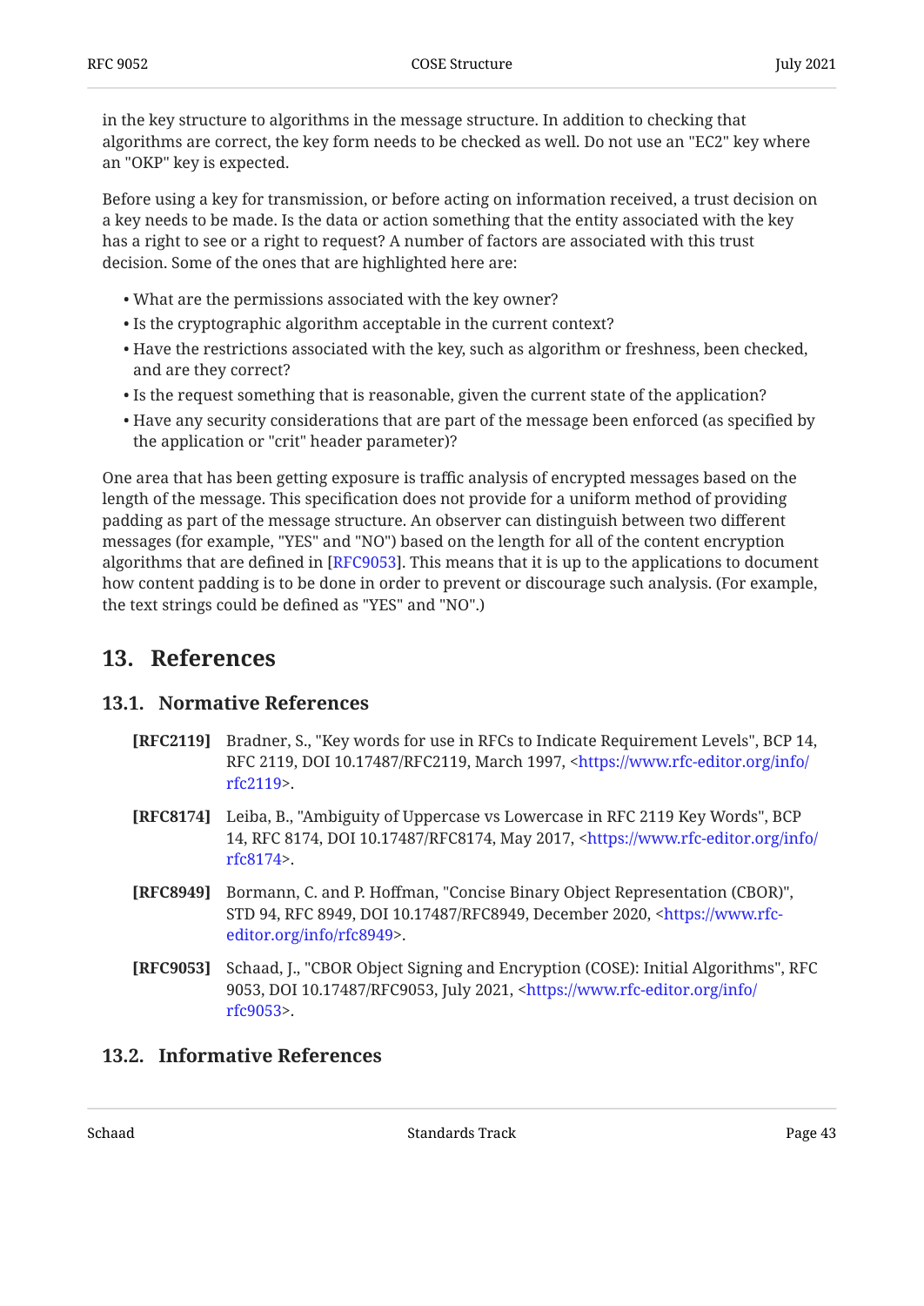in the key structure to algorithms in the message structure. In addition to checking that algorithms are correct, the key form needs to be checked as well. Do not use an "EC2" key where an "OKP" key is expected.

Before using a key for transmission, or before acting on information received, a trust decision on a key needs to be made. Is the data or action something that the entity associated with the key has a right to see or a right to request? A number of factors are associated with this trust decision. Some of the ones that are highlighted here are:

- What are the permissions associated with the key owner?
- Is the cryptographic algorithm acceptable in the current context?
- Have the restrictions associated with the key, such as algorithm or freshness, been checked, and are they correct?
- Is the request something that is reasonable, given the current state of the application?
- Have any security considerations that are part of the message been enforced (as specified by the application or "crit" header parameter)?

One area that has been getting exposure is traffic analysis of encrypted messages based on the length of the message. This specification does not provide for a uniform method of providing padding as part of the message structure. An observer can distinguish between two different messages (for example, "YES" and "NO") based on the length for all of the content encryption algorithms that are defined in [RFC9053]. This means that it is up to the applications to document how content padding is to be done in order to prevent or discourage such analysis. (For example, the text strings could be defined as "YES" and "NO".)

# 13. References

## 13.1. Normative References

**[RFC2119]** Bradner, S., "Key words for use in RFCs to Indicate Requirement Levels", BCP 14, RFC 2119, DOI 10.17487/RFC2119, March 1997, <https://www.rfc-editor.org/info/rfc2119>.

**[RFC8174]** Leiba, B., "Ambiguity of Uppercase vs Lowercase in RFC 2119 Key Words", BCP 14, RFC 8174, DOI 10.17487/RFC8174, May 2017, <https://www.rfc-editor.org/info/rfc8174>.

**[RFC8949]** Bormann, C. and P. Hoffman, "Concise Binary Object Representation (CBOR)", STD 94, RFC 8949, DOI 10.17487/RFC8949, December 2020, <https://www.rfc-editor.org/info/rfc8949>.

**[RFC9053]** Schaad, J., "CBOR Object Signing and Encryption (COSE): Initial Algorithms", RFC 9053, DOI 10.17487/RFC9053, July 2021, <https://www.rfc-editor.org/info/rfc9053>.

## 13.2. Informative References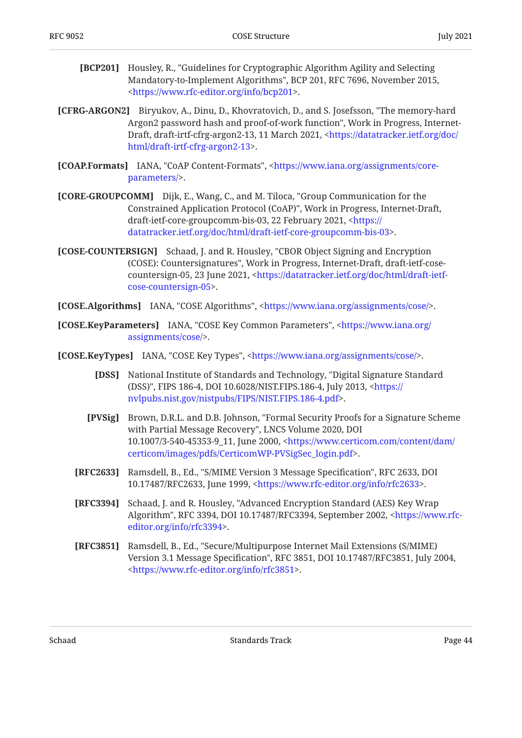**[BCP201]** Housley, R., "Guidelines for Cryptographic Algorithm Agility and Selecting Mandatory-to-Implement Algorithms", BCP 201, RFC 7696, November 2015, <https://www.rfc-editor.org/info/bcp201>.

**[CFRG-ARGON2]** Biryukov, A., Dinu, D., Khovratovich, D., and S. Josefsson, "The memory-hard Argon2 password hash and proof-of-work function", Work in Progress, Internet-Draft, draft-irtf-cfrg-argon2-13, 11 March 2021, <https://datatracker.ietf.org/doc/html/draft-irtf-cfrg-argon2-13>.

**[COAP.Formats]** IANA, "CoAP Content-Formats", <https://www.iana.org/assignments/core-parameters/>.

**[CORE-GROUPCOMM]** Dijk, E., Wang, C., and M. Tiloca, "Group Communication for the Constrained Application Protocol (CoAP)", Work in Progress, Internet-Draft, draft-ietf-core-groupcomm-bis-03, 22 February 2021, <https://datatracker.ietf.org/doc/html/draft-ietf-core-groupcomm-bis-03>.

**[COSE-COUNTERSIGN]** Schaad, J. and R. Housley, "CBOR Object Signing and Encryption (COSE): Countersignatures", Work in Progress, Internet-Draft, draft-ietf-cose-countersign-05, 23 June 2021, <https://datatracker.ietf.org/doc/html/draft-ietf-cose-countersign-05>.

**[COSE.Algorithms]** IANA, "COSE Algorithms", <https://www.iana.org/assignments/cose/>.

**[COSE.KeyParameters]** IANA, "COSE Key Common Parameters", <https://www.iana.org/assignments/cose/>.

**[COSE.KeyTypes]** IANA, "COSE Key Types", <https://www.iana.org/assignments/cose/>.

**[DSS]** National Institute of Standards and Technology, "Digital Signature Standard (DSS)", FIPS 186-4, DOI 10.6028/NIST.FIPS.186-4, July 2013, <https://nvlpubs.nist.gov/nistpubs/FIPS/NIST.FIPS.186-4.pdf>.

**[PVSig]** Brown, D.R.L. and D.B. Johnson, "Formal Security Proofs for a Signature Scheme with Partial Message Recovery", LNCS Volume 2020, DOI 10.1007/3-540-45353-9_11, June 2000, <https://www.certicom.com/content/dam/certicom/images/pdfs/CerticomWP-PVSigSec_login.pdf>.

**[RFC2633]** Ramsdell, B., Ed., "S/MIME Version 3 Message Specification", RFC 2633, DOI 10.17487/RFC2633, June 1999, <https://www.rfc-editor.org/info/rfc2633>.

**[RFC3394]** Schaad, J. and R. Housley, "Advanced Encryption Standard (AES) Key Wrap Algorithm", RFC 3394, DOI 10.17487/RFC3394, September 2002, <https://www.rfc-editor.org/info/rfc3394>.

**[RFC3851]** Ramsdell, B., Ed., "Secure/Multipurpose Internet Mail Extensions (S/MIME) Version 3.1 Message Specification", RFC 3851, DOI 10.17487/RFC3851, July 2004, <https://www.rfc-editor.org/info/rfc3851>.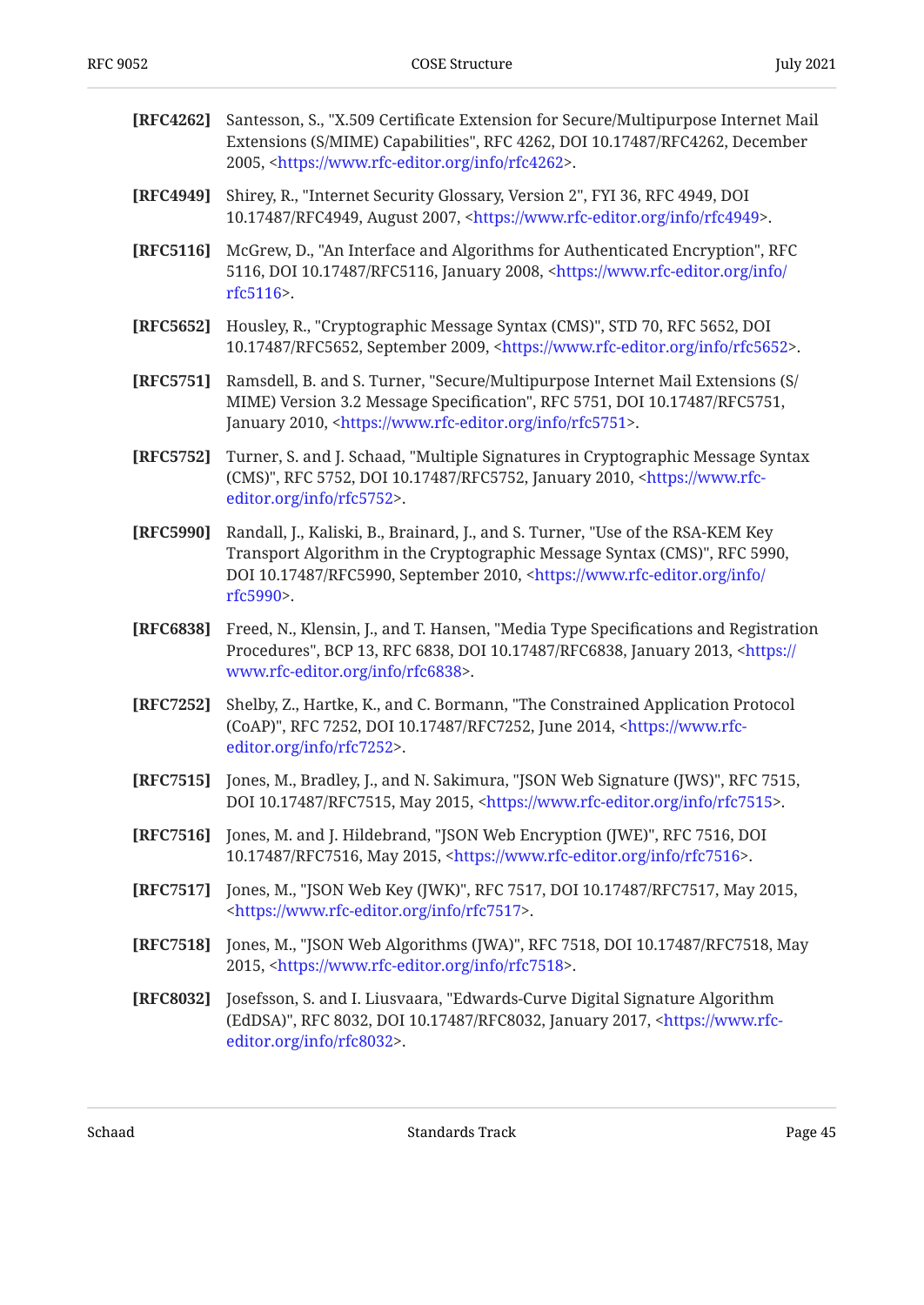**[RFC4262]** Santesson, S., "X.509 Certificate Extension for Secure/Multipurpose Internet Mail Extensions (S/MIME) Capabilities", RFC 4262, DOI 10.17487/RFC4262, December 2005, <https://www.rfc-editor.org/info/rfc4262>.

**[RFC4949]** Shirey, R., "Internet Security Glossary, Version 2", FYI 36, RFC 4949, DOI 10.17487/RFC4949, August 2007, <https://www.rfc-editor.org/info/rfc4949>.

**[RFC5116]** McGrew, D., "An Interface and Algorithms for Authenticated Encryption", RFC 5116, DOI 10.17487/RFC5116, January 2008, <https://www.rfc-editor.org/info/rfc5116>.

**[RFC5652]** Housley, R., "Cryptographic Message Syntax (CMS)", STD 70, RFC 5652, DOI 10.17487/RFC5652, September 2009, <https://www.rfc-editor.org/info/rfc5652>.

**[RFC5751]** Ramsdell, B. and S. Turner, "Secure/Multipurpose Internet Mail Extensions (S/MIME) Version 3.2 Message Specification", RFC 5751, DOI 10.17487/RFC5751, January 2010, <https://www.rfc-editor.org/info/rfc5751>.

**[RFC5752]** Turner, S. and J. Schaad, "Multiple Signatures in Cryptographic Message Syntax (CMS)", RFC 5752, DOI 10.17487/RFC5752, January 2010, <https://www.rfc-editor.org/info/rfc5752>.

**[RFC5990]** Randall, J., Kaliski, B., Brainard, J., and S. Turner, "Use of the RSA-KEM Key Transport Algorithm in the Cryptographic Message Syntax (CMS)", RFC 5990, DOI 10.17487/RFC5990, September 2010, <https://www.rfc-editor.org/info/rfc5990>.

**[RFC6838]** Freed, N., Klensin, J., and T. Hansen, "Media Type Specifications and Registration Procedures", BCP 13, RFC 6838, DOI 10.17487/RFC6838, January 2013, <https://www.rfc-editor.org/info/rfc6838>.

**[RFC7252]** Shelby, Z., Hartke, K., and C. Bormann, "The Constrained Application Protocol (CoAP)", RFC 7252, DOI 10.17487/RFC7252, June 2014, <https://www.rfc-editor.org/info/rfc7252>.

**[RFC7515]** Jones, M., Bradley, J., and N. Sakimura, "JSON Web Signature (JWS)", RFC 7515, DOI 10.17487/RFC7515, May 2015, <https://www.rfc-editor.org/info/rfc7515>.

**[RFC7516]** Jones, M. and J. Hildebrand, "JSON Web Encryption (JWE)", RFC 7516, DOI 10.17487/RFC7516, May 2015, <https://www.rfc-editor.org/info/rfc7516>.

**[RFC7517]** Jones, M., "JSON Web Key (JWK)", RFC 7517, DOI 10.17487/RFC7517, May 2015, <https://www.rfc-editor.org/info/rfc7517>.

**[RFC7518]** Jones, M., "JSON Web Algorithms (JWA)", RFC 7518, DOI 10.17487/RFC7518, May 2015, <https://www.rfc-editor.org/info/rfc7518>.

**[RFC8032]** Josefsson, S. and I. Liusvaara, "Edwards-Curve Digital Signature Algorithm (EdDSA)", RFC 8032, DOI 10.17487/RFC8032, January 2017, <https://www.rfc-editor.org/info/rfc8032>.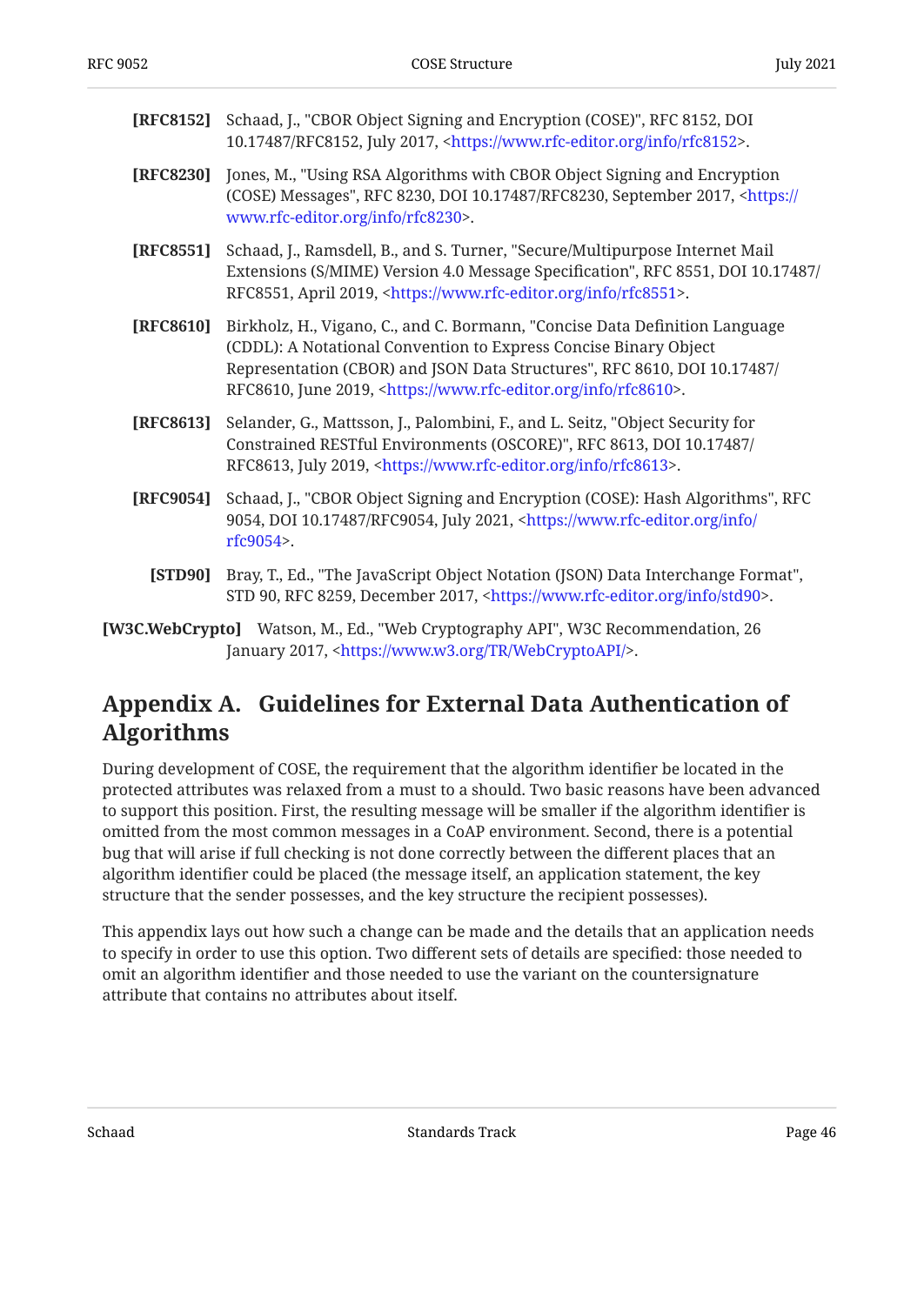**[RFC8152]** Schaad, J., "CBOR Object Signing and Encryption (COSE)", RFC 8152, DOI 10.17487/RFC8152, July 2017, <https://www.rfc-editor.org/info/rfc8152>.

**[RFC8230]** Jones, M., "Using RSA Algorithms with CBOR Object Signing and Encryption (COSE) Messages", RFC 8230, DOI 10.17487/RFC8230, September 2017, <https://www.rfc-editor.org/info/rfc8230>.

**[RFC8551]** Schaad, J., Ramsdell, B., and S. Turner, "Secure/Multipurpose Internet Mail Extensions (S/MIME) Version 4.0 Message Specification", RFC 8551, DOI 10.17487/RFC8551, April 2019, <https://www.rfc-editor.org/info/rfc8551>.

**[RFC8610]** Birkholz, H., Vigano, C., and C. Bormann, "Concise Data Definition Language (CDDL): A Notational Convention to Express Concise Binary Object Representation (CBOR) and JSON Data Structures", RFC 8610, DOI 10.17487/RFC8610, June 2019, <https://www.rfc-editor.org/info/rfc8610>.

**[RFC8613]** Selander, G., Mattsson, J., Palombini, F., and L. Seitz, "Object Security for Constrained RESTful Environments (OSCORE)", RFC 8613, DOI 10.17487/RFC8613, July 2019, <https://www.rfc-editor.org/info/rfc8613>.

**[RFC9054]** Schaad, J., "CBOR Object Signing and Encryption (COSE): Hash Algorithms", RFC 9054, DOI 10.17487/RFC9054, July 2021, <https://www.rfc-editor.org/info/rfc9054>.

**[STD90]** Bray, T., Ed., "The JavaScript Object Notation (JSON) Data Interchange Format", STD 90, RFC 8259, December 2017, <https://www.rfc-editor.org/info/std90>.

**[W3C.WebCrypto]** Watson, M., Ed., "Web Cryptography API", W3C Recommendation, 26 January 2017, <https://www.w3.org/TR/WebCryptoAPI/>.

# Appendix A. Guidelines for External Data Authentication of Algorithms

During development of COSE, the requirement that the algorithm identifier be located in the protected attributes was relaxed from a must to a should. Two basic reasons have been advanced to support this position. First, the resulting message will be smaller if the algorithm identifier is omitted from the most common messages in a CoAP environment. Second, there is a potential bug that will arise if full checking is not done correctly between the different places that an algorithm identifier could be placed (the message itself, an application statement, the key structure that the sender possesses, and the key structure the recipient possesses).

This appendix lays out how such a change can be made and the details that an application needs to specify in order to use this option. Two different sets of details are specified: those needed to omit an algorithm identifier and those needed to use the variant on the countersignature attribute that contains no attributes about itself.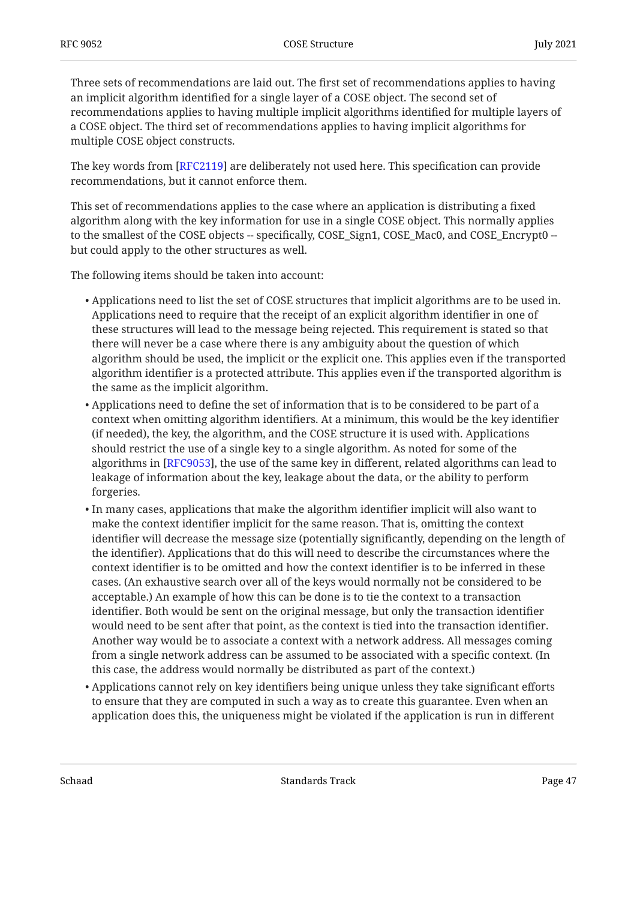Three sets of recommendations are laid out. The first set of recommendations applies to having an implicit algorithm identified for a single layer of a COSE object. The second set of recommendations applies to having multiple implicit algorithms identified for multiple layers of a COSE object. The third set of recommendations applies to having implicit algorithms for multiple COSE object constructs.

The key words from [RFC2119] are deliberately not used here. This specification can provide recommendations, but it cannot enforce them.

This set of recommendations applies to the case where an application is distributing a fixed algorithm along with the key information for use in a single COSE object. This normally applies to the smallest of the COSE objects -- specifically, COSE_Sign1, COSE_Mac0, and COSE_Encrypt0 -- but could apply to the other structures as well.

The following items should be taken into account:

- Applications need to list the set of COSE structures that implicit algorithms are to be used in. Applications need to require that the receipt of an explicit algorithm identifier in one of these structures will lead to the message being rejected. This requirement is stated so that there will never be a case where there is any ambiguity about the question of which algorithm should be used, the implicit or the explicit one. This applies even if the transported algorithm identifier is a protected attribute. This applies even if the transported algorithm is the same as the implicit algorithm.
- Applications need to define the set of information that is to be considered to be part of a context when omitting algorithm identifiers. At a minimum, this would be the key identifier (if needed), the key, the algorithm, and the COSE structure it is used with. Applications should restrict the use of a single key to a single algorithm. As noted for some of the algorithms in [RFC9053], the use of the same key in different, related algorithms can lead to leakage of information about the key, leakage about the data, or the ability to perform forgeries.
- In many cases, applications that make the algorithm identifier implicit will also want to make the context identifier implicit for the same reason. That is, omitting the context identifier will decrease the message size (potentially significantly, depending on the length of the identifier). Applications that do this will need to describe the circumstances where the context identifier is to be omitted and how the context identifier is to be inferred in these cases. (An exhaustive search over all of the keys would normally not be considered to be acceptable.) An example of how this can be done is to tie the context to a transaction identifier. Both would be sent on the original message, but only the transaction identifier would need to be sent after that point, as the context is tied into the transaction identifier. Another way would be to associate a context with a network address. All messages coming from a single network address can be assumed to be associated with a specific context. (In this case, the address would normally be distributed as part of the context.)
- Applications cannot rely on key identifiers being unique unless they take significant efforts to ensure that they are computed in such a way as to create this guarantee. Even when an application does this, the uniqueness might be violated if the application is run in different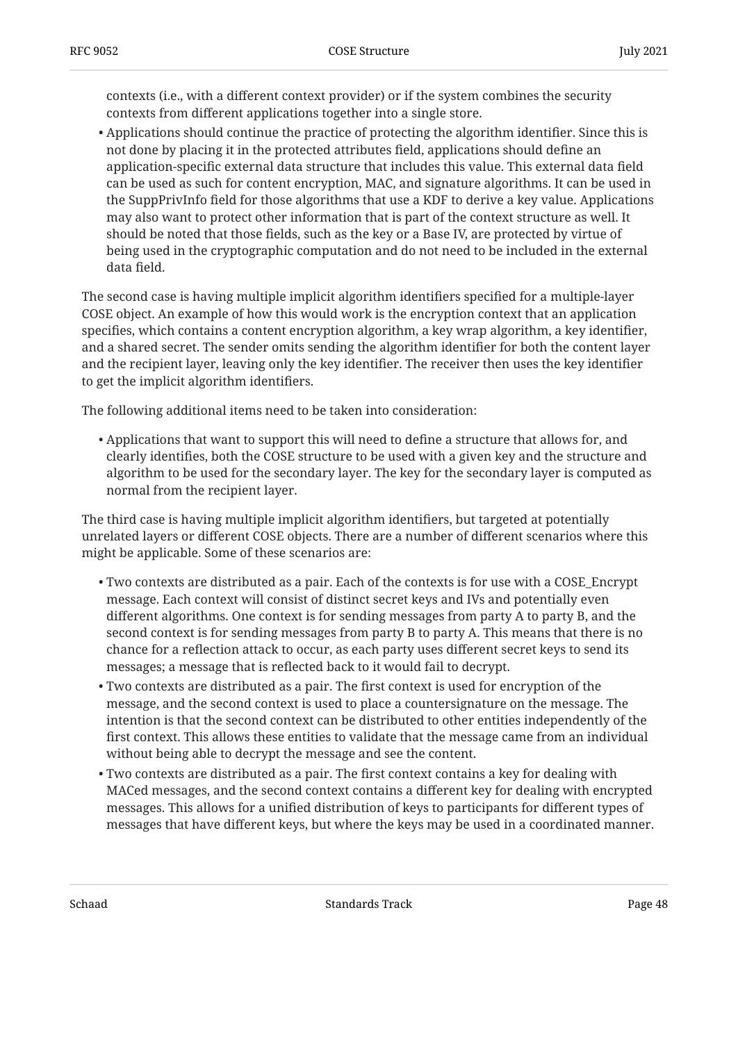contexts (i.e., with a different context provider) or if the system combines the security contexts from different applications together into a single store.

- Applications should continue the practice of protecting the algorithm identifier. Since this is not done by placing it in the protected attributes field, applications should define an application-specific external data structure that includes this value. This external data field can be used as such for content encryption, MAC, and signature algorithms. It can be used in the SuppPrivInfo field for those algorithms that use a KDF to derive a key value. Applications may also want to protect other information that is part of the context structure as well. It should be noted that those fields, such as the key or a Base IV, are protected by virtue of being used in the cryptographic computation and do not need to be included in the external data field.

The second case is having multiple implicit algorithm identifiers specified for a multiple-layer COSE object. An example of how this would work is the encryption context that an application specifies, which contains a content encryption algorithm, a key wrap algorithm, a key identifier, and a shared secret. The sender omits sending the algorithm identifier for both the content layer and the recipient layer, leaving only the key identifier. The receiver then uses the key identifier to get the implicit algorithm identifiers.

The following additional items need to be taken into consideration:

- Applications that want to support this will need to define a structure that allows for, and clearly identifies, both the COSE structure to be used with a given key and the structure and algorithm to be used for the secondary layer. The key for the secondary layer is computed as normal from the recipient layer.

The third case is having multiple implicit algorithm identifiers, but targeted at potentially unrelated layers or different COSE objects. There are a number of different scenarios where this might be applicable. Some of these scenarios are:

- Two contexts are distributed as a pair. Each of the contexts is for use with a COSE_Encrypt message. Each context will consist of distinct secret keys and IVs and potentially even different algorithms. One context is for sending messages from party A to party B, and the second context is for sending messages from party B to party A. This means that there is no chance for a reflection attack to occur, as each party uses different secret keys to send its messages; a message that is reflected back to it would fail to decrypt.
- Two contexts are distributed as a pair. The first context is used for encryption of the message, and the second context is used to place a countersignature on the message. The intention is that the second context can be distributed to other entities independently of the first context. This allows these entities to validate that the message came from an individual without being able to decrypt the message and see the content.
- Two contexts are distributed as a pair. The first context contains a key for dealing with MACed messages, and the second context contains a different key for dealing with encrypted messages. This allows for a unified distribution of keys to participants for different types of messages that have different keys, but where the keys may be used in a coordinated manner.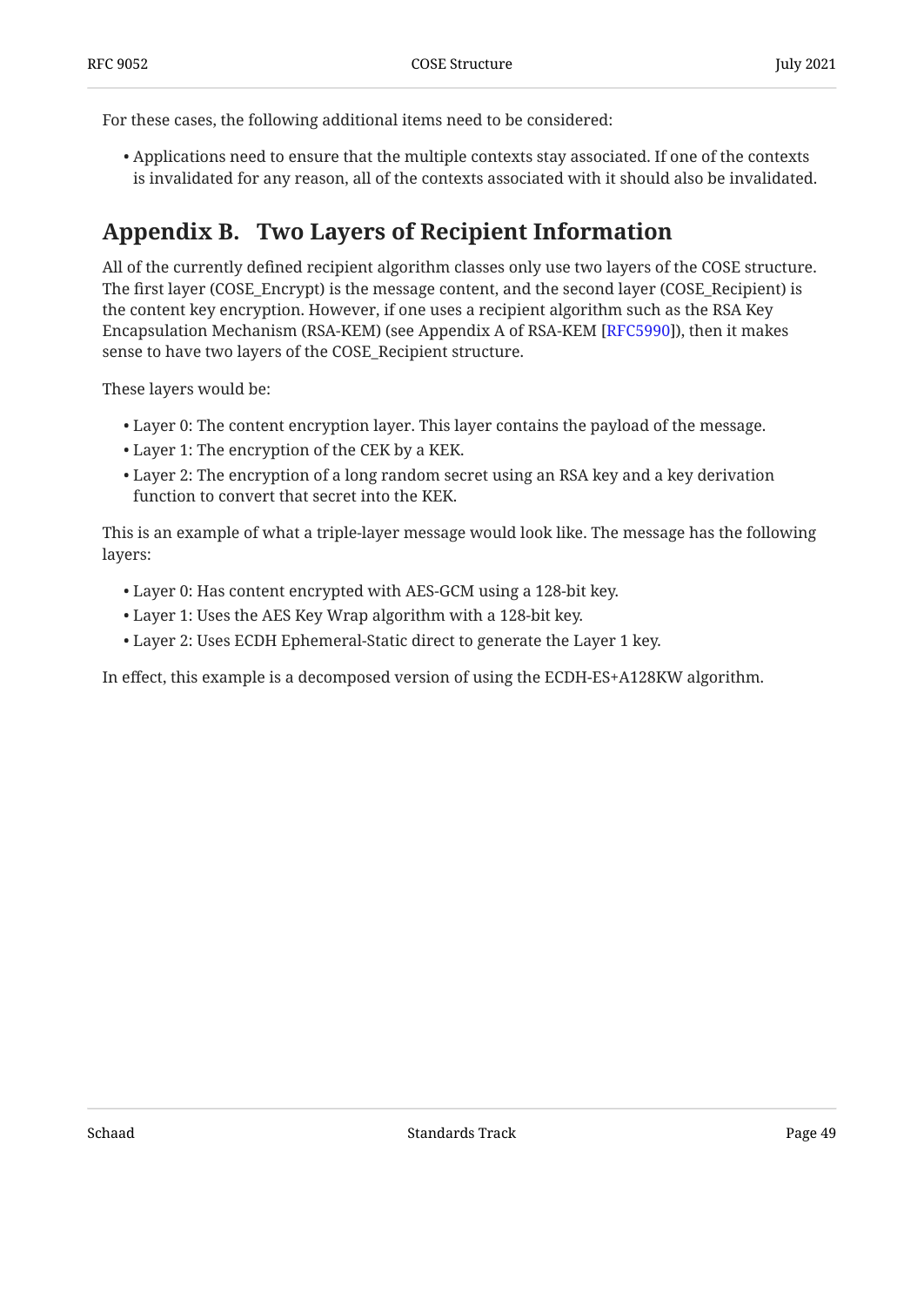For these cases, the following additional items need to be considered:

- Applications need to ensure that the multiple contexts stay associated. If one of the contexts is invalidated for any reason, all of the contexts associated with it should also be invalidated.

## Appendix B. Two Layers of Recipient Information

All of the currently defined recipient algorithm classes only use two layers of the COSE structure. The first layer (COSE_Encrypt) is the message content, and the second layer (COSE_Recipient) is the content key encryption. However, if one uses a recipient algorithm such as the RSA Key Encapsulation Mechanism (RSA-KEM) (see Appendix A of RSA-KEM [RFC5990]), then it makes sense to have two layers of the COSE_Recipient structure.

These layers would be:

- Layer 0: The content encryption layer. This layer contains the payload of the message.
- Layer 1: The encryption of the CEK by a KEK.
- Layer 2: The encryption of a long random secret using an RSA key and a key derivation function to convert that secret into the KEK.

This is an example of what a triple-layer message would look like. The message has the following layers:

- Layer 0: Has content encrypted with AES-GCM using a 128-bit key.
- Layer 1: Uses the AES Key Wrap algorithm with a 128-bit key.
- Layer 2: Uses ECDH Ephemeral-Static direct to generate the Layer 1 key.

In effect, this example is a decomposed version of using the ECDH-ES+A128KW algorithm.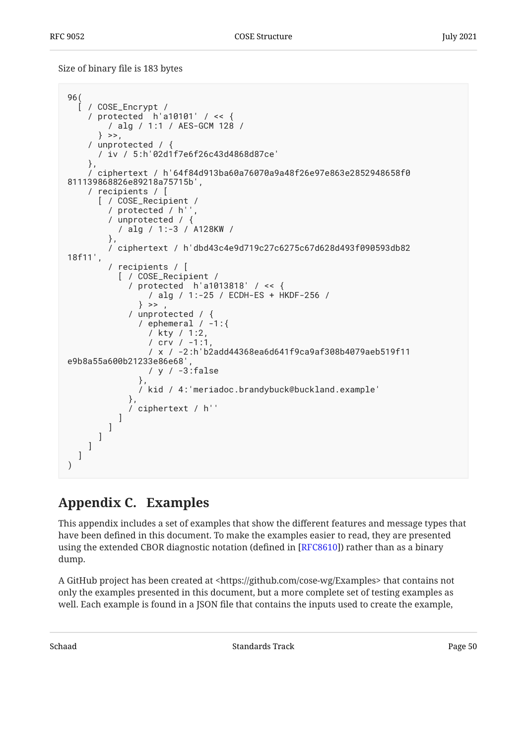Size of binary file is 183 bytes

```
96(
  [ / COSE_Encrypt /
    / protected  h'a10101' / << {
        / alg / 1:1 / AES-GCM 128 /
      } >>,
    / unprotected / {
      / iv / 5:h'02d1f7e6f26c43d4868d87ce'
    },
    / ciphertext / h'64f84d913ba60a76070a9a48f26e97e863e2852948658f0
811139868826e89218a75715b',
    / recipients / [
      [ / COSE_Recipient /
        / protected / h'',
        / unprotected / {
          / alg / 1:-3 / A128KW /
        },
        / ciphertext / h'dbd43c4e9d719c27c6275c67d628d493f090593db82
18f11',
        / recipients / [
          [ / COSE_Recipient /
            / protected  h'a1013818' / << {
                / alg / 1:-25 / ECDH-ES + HKDF-256 /
              } >> ,
            / unprotected / {
              / ephemeral / -1:{
                / kty / 1:2,
                / crv / -1:1,
                / x / -2:h'b2add44368ea6d641f9ca9af308b4079aeb519f11
e9b8a55a600b21233e86e68',
                / y / -3:false
              },
              / kid / 4:'meriadoc.brandybuck@buckland.example'
            },
            / ciphertext / h''
          ]
        ]
      ]
    ]
  ]
)
```

# Appendix C. Examples

This appendix includes a set of examples that show the different features and message types that have been defined in this document. To make the examples easier to read, they are presented using the extended CBOR diagnostic notation (defined in [RFC8610]) rather than as a binary dump.

A GitHub project has been created at <https://github.com/cose-wg/Examples> that contains not only the examples presented in this document, but a more complete set of testing examples as well. Each example is found in a JSON file that contains the inputs used to create the example,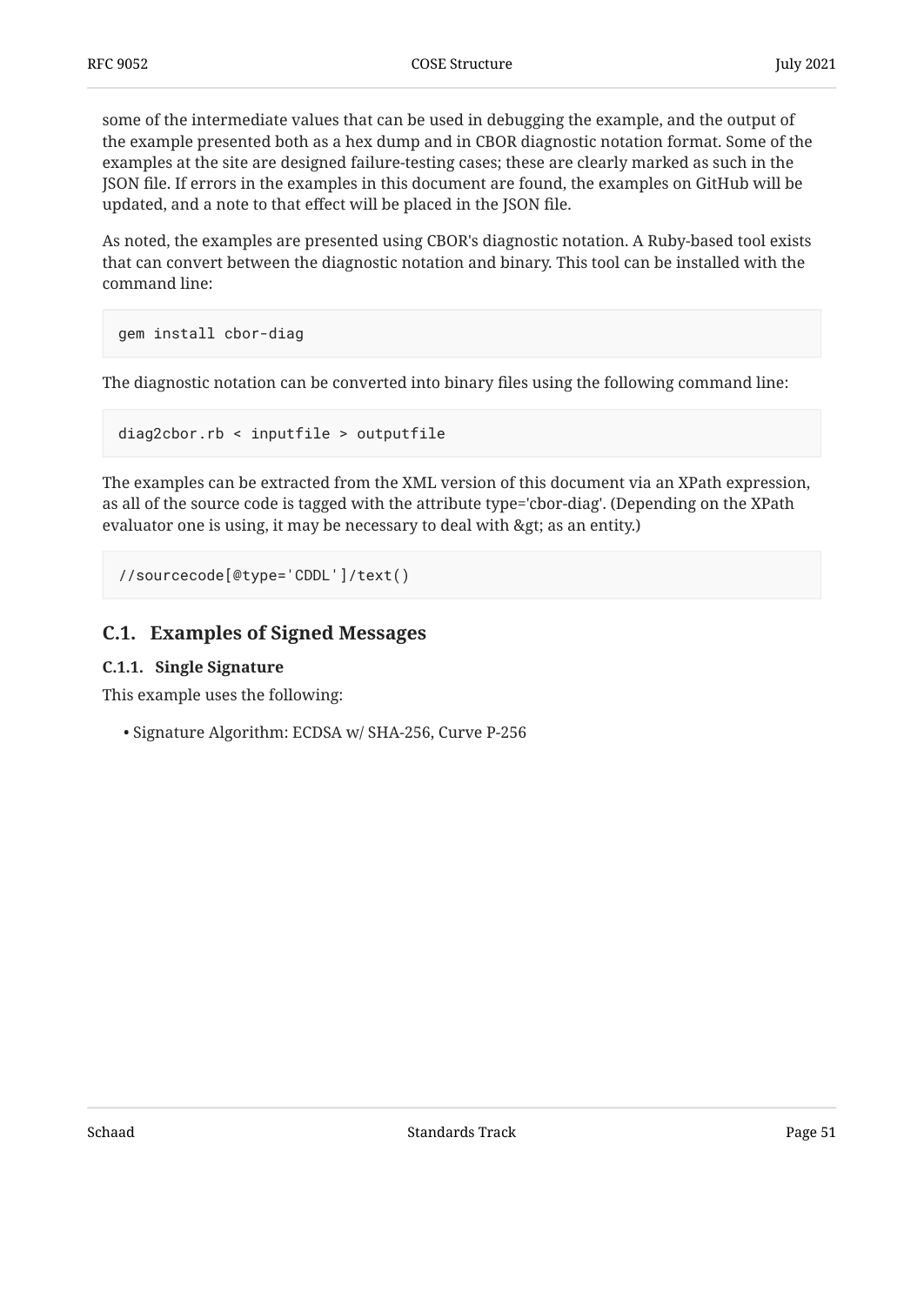some of the intermediate values that can be used in debugging the example, and the output of the example presented both as a hex dump and in CBOR diagnostic notation format. Some of the examples at the site are designed failure-testing cases; these are clearly marked as such in the JSON file. If errors in the examples in this document are found, the examples on GitHub will be updated, and a note to that effect will be placed in the JSON file.

As noted, the examples are presented using CBOR's diagnostic notation. A Ruby-based tool exists that can convert between the diagnostic notation and binary. This tool can be installed with the command line:

```
gem install cbor-diag
```

The diagnostic notation can be converted into binary files using the following command line:

```
diag2cbor.rb < inputfile > outputfile
```

The examples can be extracted from the XML version of this document via an XPath expression, as all of the source code is tagged with the attribute type='cbor-diag'. (Depending on the XPath evaluator one is using, it may be necessary to deal with &gt; as an entity.)

```
//sourcecode[@type='CDDL']/text()
```

## C.1. Examples of Signed Messages

### C.1.1. Single Signature

This example uses the following:

- Signature Algorithm: ECDSA w/ SHA-256, Curve P-256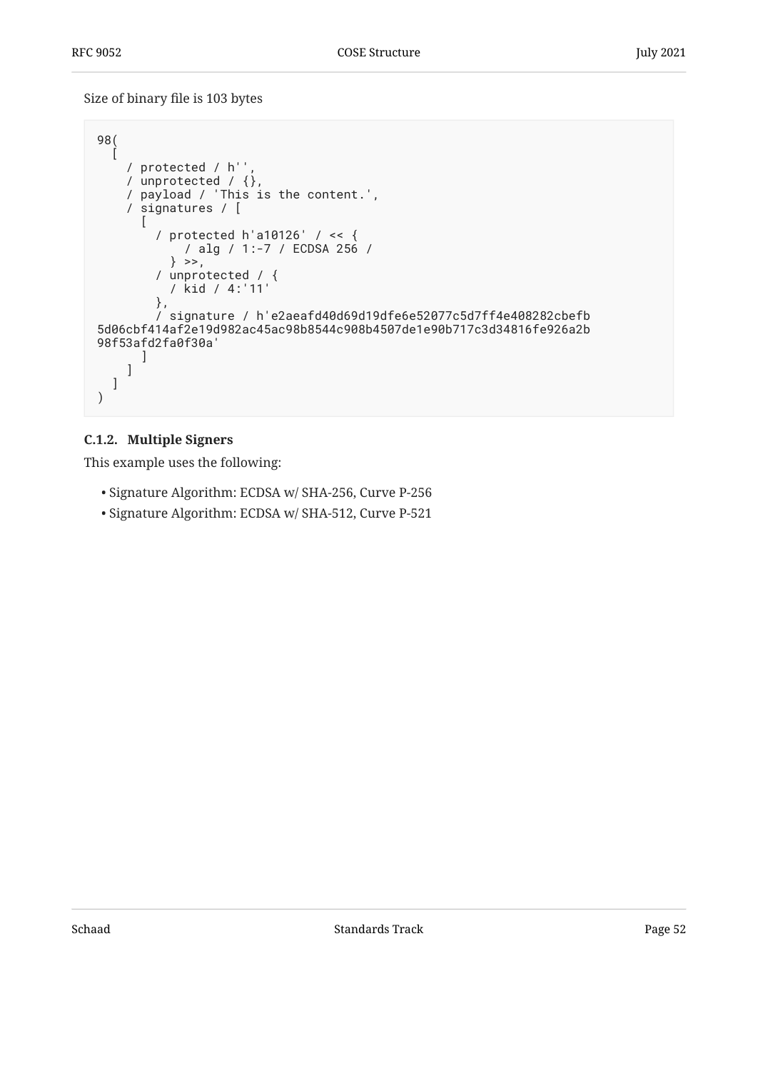Size of binary file is 103 bytes

```
98(
  [
    / protected / h'',
    / unprotected / {},
    / payload / 'This is the content.',
    / signatures / [
      [
        / protected h'a10126' / << {
            / alg / 1:-7 / ECDSA 256 /
          } >>,
        / unprotected / {
          / kid / 4:'11'
        },
        / signature / h'e2aeafd40d69d19dfe6e52077c5d7ff4e408282cbefb
5d06cbf414af2e19d982ac45ac98b8544c908b4507de1e90b717c3d34816fe926a2b
98f53afd2fa0f30a'
      ]
    ]
  ]
)
```

### C.1.2. Multiple Signers

This example uses the following:

- Signature Algorithm: ECDSA w/ SHA-256, Curve P-256
- Signature Algorithm: ECDSA w/ SHA-512, Curve P-521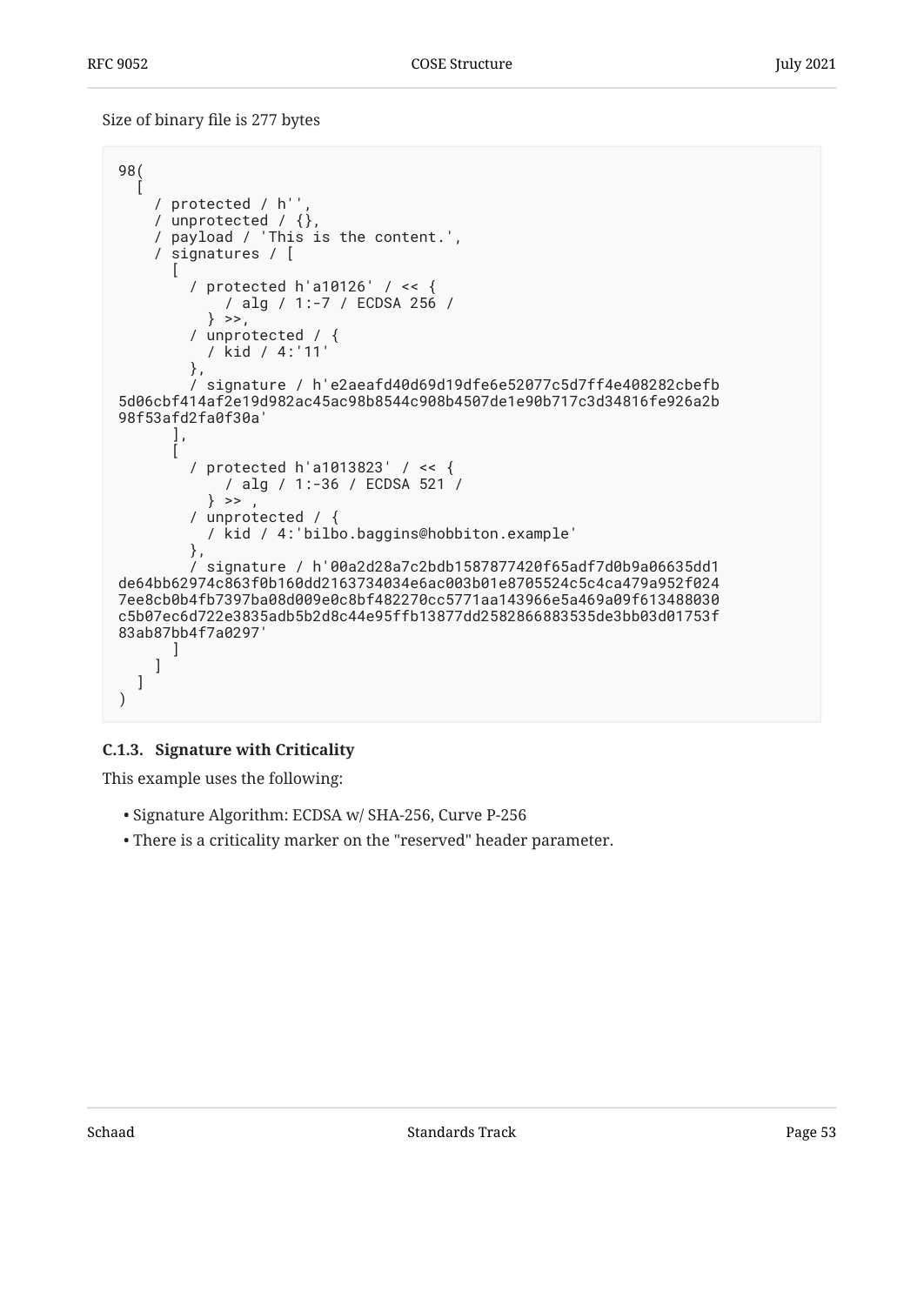Size of binary file is 277 bytes

```
98(
  [
    / protected / h'',
    / unprotected / {},
    / payload / 'This is the content.',
    / signatures / [
      [
        / protected h'a10126' / << {
            / alg / 1:-7 / ECDSA 256 /
          } >>,
        / unprotected / {
          / kid / 4:'11'
        },
        / signature / h'e2aeafd40d69d19dfe6e52077c5d7ff4e408282cbefb
5d06cbf414af2e19d982ac45ac98b8544c908b4507de1e90b717c3d34816fe926a2b
98f53afd2fa0f30a'
      ],
      [
        / protected h'a1013823' / << {
            / alg / 1:-36 / ECDSA 521 /
          } >> ,
        / unprotected / {
          / kid / 4:'bilbo.baggins@hobbiton.example'
        },
        / signature / h'00a2d28a7c2bdb1587877420f65adf7d0b9a06635dd1
de64bb62974c863f0b160dd2163734034e6ac003b01e8705524c5c4ca479a952f024
7ee8cb0b4fb7397ba08d009e0c8bf482270cc5771aa143966e5a469a09f613488030
c5b07ec6d722e3835adb5b2d8c44e95ffb13877dd2582866883535de3bb03d01753f
83ab87bb4f7a0297'
      ]
    ]
  ]
)
```

### C.1.3. Signature with Criticality

This example uses the following:

- Signature Algorithm: ECDSA w/ SHA-256, Curve P-256
- There is a criticality marker on the "reserved" header parameter.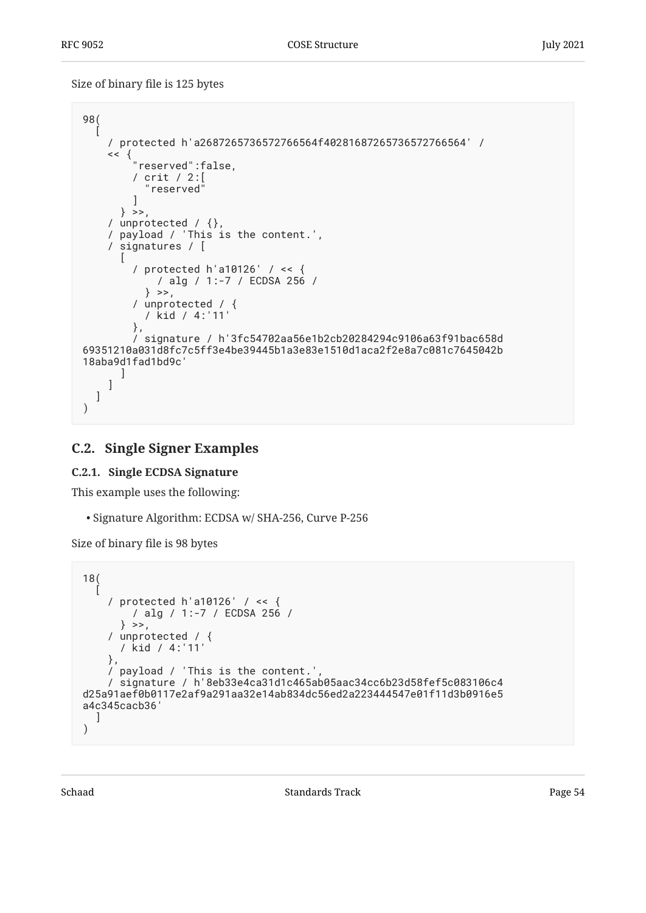Size of binary file is 125 bytes

```
98(
  [
    / protected h'a2687265736572766564f40281687265736572766564' /
    << {
        "reserved":false,
        / crit / 2:[
          "reserved"
        ]
      } >>,
    / unprotected / {},
    / payload / 'This is the content.',
    / signatures / [
      [
        / protected h'a10126' / << {
            / alg / 1:-7 / ECDSA 256 /
          } >>,
        / unprotected / {
          / kid / 4:'11'
        },
        / signature / h'3fc54702aa56e1b2cb20284294c9106a63f91bac658d
69351210a031d8fc7c5ff3e4be39445b1a3e83e1510d1aca2f2e8a7c081c7645042b
18aba9d1fad1bd9c'
      ]
    ]
  ]
)
```

## C.2. Single Signer Examples

### C.2.1. Single ECDSA Signature

This example uses the following:

- Signature Algorithm: ECDSA w/ SHA-256, Curve P-256

Size of binary file is 98 bytes

```
18(
  [
    / protected h'a10126' / << {
        / alg / 1:-7 / ECDSA 256 /
      } >>,
    / unprotected / {
      / kid / 4:'11'
    },
    / payload / 'This is the content.',
    / signature / h'8eb33e4ca31d1c465ab05aac34cc6b23d58fef5c083106c4
d25a91aef0b0117e2af9a291aa32e14ab834dc56ed2a223444547e01f11d3b0916e5
a4c345cacb36'
  ]
)
```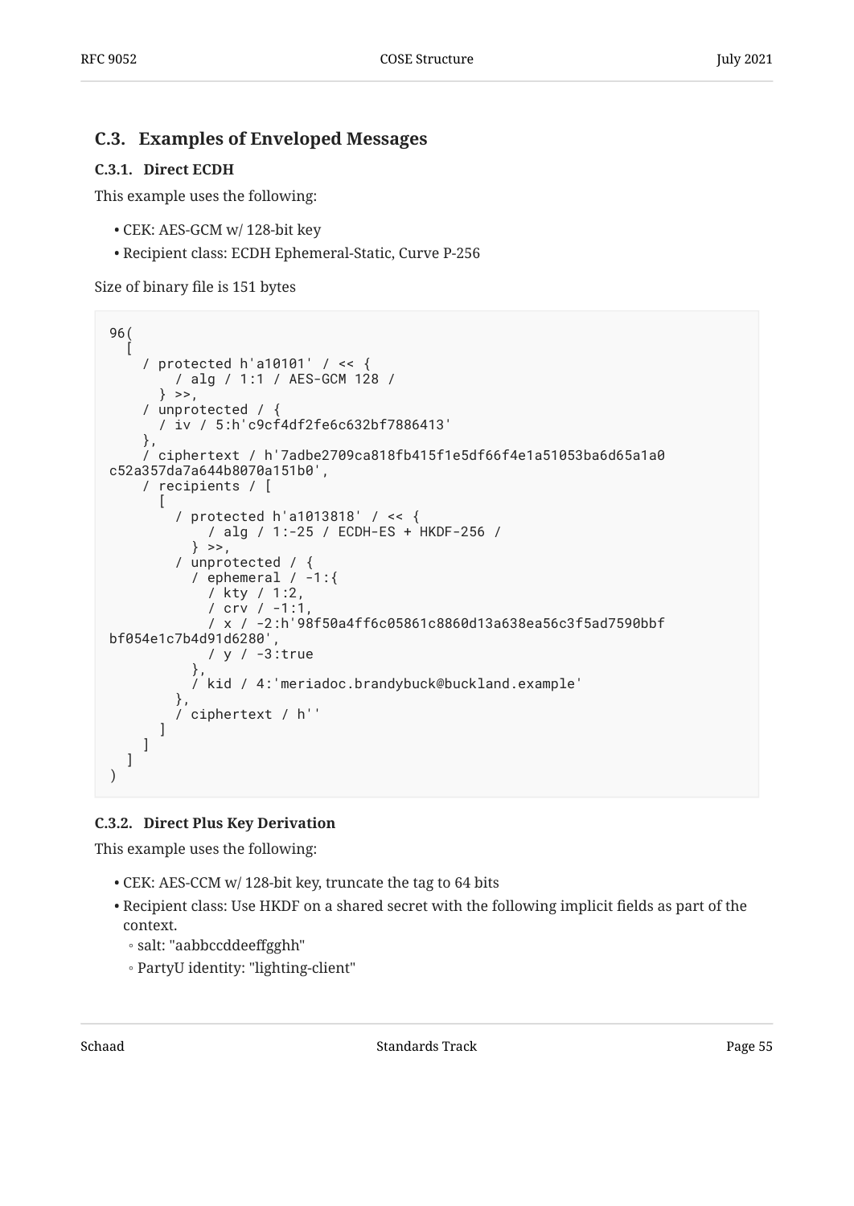## C.3. Examples of Enveloped Messages

### C.3.1. Direct ECDH

This example uses the following:

- CEK: AES-GCM w/ 128-bit key
- Recipient class: ECDH Ephemeral-Static, Curve P-256

Size of binary file is 151 bytes

```
96(
  [
    / protected h'a10101' / << {
        / alg / 1:1 / AES-GCM 128 /
      } >>,
    / unprotected / {
      / iv / 5:h'c9cf4df2fe6c632bf7886413'
    },
    / ciphertext / h'7adbe2709ca818fb415f1e5df66f4e1a51053ba6d65a1a0
c52a357da7a644b8070a151b0',
    / recipients / [
      [
        / protected h'a1013818' / << {
            / alg / 1:-25 / ECDH-ES + HKDF-256 /
          } >>,
        / unprotected / {
          / ephemeral / -1:{
            / kty / 1:2,
            / crv / -1:1,
            / x / -2:h'98f50a4ff6c05861c8860d13a638ea56c3f5ad7590bbf
bf054e1c7b4d91d6280',
            / y / -3:true
          },
          / kid / 4:'meriadoc.brandybuck@buckland.example'
        },
        / ciphertext / h''
      ]
    ]
  ]
)
```

### C.3.2. Direct Plus Key Derivation

This example uses the following:

- CEK: AES-CCM w/ 128-bit key, truncate the tag to 64 bits
- Recipient class: Use HKDF on a shared secret with the following implicit fields as part of the context.
  - salt: "aabbccddeeffgghh"
  - PartyU identity: "lighting-client"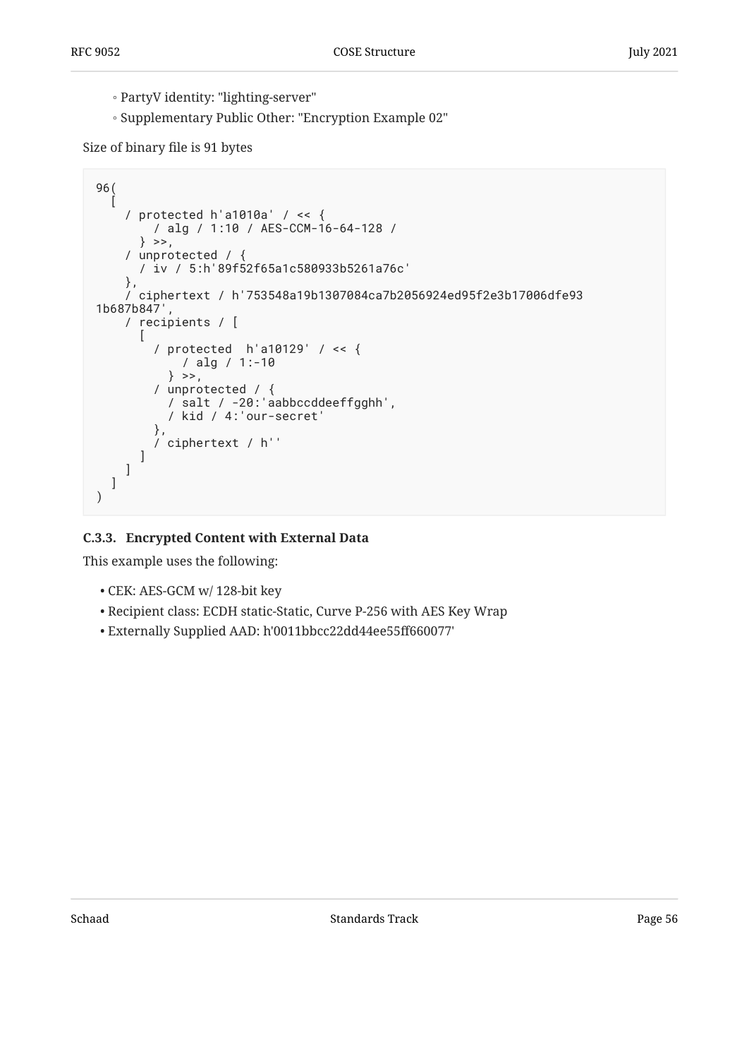- PartyV identity: "lighting-server"
- Supplementary Public Other: "Encryption Example 02"

Size of binary file is 91 bytes

```
96(
  [
    / protected h'a1010a' / << {
        / alg / 1:10 / AES-CCM-16-64-128 /
      } >>,
    / unprotected / {
      / iv / 5:h'89f52f65a1c580933b5261a76c'
    },
    / ciphertext / h'753548a19b1307084ca7b2056924ed95f2e3b17006dfe93
1b687b847',
    / recipients / [
      [
        / protected  h'a10129' / << {
            / alg / 1:-10
          } >>,
        / unprotected / {
          / salt / -20:'aabbccddeeffgghh',
          / kid / 4:'our-secret'
        },
        / ciphertext / h''
      ]
    ]
  ]
)
```

### C.3.3. Encrypted Content with External Data

This example uses the following:

- CEK: AES-GCM w/ 128-bit key
- Recipient class: ECDH static-Static, Curve P-256 with AES Key Wrap
- Externally Supplied AAD: h'0011bbcc22dd44ee55ff660077'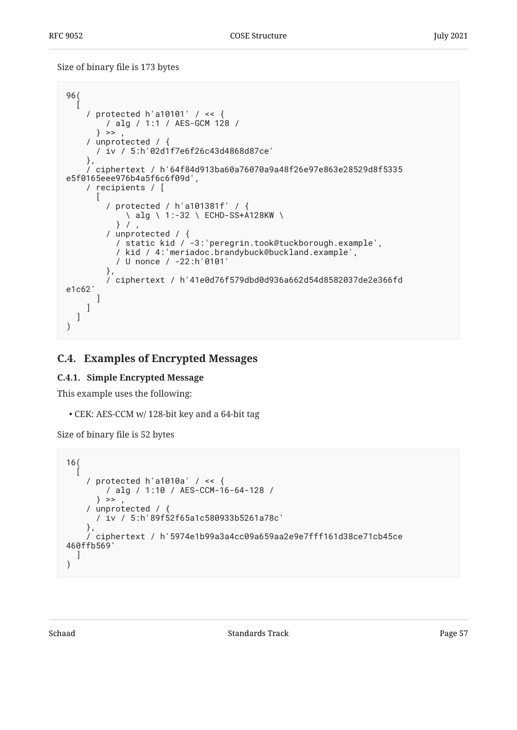Size of binary file is 173 bytes

```
96(
  [
    / protected h'a10101' / << {
        / alg / 1:1 / AES-GCM 128 /
      } >> ,
    / unprotected / {
      / iv / 5:h'02d1f7e6f26c43d4868d87ce'
    },
    / ciphertext / h'64f84d913ba60a76070a9a48f26e97e863e28529d8f5335
e5f0165eee976b4a5f6c6f09d',
    / recipients / [
      [
        / protected / h'a101381f' / {
            \ alg \ 1:-32 \ ECHD-SS+A128KW \
          } / ,
        / unprotected / {
          / static kid / -3:'peregrin.took@tuckborough.example',
          / kid / 4:'meriadoc.brandybuck@buckland.example',
          / U nonce / -22:h'0101'
        },
        / ciphertext / h'41e0d76f579dbd0d936a662d54d8582037de2e366fd
e1c62'
      ]
    ]
  ]
)
```

## C.4. Examples of Encrypted Messages

### C.4.1. Simple Encrypted Message

This example uses the following:

- CEK: AES-CCM w/ 128-bit key and a 64-bit tag

Size of binary file is 52 bytes

```
16(
  [
    / protected h'a1010a' / << {
        / alg / 1:10 / AES-CCM-16-64-128 /
      } >> ,
    / unprotected / {
      / iv / 5:h'89f52f65a1c580933b5261a78c'
    },
    / ciphertext / h'5974e1b99a3a4cc09a659aa2e9e7fff161d38ce71cb45ce
460ffb569'
  ]
)
```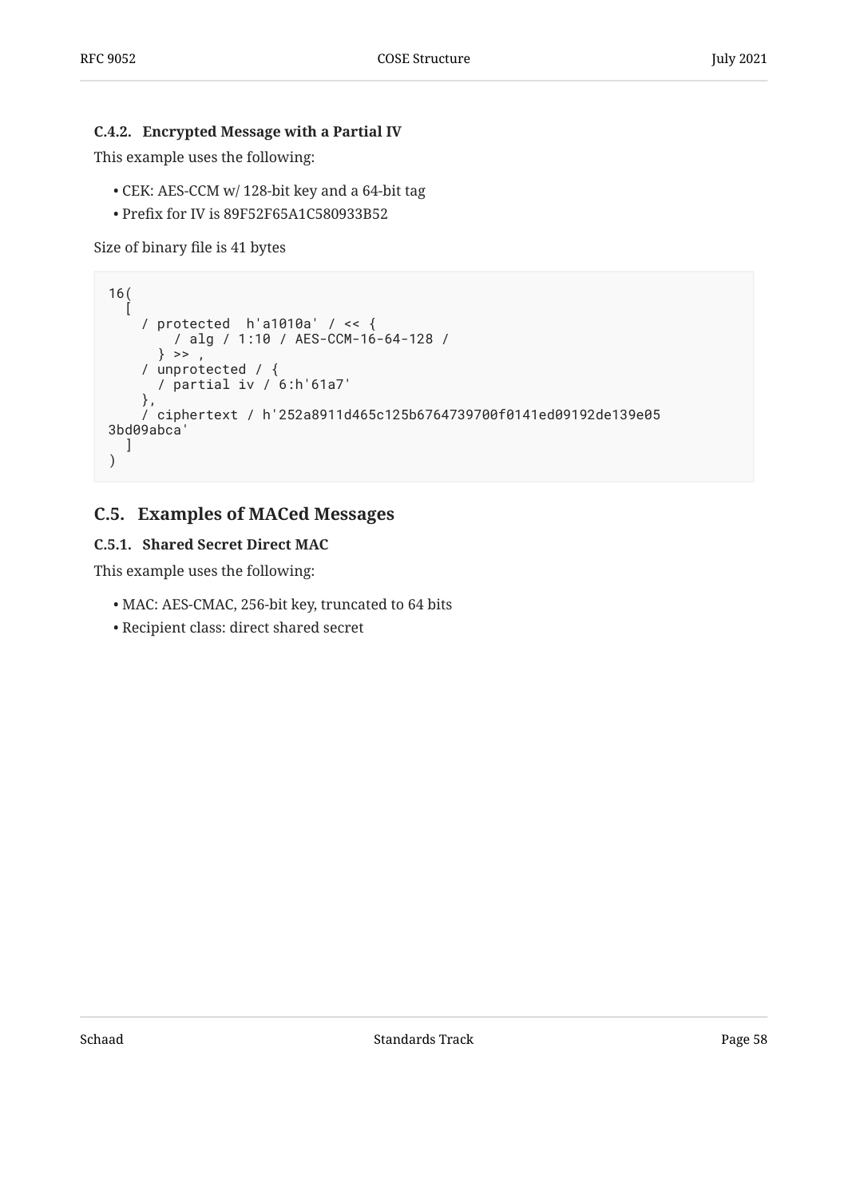#### C.4.2. Encrypted Message with a Partial IV

This example uses the following:

- CEK: AES-CCM w/ 128-bit key and a 64-bit tag
- Prefix for IV is 89F52F65A1C580933B52

Size of binary file is 41 bytes

```
16(
  [
    / protected  h'a1010a' / << {
        / alg / 1:10 / AES-CCM-16-64-128 /
      } >> ,
    / unprotected / {
      / partial iv / 6:h'61a7'
    },
    / ciphertext / h'252a8911d465c125b6764739700f0141ed09192de139e05
3bd09abca'
  ]
)
```

### C.5. Examples of MACed Messages

#### C.5.1. Shared Secret Direct MAC

This example uses the following:

- MAC: AES-CMAC, 256-bit key, truncated to 64 bits
- Recipient class: direct shared secret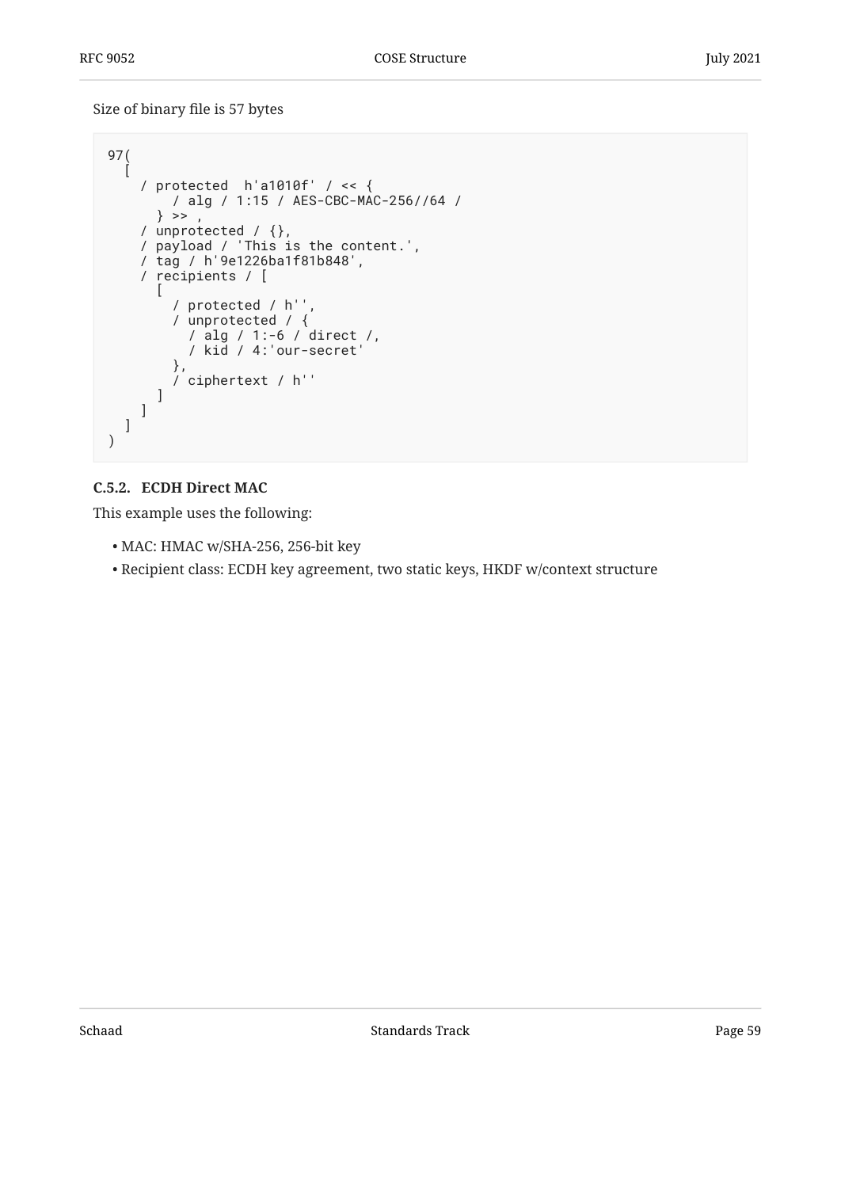Size of binary file is 57 bytes

```
97(
  [
    / protected  h'a1010f' / << {
        / alg / 1:15 / AES-CBC-MAC-256//64 /
      } >> ,
    / unprotected / {},
    / payload / 'This is the content.',
    / tag / h'9e1226ba1f81b848',
    / recipients / [
      [
        / protected / h'',
        / unprotected / {
          / alg / 1:-6 / direct /,
          / kid / 4:'our-secret'
        },
        / ciphertext / h''
      ]
    ]
  ]
)
```

### C.5.2. ECDH Direct MAC

This example uses the following:

- MAC: HMAC w/SHA-256, 256-bit key
- Recipient class: ECDH key agreement, two static keys, HKDF w/context structure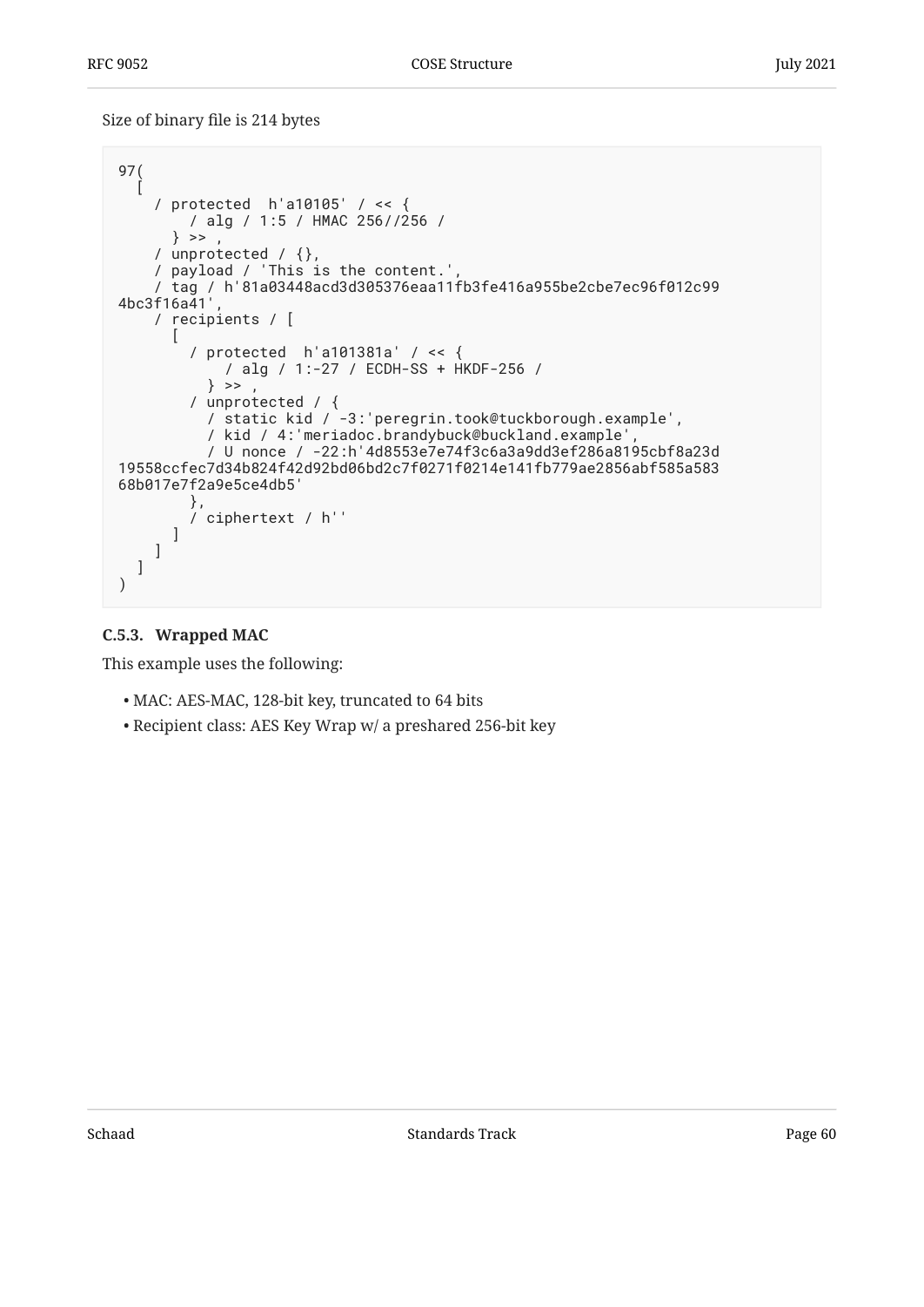Size of binary file is 214 bytes

```
97(
  [
    / protected  h'a10105' / << {
        / alg / 1:5 / HMAC 256//256 /
      } >> ,
    / unprotected / {},
    / payload / 'This is the content.',
    / tag / h'81a03448acd3d305376eaa11fb3fe416a955be2cbe7ec96f012c99
4bc3f16a41',
    / recipients / [
      [
        / protected  h'a101381a' / << {
            / alg / 1:-27 / ECDH-SS + HKDF-256 /
          } >> ,
        / unprotected / {
          / static kid / -3:'peregrin.took@tuckborough.example',
          / kid / 4:'meriadoc.brandybuck@buckland.example',
          / U nonce / -22:h'4d8553e7e74f3c6a3a9dd3ef286a8195cbf8a23d
19558ccfec7d34b824f42d92bd06bd2c7f0271f0214e141fb779ae2856abf585a583
68b017e7f2a9e5ce4db5'
        },
        / ciphertext / h''
      ]
    ]
  ]
)
```

### C.5.3. Wrapped MAC

This example uses the following:

- MAC: AES-MAC, 128-bit key, truncated to 64 bits
- Recipient class: AES Key Wrap w/ a preshared 256-bit key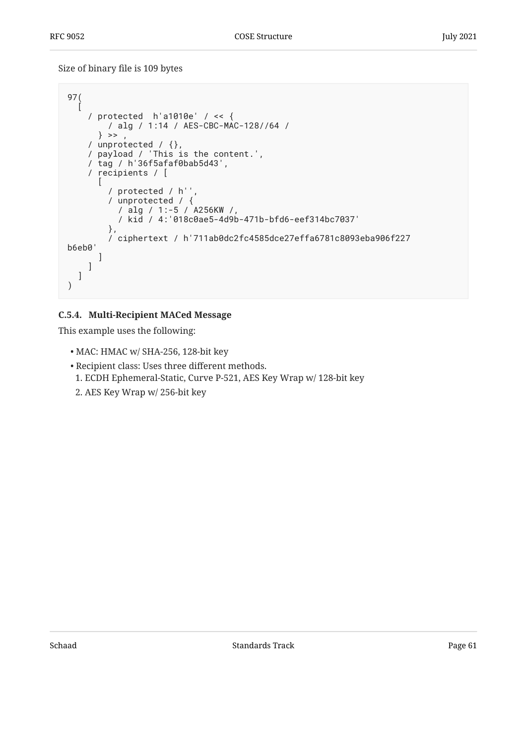Size of binary file is 109 bytes

```
97(
  [
    / protected  h'a1010e' / << {
        / alg / 1:14 / AES-CBC-MAC-128//64 /
      } >> ,
    / unprotected / {},
    / payload / 'This is the content.',
    / tag / h'36f5afaf0bab5d43',
    / recipients / [
      [
        / protected / h'',
        / unprotected / {
          / alg / 1:-5 / A256KW /,
          / kid / 4:'018c0ae5-4d9b-471b-bfd6-eef314bc7037'
        },
        / ciphertext / h'711ab0dc2fc4585dce27effa6781c8093eba906f227
b6eb0'
      ]
    ]
  ]
)
```

#### C.5.4. Multi-Recipient MACed Message

This example uses the following:

- MAC: HMAC w/ SHA-256, 128-bit key
- Recipient class: Uses three different methods.
  1. ECDH Ephemeral-Static, Curve P-521, AES Key Wrap w/ 128-bit key
  2. AES Key Wrap w/ 256-bit key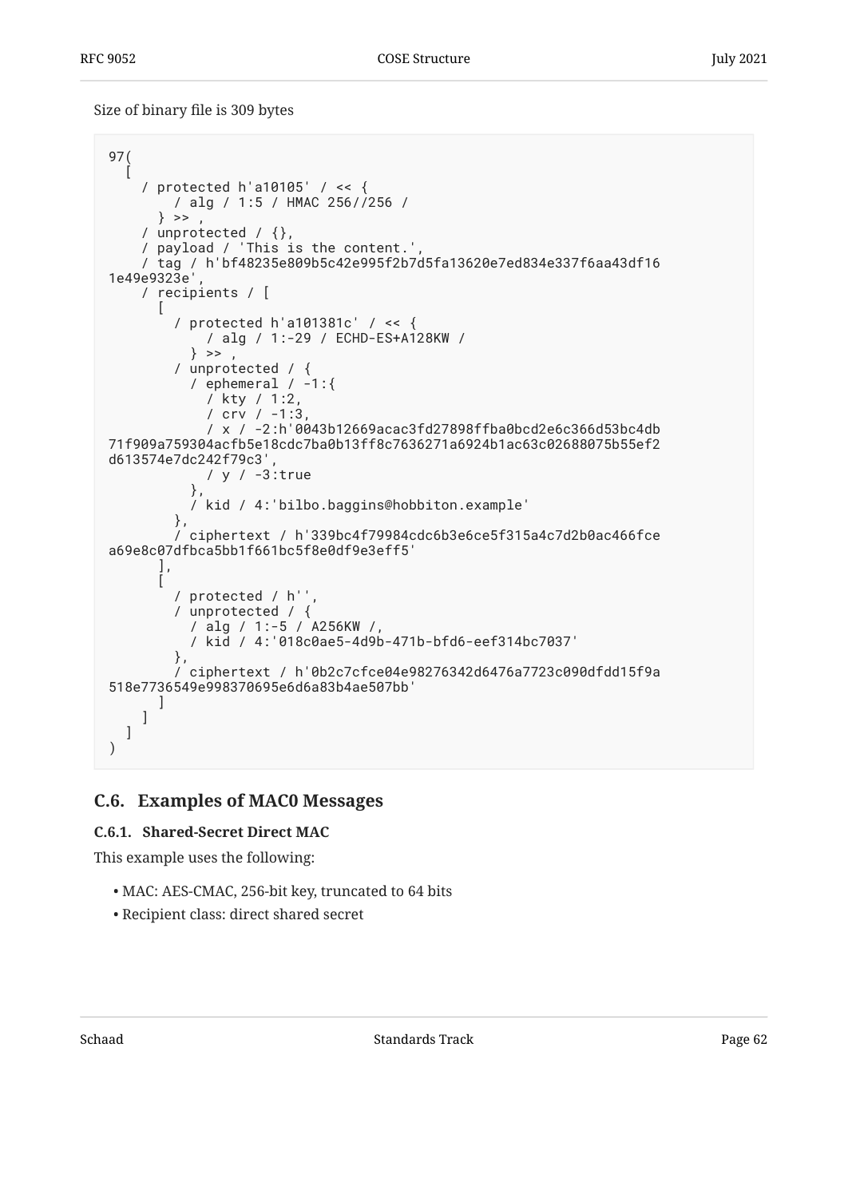Size of binary file is 309 bytes

```
97(
  [
    / protected h'a10105' / << {
        / alg / 1:5 / HMAC 256//256 /
      } >> ,
    / unprotected / {},
    / payload / 'This is the content.',
    / tag / h'bf48235e809b5c42e995f2b7d5fa13620e7ed834e337f6aa43df16
1e49e9323e',
    / recipients / [
      [
        / protected h'a101381c' / << {
            / alg / 1:-29 / ECHD-ES+A128KW /
          } >> ,
        / unprotected / {
          / ephemeral / -1:{
            / kty / 1:2,
            / crv / -1:3,
            / x / -2:h'0043b12669acac3fd27898ffba0bcd2e6c366d53bc4db
71f909a759304acfb5e18cdc7ba0b13ff8c7636271a6924b1ac63c02688075b55ef2
d613574e7dc242f79c3',
            / y / -3:true
          },
          / kid / 4:'bilbo.baggins@hobbiton.example'
        },
        / ciphertext / h'339bc4f79984cdc6b3e6ce5f315a4c7d2b0ac466fce
a69e8c07dfbca5bb1f661bc5f8e0df9e3eff5'
      ],
      [
        / protected / h'',
        / unprotected / {
          / alg / 1:-5 / A256KW /,
          / kid / 4:'018c0ae5-4d9b-471b-bfd6-eef314bc7037'
        },
        / ciphertext / h'0b2c7cfce04e98276342d6476a7723c090dfdd15f9a
518e7736549e998370695e6d6a83b4ae507bb'
      ]
    ]
  ]
)
```

## C.6. Examples of MAC0 Messages

### C.6.1. Shared-Secret Direct MAC

This example uses the following:

- MAC: AES-CMAC, 256-bit key, truncated to 64 bits
- Recipient class: direct shared secret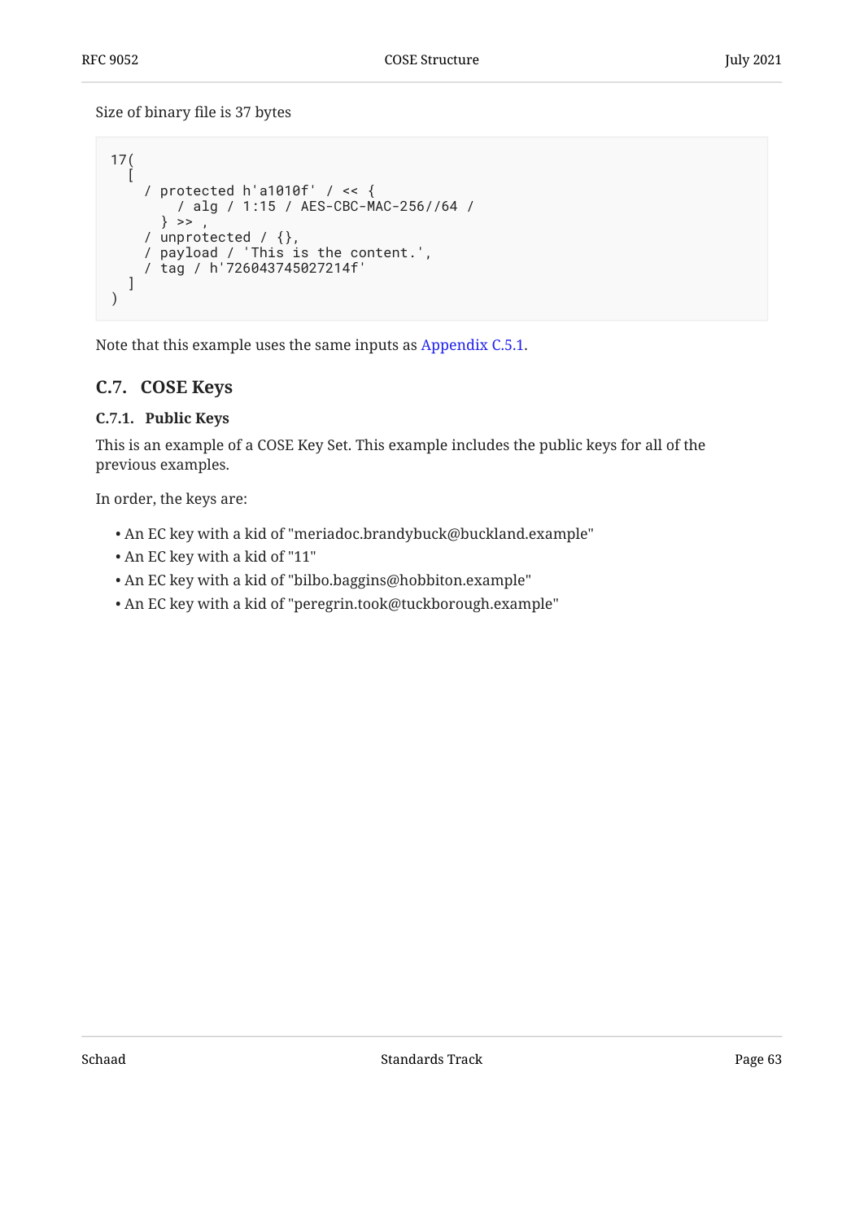Size of binary file is 37 bytes

```
17(
  [
    / protected h'a1010f' / << {
        / alg / 1:15 / AES-CBC-MAC-256//64 /
      } >> ,
    / unprotected / {},
    / payload / 'This is the content.',
    / tag / h'726043745027214f'
  ]
)
```

Note that this example uses the same inputs as Appendix C.5.1.

## C.7. COSE Keys

### C.7.1. Public Keys

This is an example of a COSE Key Set. This example includes the public keys for all of the previous examples.

In order, the keys are:

- An EC key with a kid of "meriadoc.brandybuck@buckland.example"
- An EC key with a kid of "11"
- An EC key with a kid of "bilbo.baggins@hobbiton.example"
- An EC key with a kid of "peregrin.took@tuckborough.example"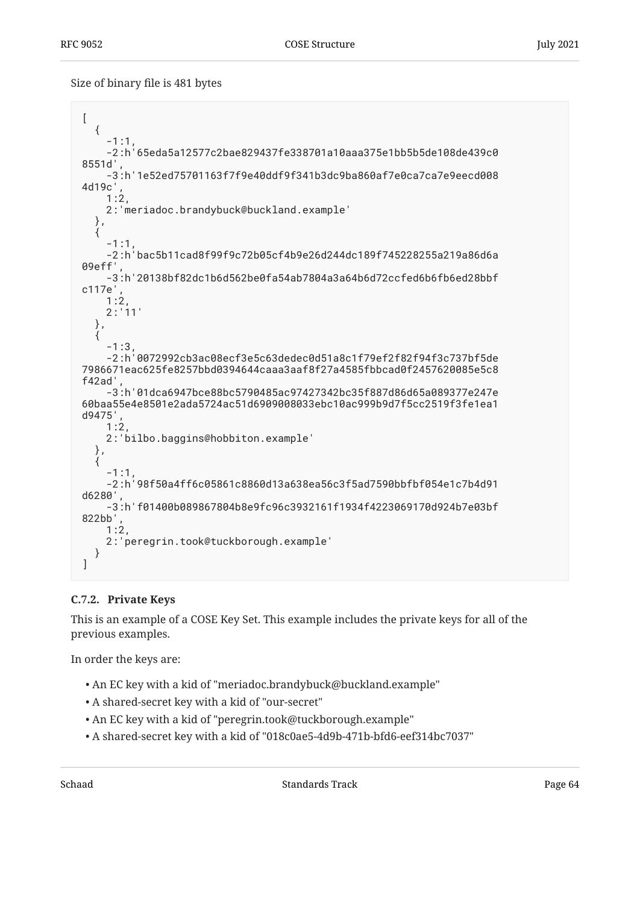Size of binary file is 481 bytes

```
[
  {
    -1:1,
    -2:h'65eda5a12577c2bae829437fe338701a10aaa375e1bb5b5de108de439c0
8551d',
    -3:h'1e52ed75701163f7f9e40ddf9f341b3dc9ba860af7e0ca7ca7e9eecd008
4d19c',
    1:2,
    2:'meriadoc.brandybuck@buckland.example'
  },
  {
    -1:1,
    -2:h'bac5b11cad8f99f9c72b05cf4b9e26d244dc189f745228255a219a86d6a
09eff',
    -3:h'20138bf82dc1b6d562be0fa54ab7804a3a64b6d72ccfed6b6fb6ed28bbf
c117e',
    1:2,
    2:'11'
  },
  {
    -1:3,
    -2:h'0072992cb3ac08ecf3e5c63dedec0d51a8c1f79ef2f82f94f3c737bf5de
7986671eac625fe8257bbd0394644caaa3aaf8f27a4585fbbcad0f2457620085e5c8
f42ad',
    -3:h'01dca6947bce88bc5790485ac97427342bc35f887d86d65a089377e247e
60baa55e4e8501e2ada5724ac51d6909008033ebc10ac999b9d7f5cc2519f3fe1ea1
d9475',
    1:2,
    2:'bilbo.baggins@hobbiton.example'
  },
  {
    -1:1,
    -2:h'98f50a4ff6c05861c8860d13a638ea56c3f5ad7590bbfbf054e1c7b4d91
d6280',
    -3:h'f01400b089867804b8e9fc96c3932161f1934f4223069170d924b7e03bf
822bb',
    1:2,
    2:'peregrin.took@tuckborough.example'
  }
]
```

### C.7.2. Private Keys

This is an example of a COSE Key Set. This example includes the private keys for all of the previous examples.

In order the keys are:

- An EC key with a kid of "meriadoc.brandybuck@buckland.example"
- A shared-secret key with a kid of "our-secret"
- An EC key with a kid of "peregrin.took@tuckborough.example"
- A shared-secret key with a kid of "018c0ae5-4d9b-471b-bfd6-eef314bc7037"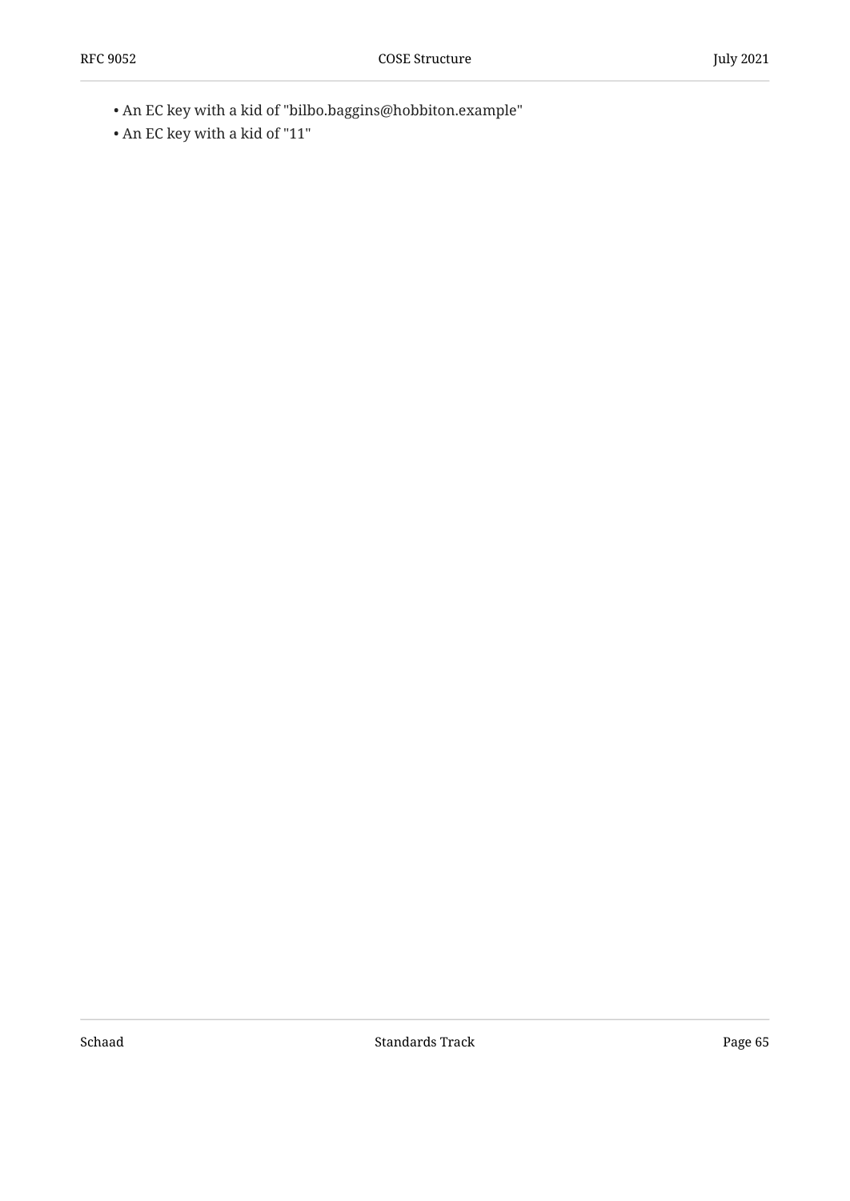- An EC key with a kid of "bilbo.baggins@hobbiton.example"
- An EC key with a kid of "11"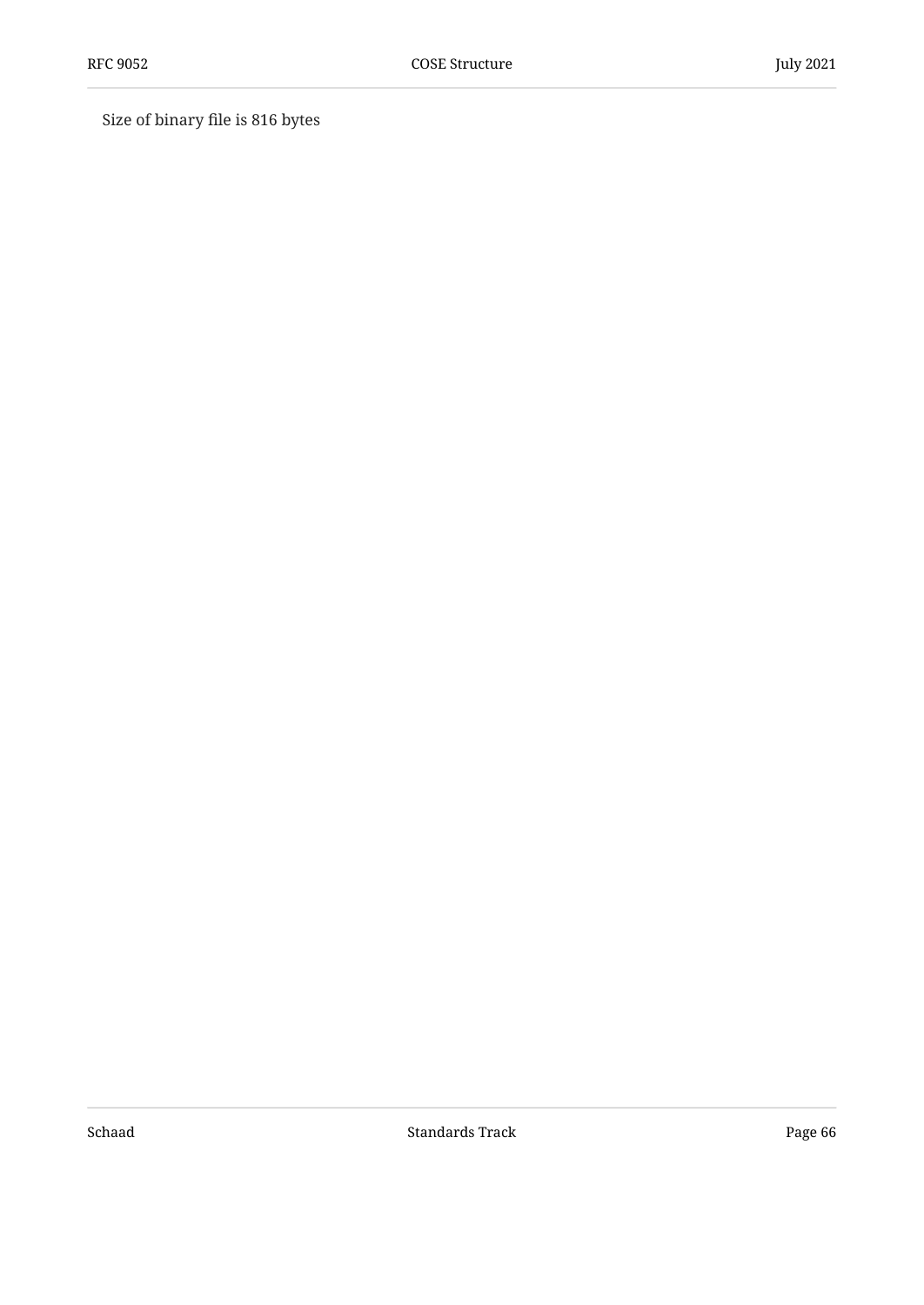Size of binary file is 816 bytes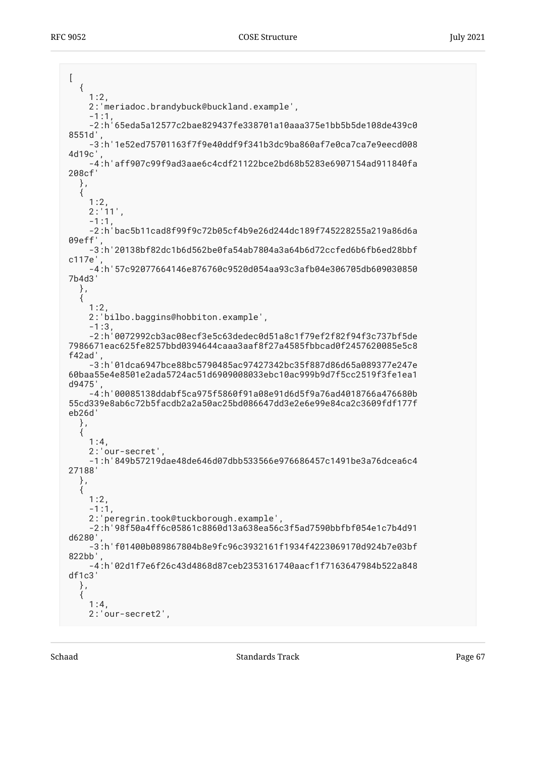```
[
  {
    1:2,
    2:'meriadoc.brandybuck@buckland.example',
    -1:1,
    -2:h'65eda5a12577c2bae829437fe338701a10aaa375e1bb5b5de108de439c0
8551d',
    -3:h'1e52ed75701163f7f9e40ddf9f341b3dc9ba860af7e0ca7ca7e9eecd008
4d19c',
    -4:h'aff907c99f9ad3aae6c4cdf21122bce2bd68b5283e6907154ad911840fa
208cf'
  },
  {
    1:2,
    2:'11',
    -1:1,
    -2:h'bac5b11cad8f99f9c72b05cf4b9e26d244dc189f745228255a219a86d6a
09eff',
    -3:h'20138bf82dc1b6d562be0fa54ab7804a3a64b6d72ccfed6b6fb6ed28bbf
c117e',
    -4:h'57c92077664146e876760c9520d054aa93c3afb04e306705db609030850
7b4d3'
  },
  {
    1:2,
    2:'bilbo.baggins@hobbiton.example',
    -1:3,
    -2:h'0072992cb3ac08ecf3e5c63dedec0d51a8c1f79ef2f82f94f3c737bf5de
7986671eac625fe8257bbd0394644caaa3aaf8f27a4585fbbcad0f2457620085e5c8
f42ad',
    -3:h'01dca6947bce88bc5790485ac97427342bc35f887d86d65a089377e247e
60baa55e4e8501e2ada5724ac51d6909008033ebc10ac999b9d7f5cc2519f3fe1ea1
d9475',
    -4:h'00085138ddabf5ca975f5860f91a08e91d6d5f9a76ad4018766a476680b
55cd339e8ab6c72b5facdb2a2a50ac25bd086647dd3e2e6e99e84ca2c3609fdf177f
eb26d'
  },
  {
    1:4,
    2:'our-secret',
    -1:h'849b57219dae48de646d07dbb533566e976686457c1491be3a76dcea6c4
27188'
  },
  {
    1:2,
    -1:1,
    2:'peregrin.took@tuckborough.example',
    -2:h'98f50a4ff6c05861c8860d13a638ea56c3f5ad7590bbfbf054e1c7b4d91
d6280',
    -3:h'f01400b089867804b8e9fc96c3932161f1934f4223069170d924b7e03bf
822bb',
    -4:h'02d1f7e6f26c43d4868d87ceb2353161740aacf1f7163647984b522a848
df1c3'
  },
  {
    1:4,
    2:'our-secret2',
```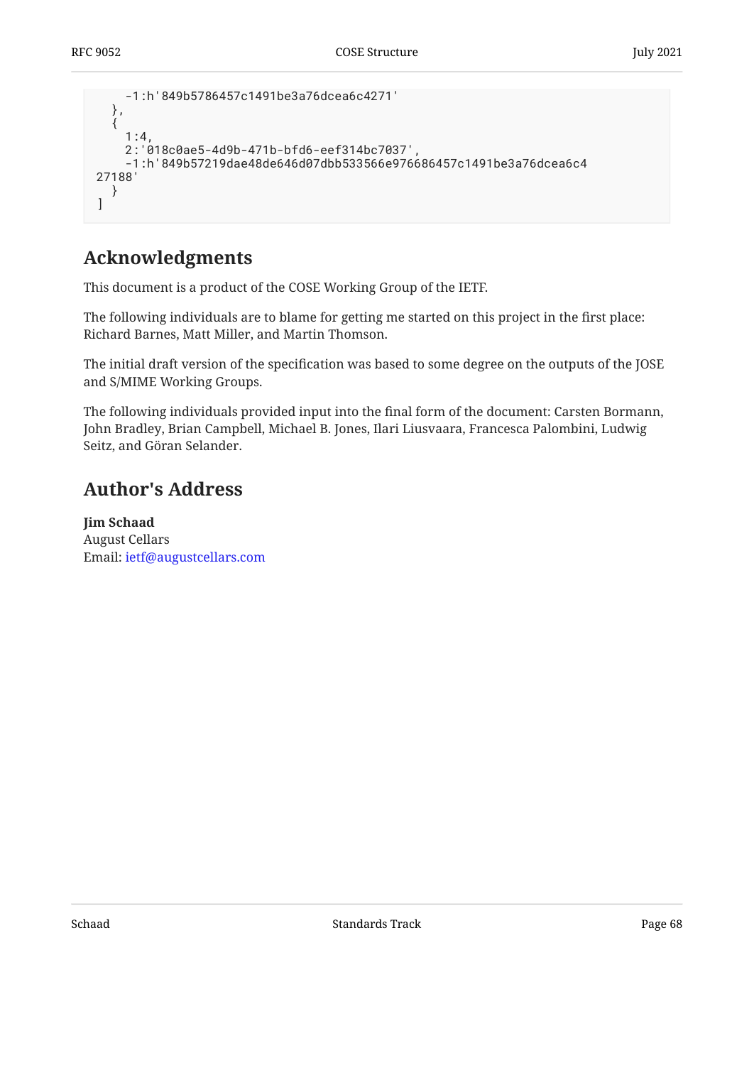```
      -1:h'849b5786457c1491be3a76dcea6c4271'
    },
    {
      1:4,
      2:'018c0ae5-4d9b-471b-bfd6-eef314bc7037',
      -1:h'849b57219dae48de646d07dbb533566e976686457c1491be3a76dcea6c4
27188'
    }
  ]
```

## Acknowledgments

This document is a product of the COSE Working Group of the IETF.

The following individuals are to blame for getting me started on this project in the first place: Richard Barnes, Matt Miller, and Martin Thomson.

The initial draft version of the specification was based to some degree on the outputs of the JOSE and S/MIME Working Groups.

The following individuals provided input into the final form of the document: Carsten Bormann, John Bradley, Brian Campbell, Michael B. Jones, Ilari Liusvaara, Francesca Palombini, Ludwig Seitz, and Göran Selander.

## Author's Address

**Jim Schaad**
August Cellars
Email: ietf@augustcellars.com